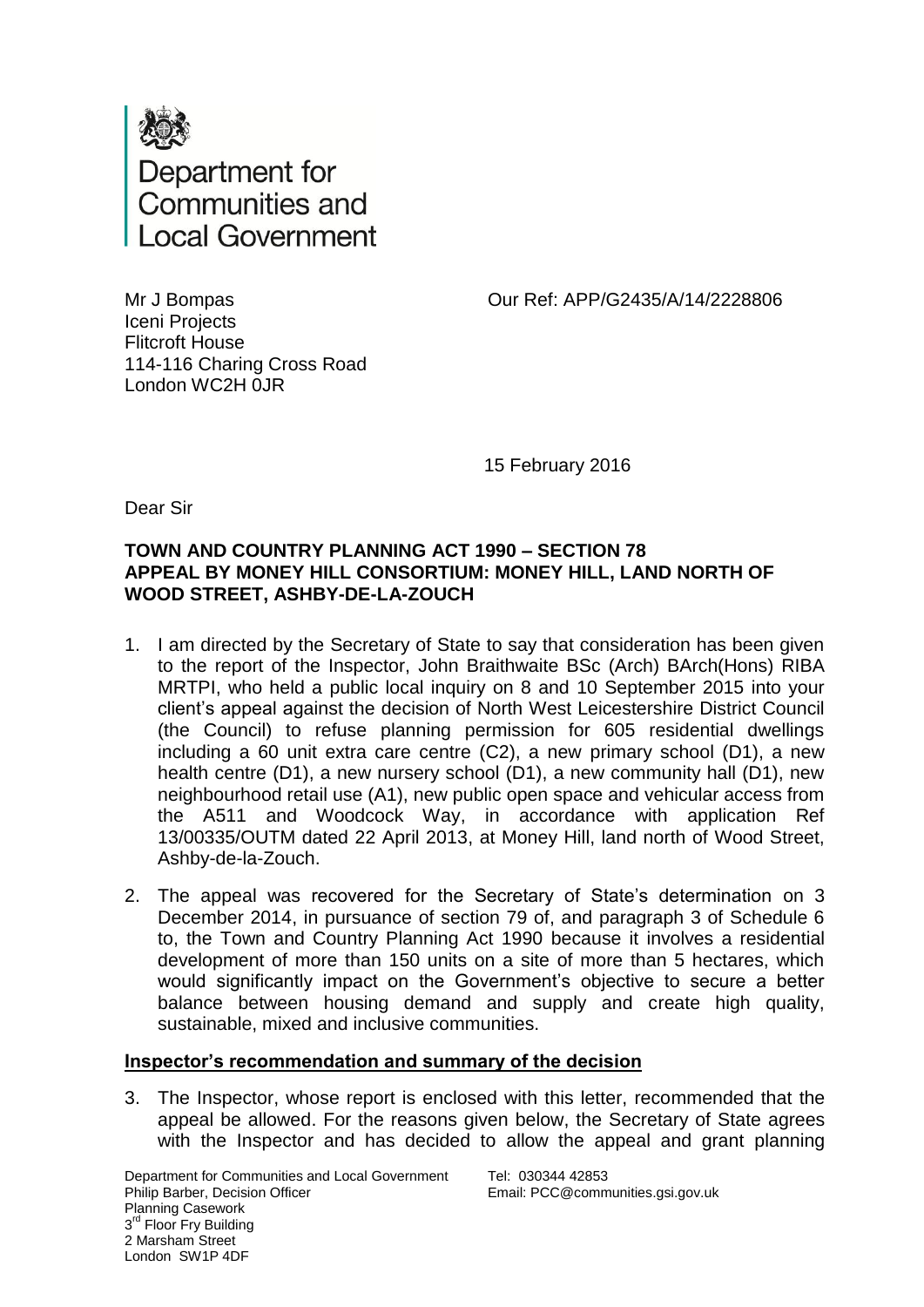Department for Communities and Local Government

Mr J Bompas
Iceni Projects
Flitcroft House
114-116 Charing Cross Road
London WC2H 0JR

Our Ref: APP/G2435/A/14/2228806

15 February 2016

Dear Sir

**TOWN AND COUNTRY PLANNING ACT 1990 – SECTION 78**
**APPEAL BY MONEY HILL CONSORTIUM: MONEY HILL, LAND NORTH OF WOOD STREET, ASHBY-DE-LA-ZOUCH**

1. I am directed by the Secretary of State to say that consideration has been given to the report of the Inspector, John Braithwaite BSc (Arch) BArch(Hons) RIBA MRTPI, who held a public local inquiry on 8 and 10 September 2015 into your client's appeal against the decision of North West Leicestershire District Council (the Council) to refuse planning permission for 605 residential dwellings including a 60 unit extra care centre (C2), a new primary school (D1), a new health centre (D1), a new nursery school (D1), a new community hall (D1), new neighbourhood retail use (A1), new public open space and vehicular access from the A511 and Woodcock Way, in accordance with application Ref 13/00335/OUTM dated 22 April 2013, at Money Hill, land north of Wood Street, Ashby-de-la-Zouch.

2. The appeal was recovered for the Secretary of State's determination on 3 December 2014, in pursuance of section 79 of, and paragraph 3 of Schedule 6 to, the Town and Country Planning Act 1990 because it involves a residential development of more than 150 units on a site of more than 5 hectares, which would significantly impact on the Government's objective to secure a better balance between housing demand and supply and create high quality, sustainable, mixed and inclusive communities.

**Inspector's recommendation and summary of the decision**

3. The Inspector, whose report is enclosed with this letter, recommended that the appeal be allowed. For the reasons given below, the Secretary of State agrees with the Inspector and has decided to allow the appeal and grant planning

Department for Communities and Local Government
Philip Barber, Decision Officer
Planning Casework
3rd Floor Fry Building
2 Marsham Street
London SW1P 4DF

Tel: 030344 42853
Email: PCC@communities.gsi.gov.uk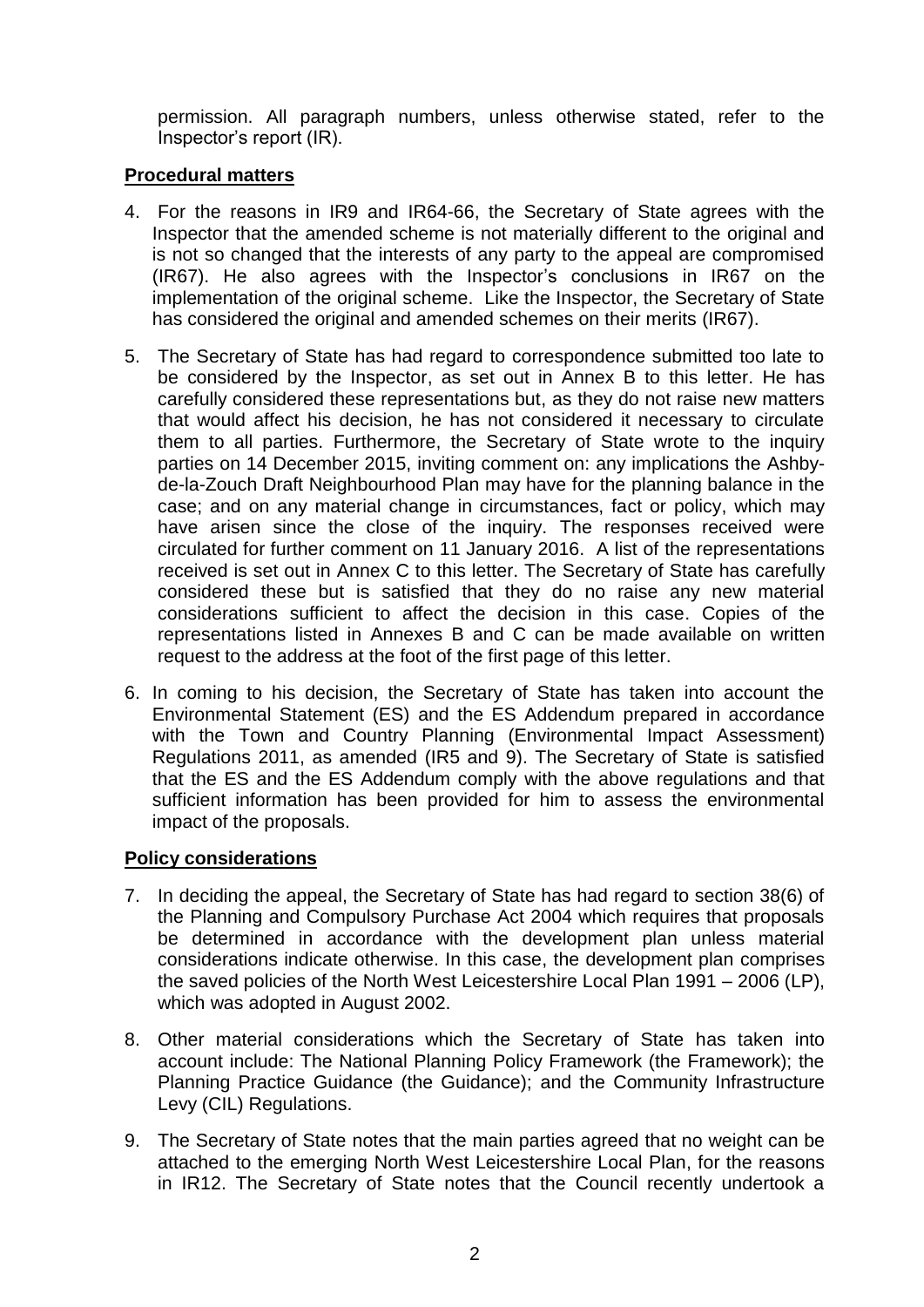permission. All paragraph numbers, unless otherwise stated, refer to the Inspector's report (IR).

**Procedural matters**

4. For the reasons in IR9 and IR64-66, the Secretary of State agrees with the Inspector that the amended scheme is not materially different to the original and is not so changed that the interests of any party to the appeal are compromised (IR67). He also agrees with the Inspector's conclusions in IR67 on the implementation of the original scheme. Like the Inspector, the Secretary of State has considered the original and amended schemes on their merits (IR67).

5. The Secretary of State has had regard to correspondence submitted too late to be considered by the Inspector, as set out in Annex B to this letter. He has carefully considered these representations but, as they do not raise new matters that would affect his decision, he has not considered it necessary to circulate them to all parties. Furthermore, the Secretary of State wrote to the inquiry parties on 14 December 2015, inviting comment on: any implications the Ashby-de-la-Zouch Draft Neighbourhood Plan may have for the planning balance in the case; and on any material change in circumstances, fact or policy, which may have arisen since the close of the inquiry. The responses received were circulated for further comment on 11 January 2016. A list of the representations received is set out in Annex C to this letter. The Secretary of State has carefully considered these but is satisfied that they do no raise any new material considerations sufficient to affect the decision in this case. Copies of the representations listed in Annexes B and C can be made available on written request to the address at the foot of the first page of this letter.

6. In coming to his decision, the Secretary of State has taken into account the Environmental Statement (ES) and the ES Addendum prepared in accordance with the Town and Country Planning (Environmental Impact Assessment) Regulations 2011, as amended (IR5 and 9). The Secretary of State is satisfied that the ES and the ES Addendum comply with the above regulations and that sufficient information has been provided for him to assess the environmental impact of the proposals.

**Policy considerations**

7. In deciding the appeal, the Secretary of State has had regard to section 38(6) of the Planning and Compulsory Purchase Act 2004 which requires that proposals be determined in accordance with the development plan unless material considerations indicate otherwise. In this case, the development plan comprises the saved policies of the North West Leicestershire Local Plan 1991 – 2006 (LP), which was adopted in August 2002.

8. Other material considerations which the Secretary of State has taken into account include: The National Planning Policy Framework (the Framework); the Planning Practice Guidance (the Guidance); and the Community Infrastructure Levy (CIL) Regulations.

9. The Secretary of State notes that the main parties agreed that no weight can be attached to the emerging North West Leicestershire Local Plan, for the reasons in IR12. The Secretary of State notes that the Council recently undertook a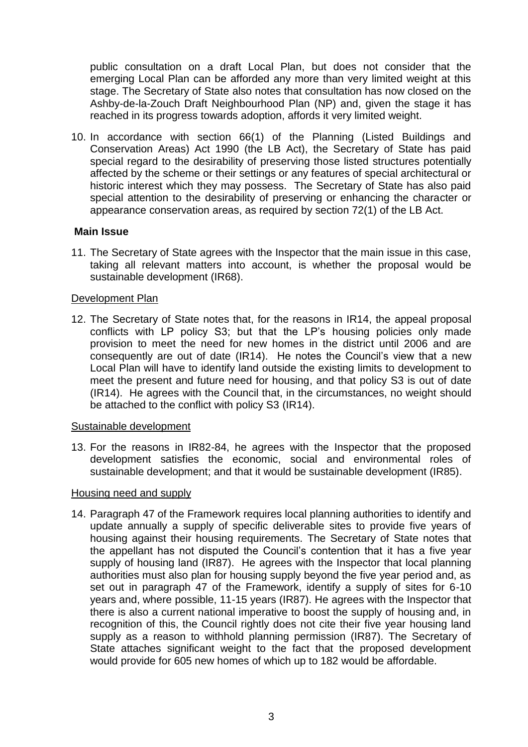public consultation on a draft Local Plan, but does not consider that the emerging Local Plan can be afforded any more than very limited weight at this stage. The Secretary of State also notes that consultation has now closed on the Ashby-de-la-Zouch Draft Neighbourhood Plan (NP) and, given the stage it has reached in its progress towards adoption, affords it very limited weight.

10. In accordance with section 66(1) of the Planning (Listed Buildings and Conservation Areas) Act 1990 (the LB Act), the Secretary of State has paid special regard to the desirability of preserving those listed structures potentially affected by the scheme or their settings or any features of special architectural or historic interest which they may possess. The Secretary of State has also paid special attention to the desirability of preserving or enhancing the character or appearance conservation areas, as required by section 72(1) of the LB Act.

**Main Issue**

11. The Secretary of State agrees with the Inspector that the main issue in this case, taking all relevant matters into account, is whether the proposal would be sustainable development (IR68).

Development Plan

12. The Secretary of State notes that, for the reasons in IR14, the appeal proposal conflicts with LP policy S3; but that the LP's housing policies only made provision to meet the need for new homes in the district until 2006 and are consequently are out of date (IR14). He notes the Council's view that a new Local Plan will have to identify land outside the existing limits to development to meet the present and future need for housing, and that policy S3 is out of date (IR14). He agrees with the Council that, in the circumstances, no weight should be attached to the conflict with policy S3 (IR14).

Sustainable development

13. For the reasons in IR82-84, he agrees with the Inspector that the proposed development satisfies the economic, social and environmental roles of sustainable development; and that it would be sustainable development (IR85).

Housing need and supply

14. Paragraph 47 of the Framework requires local planning authorities to identify and update annually a supply of specific deliverable sites to provide five years of housing against their housing requirements. The Secretary of State notes that the appellant has not disputed the Council's contention that it has a five year supply of housing land (IR87). He agrees with the Inspector that local planning authorities must also plan for housing supply beyond the five year period and, as set out in paragraph 47 of the Framework, identify a supply of sites for 6-10 years and, where possible, 11-15 years (IR87). He agrees with the Inspector that there is also a current national imperative to boost the supply of housing and, in recognition of this, the Council rightly does not cite their five year housing land supply as a reason to withhold planning permission (IR87). The Secretary of State attaches significant weight to the fact that the proposed development would provide for 605 new homes of which up to 182 would be affordable.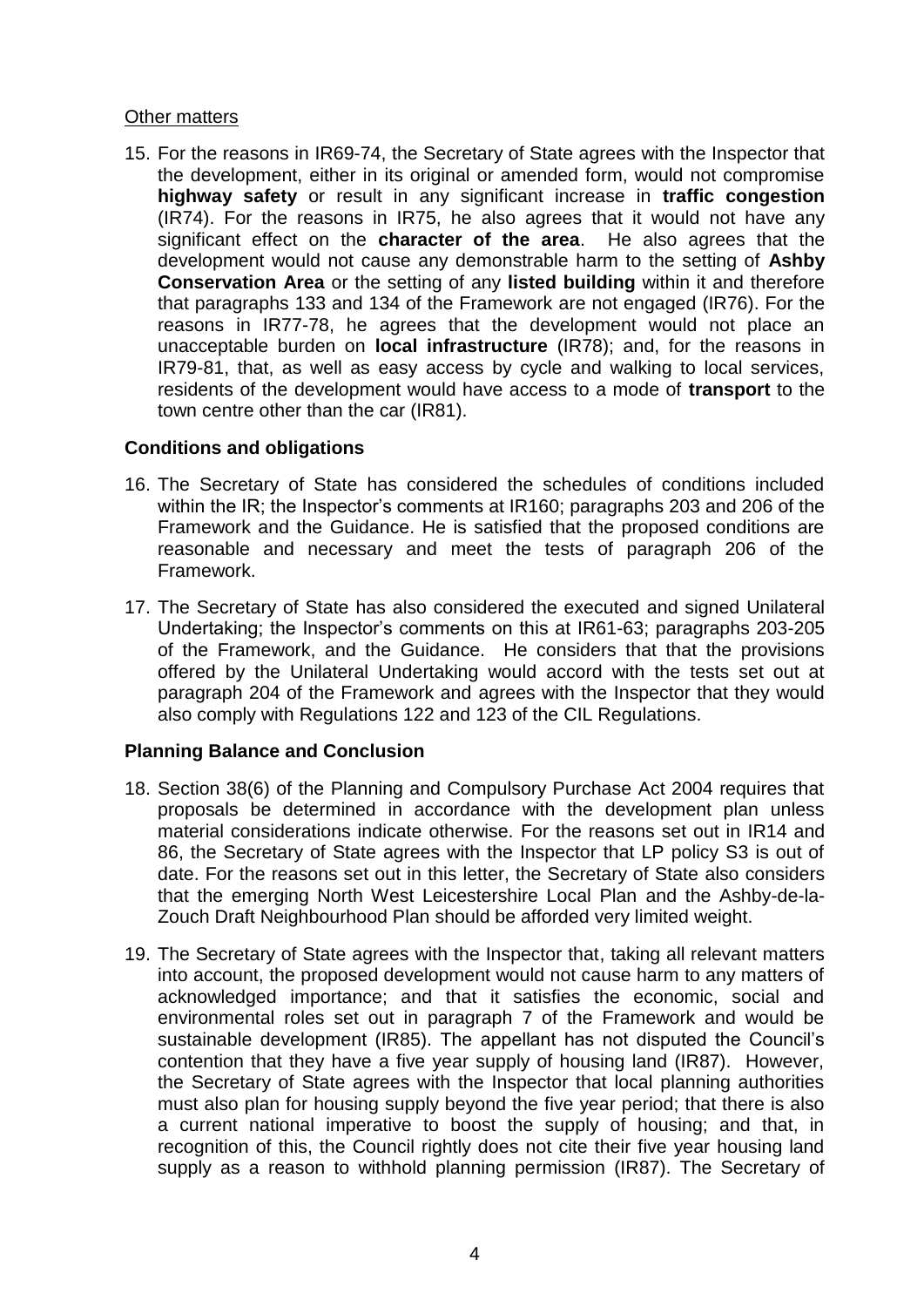Other matters

15. For the reasons in IR69-74, the Secretary of State agrees with the Inspector that the development, either in its original or amended form, would not compromise **highway safety** or result in any significant increase in **traffic congestion** (IR74). For the reasons in IR75, he also agrees that it would not have any significant effect on the **character of the area**. He also agrees that the development would not cause any demonstrable harm to the setting of **Ashby Conservation Area** or the setting of any **listed building** within it and therefore that paragraphs 133 and 134 of the Framework are not engaged (IR76). For the reasons in IR77-78, he agrees that the development would not place an unacceptable burden on **local infrastructure** (IR78); and, for the reasons in IR79-81, that, as well as easy access by cycle and walking to local services, residents of the development would have access to a mode of **transport** to the town centre other than the car (IR81).

### Conditions and obligations

16. The Secretary of State has considered the schedules of conditions included within the IR; the Inspector's comments at IR160; paragraphs 203 and 206 of the Framework and the Guidance. He is satisfied that the proposed conditions are reasonable and necessary and meet the tests of paragraph 206 of the Framework.

17. The Secretary of State has also considered the executed and signed Unilateral Undertaking; the Inspector's comments on this at IR61-63; paragraphs 203-205 of the Framework, and the Guidance. He considers that that the provisions offered by the Unilateral Undertaking would accord with the tests set out at paragraph 204 of the Framework and agrees with the Inspector that they would also comply with Regulations 122 and 123 of the CIL Regulations.

### Planning Balance and Conclusion

18. Section 38(6) of the Planning and Compulsory Purchase Act 2004 requires that proposals be determined in accordance with the development plan unless material considerations indicate otherwise. For the reasons set out in IR14 and 86, the Secretary of State agrees with the Inspector that LP policy S3 is out of date. For the reasons set out in this letter, the Secretary of State also considers that the emerging North West Leicestershire Local Plan and the Ashby-de-la-Zouch Draft Neighbourhood Plan should be afforded very limited weight.

19. The Secretary of State agrees with the Inspector that, taking all relevant matters into account, the proposed development would not cause harm to any matters of acknowledged importance; and that it satisfies the economic, social and environmental roles set out in paragraph 7 of the Framework and would be sustainable development (IR85). The appellant has not disputed the Council's contention that they have a five year supply of housing land (IR87). However, the Secretary of State agrees with the Inspector that local planning authorities must also plan for housing supply beyond the five year period; that there is also a current national imperative to boost the supply of housing; and that, in recognition of this, the Council rightly does not cite their five year housing land supply as a reason to withhold planning permission (IR87). The Secretary of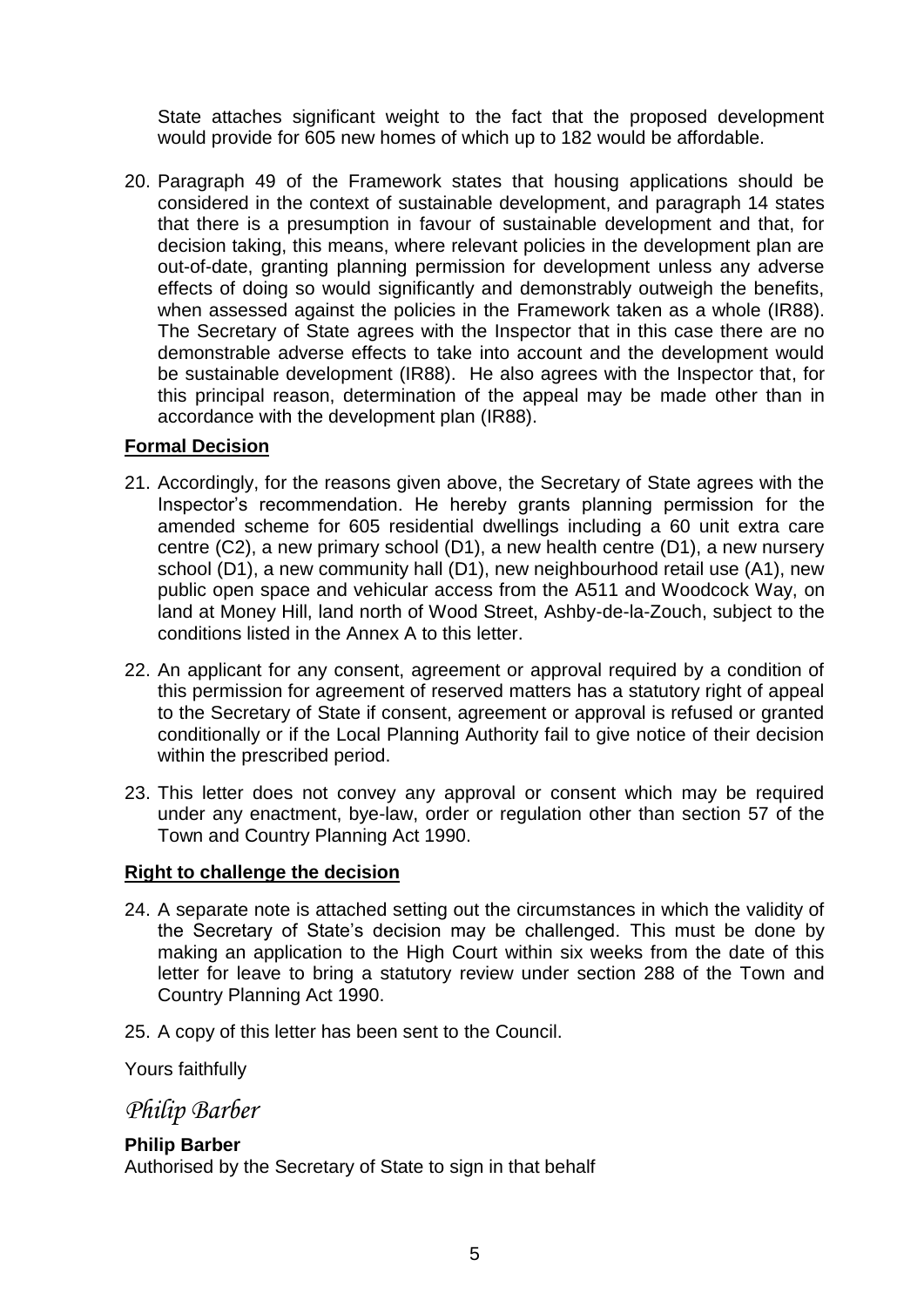State attaches significant weight to the fact that the proposed development would provide for 605 new homes of which up to 182 would be affordable.

20. Paragraph 49 of the Framework states that housing applications should be considered in the context of sustainable development, and paragraph 14 states that there is a presumption in favour of sustainable development and that, for decision taking, this means, where relevant policies in the development plan are out-of-date, granting planning permission for development unless any adverse effects of doing so would significantly and demonstrably outweigh the benefits, when assessed against the policies in the Framework taken as a whole (IR88). The Secretary of State agrees with the Inspector that in this case there are no demonstrable adverse effects to take into account and the development would be sustainable development (IR88). He also agrees with the Inspector that, for this principal reason, determination of the appeal may be made other than in accordance with the development plan (IR88).

## Formal Decision

21. Accordingly, for the reasons given above, the Secretary of State agrees with the Inspector's recommendation. He hereby grants planning permission for the amended scheme for 605 residential dwellings including a 60 unit extra care centre (C2), a new primary school (D1), a new health centre (D1), a new nursery school (D1), a new community hall (D1), new neighbourhood retail use (A1), new public open space and vehicular access from the A511 and Woodcock Way, on land at Money Hill, land north of Wood Street, Ashby-de-la-Zouch, subject to the conditions listed in the Annex A to this letter.

22. An applicant for any consent, agreement or approval required by a condition of this permission for agreement of reserved matters has a statutory right of appeal to the Secretary of State if consent, agreement or approval is refused or granted conditionally or if the Local Planning Authority fail to give notice of their decision within the prescribed period.

23. This letter does not convey any approval or consent which may be required under any enactment, bye-law, order or regulation other than section 57 of the Town and Country Planning Act 1990.

## Right to challenge the decision

24. A separate note is attached setting out the circumstances in which the validity of the Secretary of State's decision may be challenged. This must be done by making an application to the High Court within six weeks from the date of this letter for leave to bring a statutory review under section 288 of the Town and Country Planning Act 1990.

25. A copy of this letter has been sent to the Council.

Yours faithfully

*Philip Barber*

**Philip Barber**
Authorised by the Secretary of State to sign in that behalf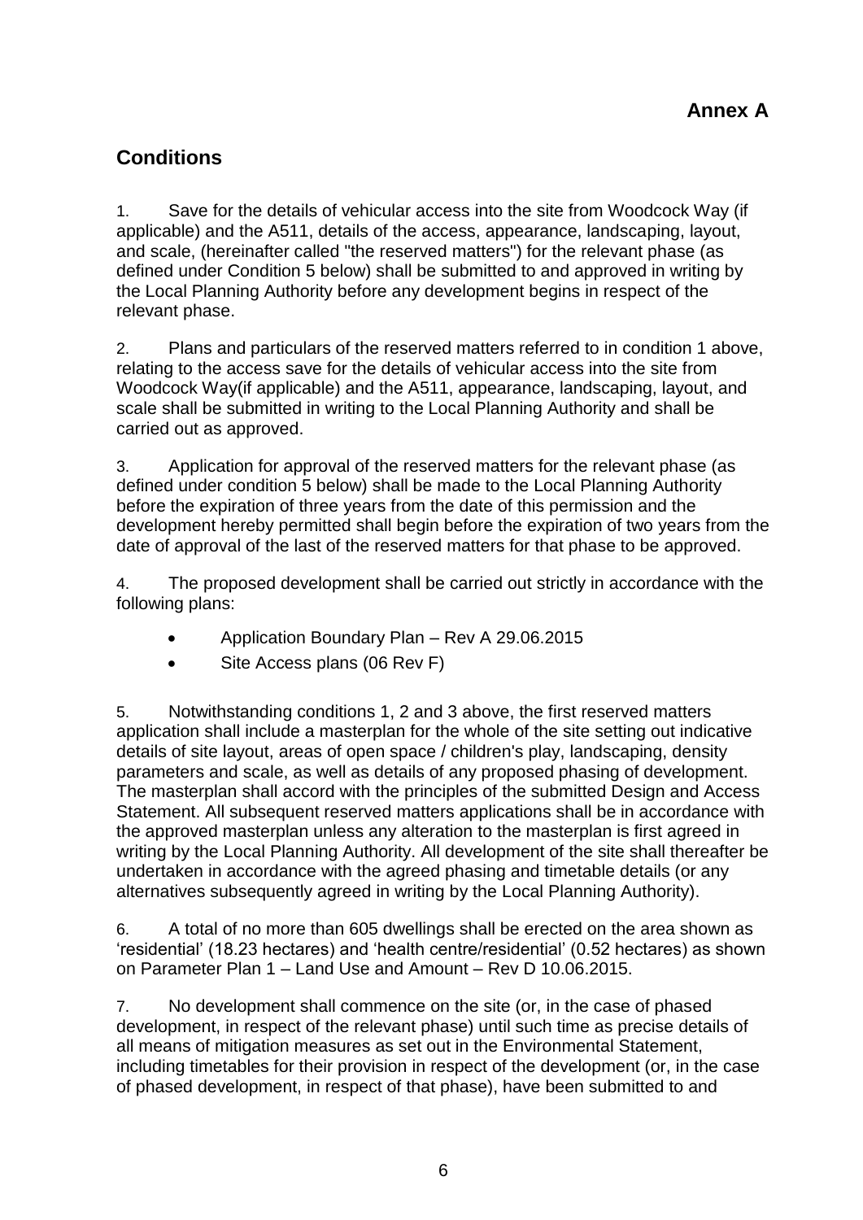# Annex A

## Conditions

1. Save for the details of vehicular access into the site from Woodcock Way (if applicable) and the A511, details of the access, appearance, landscaping, layout, and scale, (hereinafter called "the reserved matters") for the relevant phase (as defined under Condition 5 below) shall be submitted to and approved in writing by the Local Planning Authority before any development begins in respect of the relevant phase.

2. Plans and particulars of the reserved matters referred to in condition 1 above, relating to the access save for the details of vehicular access into the site from Woodcock Way(if applicable) and the A511, appearance, landscaping, layout, and scale shall be submitted in writing to the Local Planning Authority and shall be carried out as approved.

3. Application for approval of the reserved matters for the relevant phase (as defined under condition 5 below) shall be made to the Local Planning Authority before the expiration of three years from the date of this permission and the development hereby permitted shall begin before the expiration of two years from the date of approval of the last of the reserved matters for that phase to be approved.

4. The proposed development shall be carried out strictly in accordance with the following plans:

- Application Boundary Plan – Rev A 29.06.2015
- Site Access plans (06 Rev F)

5. Notwithstanding conditions 1, 2 and 3 above, the first reserved matters application shall include a masterplan for the whole of the site setting out indicative details of site layout, areas of open space / children's play, landscaping, density parameters and scale, as well as details of any proposed phasing of development. The masterplan shall accord with the principles of the submitted Design and Access Statement. All subsequent reserved matters applications shall be in accordance with the approved masterplan unless any alteration to the masterplan is first agreed in writing by the Local Planning Authority. All development of the site shall thereafter be undertaken in accordance with the agreed phasing and timetable details (or any alternatives subsequently agreed in writing by the Local Planning Authority).

6. A total of no more than 605 dwellings shall be erected on the area shown as 'residential' (18.23 hectares) and 'health centre/residential' (0.52 hectares) as shown on Parameter Plan 1 – Land Use and Amount – Rev D 10.06.2015.

7. No development shall commence on the site (or, in the case of phased development, in respect of the relevant phase) until such time as precise details of all means of mitigation measures as set out in the Environmental Statement, including timetables for their provision in respect of the development (or, in the case of phased development, in respect of that phase), have been submitted to and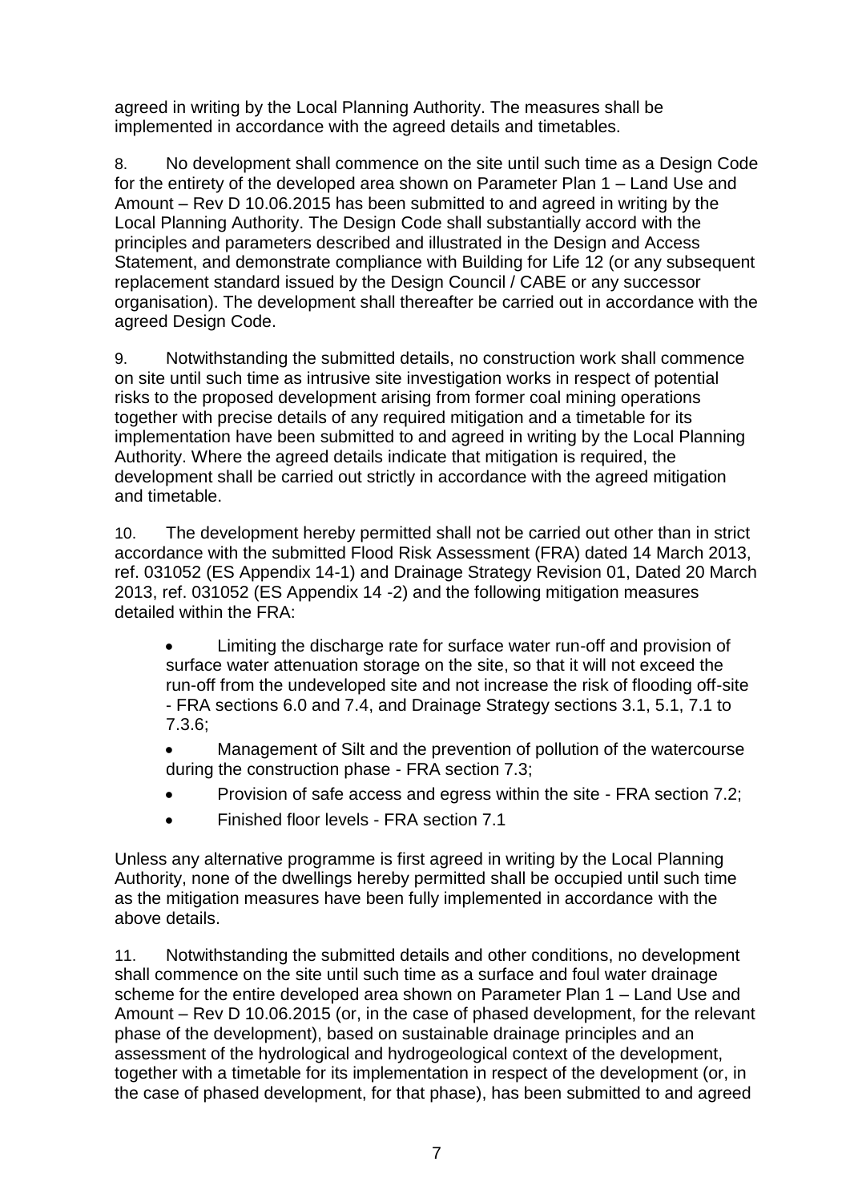agreed in writing by the Local Planning Authority. The measures shall be implemented in accordance with the agreed details and timetables.

8. No development shall commence on the site until such time as a Design Code for the entirety of the developed area shown on Parameter Plan 1 – Land Use and Amount – Rev D 10.06.2015 has been submitted to and agreed in writing by the Local Planning Authority. The Design Code shall substantially accord with the principles and parameters described and illustrated in the Design and Access Statement, and demonstrate compliance with Building for Life 12 (or any subsequent replacement standard issued by the Design Council / CABE or any successor organisation). The development shall thereafter be carried out in accordance with the agreed Design Code.

9. Notwithstanding the submitted details, no construction work shall commence on site until such time as intrusive site investigation works in respect of potential risks to the proposed development arising from former coal mining operations together with precise details of any required mitigation and a timetable for its implementation have been submitted to and agreed in writing by the Local Planning Authority. Where the agreed details indicate that mitigation is required, the development shall be carried out strictly in accordance with the agreed mitigation and timetable.

10. The development hereby permitted shall not be carried out other than in strict accordance with the submitted Flood Risk Assessment (FRA) dated 14 March 2013, ref. 031052 (ES Appendix 14-1) and Drainage Strategy Revision 01, Dated 20 March 2013, ref. 031052 (ES Appendix 14 -2) and the following mitigation measures detailed within the FRA:

- Limiting the discharge rate for surface water run-off and provision of surface water attenuation storage on the site, so that it will not exceed the run-off from the undeveloped site and not increase the risk of flooding off-site - FRA sections 6.0 and 7.4, and Drainage Strategy sections 3.1, 5.1, 7.1 to 7.3.6;
- Management of Silt and the prevention of pollution of the watercourse during the construction phase - FRA section 7.3;
- Provision of safe access and egress within the site - FRA section 7.2;
- Finished floor levels - FRA section 7.1

Unless any alternative programme is first agreed in writing by the Local Planning Authority, none of the dwellings hereby permitted shall be occupied until such time as the mitigation measures have been fully implemented in accordance with the above details.

11. Notwithstanding the submitted details and other conditions, no development shall commence on the site until such time as a surface and foul water drainage scheme for the entire developed area shown on Parameter Plan 1 – Land Use and Amount – Rev D 10.06.2015 (or, in the case of phased development, for the relevant phase of the development), based on sustainable drainage principles and an assessment of the hydrological and hydrogeological context of the development, together with a timetable for its implementation in respect of the development (or, in the case of phased development, for that phase), has been submitted to and agreed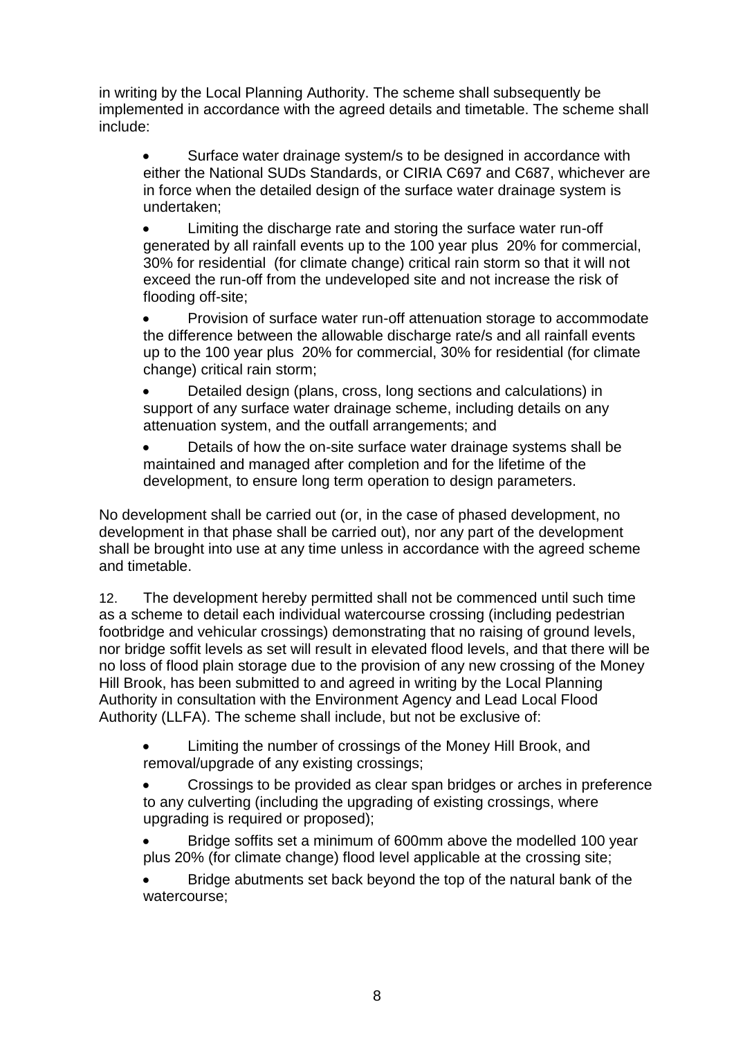in writing by the Local Planning Authority. The scheme shall subsequently be implemented in accordance with the agreed details and timetable. The scheme shall include:

- Surface water drainage system/s to be designed in accordance with either the National SUDs Standards, or CIRIA C697 and C687, whichever are in force when the detailed design of the surface water drainage system is undertaken;
- Limiting the discharge rate and storing the surface water run-off generated by all rainfall events up to the 100 year plus 20% for commercial, 30% for residential (for climate change) critical rain storm so that it will not exceed the run-off from the undeveloped site and not increase the risk of flooding off-site;
- Provision of surface water run-off attenuation storage to accommodate the difference between the allowable discharge rate/s and all rainfall events up to the 100 year plus 20% for commercial, 30% for residential (for climate change) critical rain storm;
- Detailed design (plans, cross, long sections and calculations) in support of any surface water drainage scheme, including details on any attenuation system, and the outfall arrangements; and
- Details of how the on-site surface water drainage systems shall be maintained and managed after completion and for the lifetime of the development, to ensure long term operation to design parameters.

No development shall be carried out (or, in the case of phased development, no development in that phase shall be carried out), nor any part of the development shall be brought into use at any time unless in accordance with the agreed scheme and timetable.

12. The development hereby permitted shall not be commenced until such time as a scheme to detail each individual watercourse crossing (including pedestrian footbridge and vehicular crossings) demonstrating that no raising of ground levels, nor bridge soffit levels as set will result in elevated flood levels, and that there will be no loss of flood plain storage due to the provision of any new crossing of the Money Hill Brook, has been submitted to and agreed in writing by the Local Planning Authority in consultation with the Environment Agency and Lead Local Flood Authority (LLFA). The scheme shall include, but not be exclusive of:

- Limiting the number of crossings of the Money Hill Brook, and removal/upgrade of any existing crossings;
- Crossings to be provided as clear span bridges or arches in preference to any culverting (including the upgrading of existing crossings, where upgrading is required or proposed);
- Bridge soffits set a minimum of 600mm above the modelled 100 year plus 20% (for climate change) flood level applicable at the crossing site;
- Bridge abutments set back beyond the top of the natural bank of the watercourse;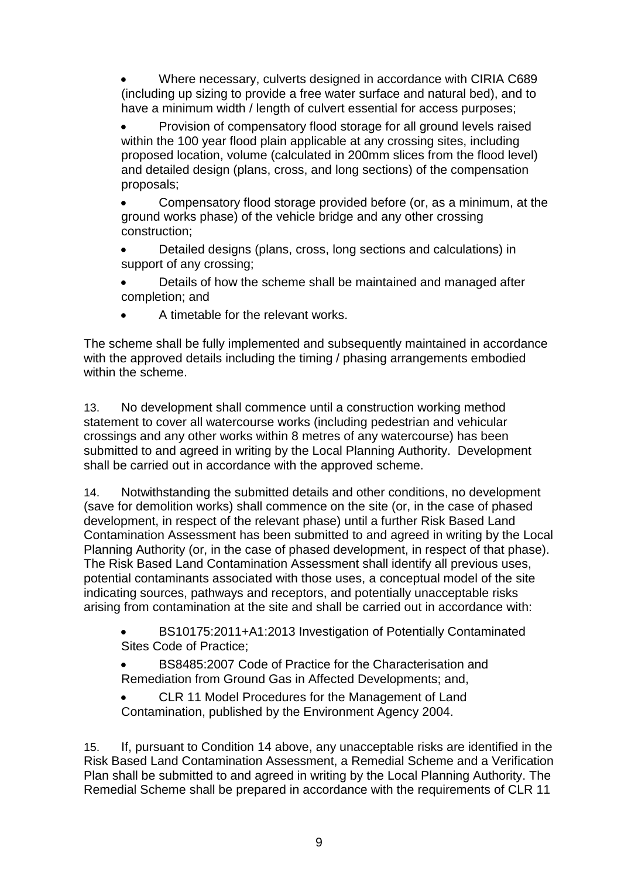- Where necessary, culverts designed in accordance with CIRIA C689 (including up sizing to provide a free water surface and natural bed), and to have a minimum width / length of culvert essential for access purposes;
- Provision of compensatory flood storage for all ground levels raised within the 100 year flood plain applicable at any crossing sites, including proposed location, volume (calculated in 200mm slices from the flood level) and detailed design (plans, cross, and long sections) of the compensation proposals;
- Compensatory flood storage provided before (or, as a minimum, at the ground works phase) of the vehicle bridge and any other crossing construction;
- Detailed designs (plans, cross, long sections and calculations) in support of any crossing;
- Details of how the scheme shall be maintained and managed after completion; and
- A timetable for the relevant works.

The scheme shall be fully implemented and subsequently maintained in accordance with the approved details including the timing / phasing arrangements embodied within the scheme.

13. No development shall commence until a construction working method statement to cover all watercourse works (including pedestrian and vehicular crossings and any other works within 8 metres of any watercourse) has been submitted to and agreed in writing by the Local Planning Authority. Development shall be carried out in accordance with the approved scheme.

14. Notwithstanding the submitted details and other conditions, no development (save for demolition works) shall commence on the site (or, in the case of phased development, in respect of the relevant phase) until a further Risk Based Land Contamination Assessment has been submitted to and agreed in writing by the Local Planning Authority (or, in the case of phased development, in respect of that phase). The Risk Based Land Contamination Assessment shall identify all previous uses, potential contaminants associated with those uses, a conceptual model of the site indicating sources, pathways and receptors, and potentially unacceptable risks arising from contamination at the site and shall be carried out in accordance with:

- BS10175:2011+A1:2013 Investigation of Potentially Contaminated Sites Code of Practice;
- BS8485:2007 Code of Practice for the Characterisation and Remediation from Ground Gas in Affected Developments; and,
- CLR 11 Model Procedures for the Management of Land Contamination, published by the Environment Agency 2004.

15. If, pursuant to Condition 14 above, any unacceptable risks are identified in the Risk Based Land Contamination Assessment, a Remedial Scheme and a Verification Plan shall be submitted to and agreed in writing by the Local Planning Authority. The Remedial Scheme shall be prepared in accordance with the requirements of CLR 11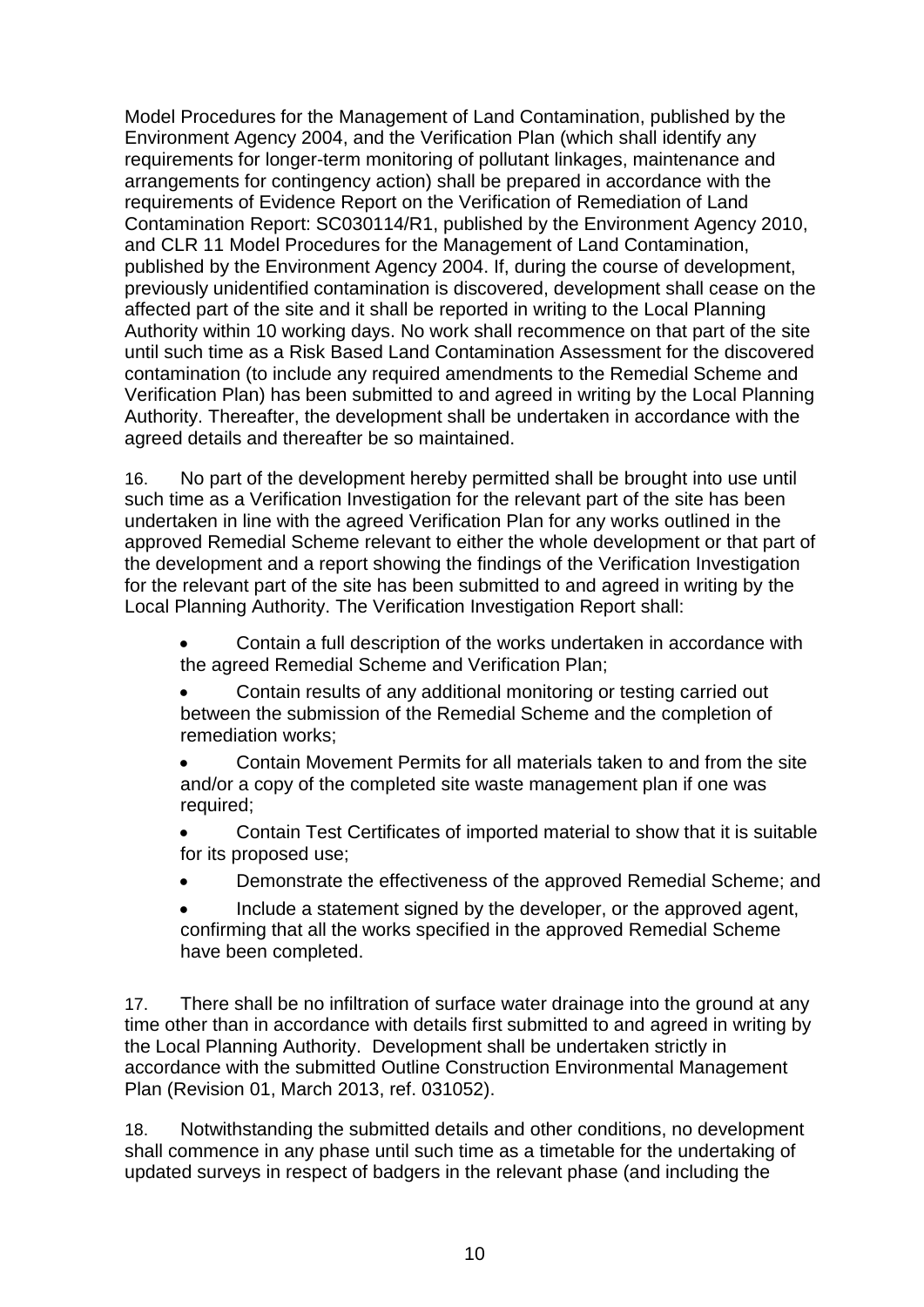Model Procedures for the Management of Land Contamination, published by the Environment Agency 2004, and the Verification Plan (which shall identify any requirements for longer-term monitoring of pollutant linkages, maintenance and arrangements for contingency action) shall be prepared in accordance with the requirements of Evidence Report on the Verification of Remediation of Land Contamination Report: SC030114/R1, published by the Environment Agency 2010, and CLR 11 Model Procedures for the Management of Land Contamination, published by the Environment Agency 2004. If, during the course of development, previously unidentified contamination is discovered, development shall cease on the affected part of the site and it shall be reported in writing to the Local Planning Authority within 10 working days. No work shall recommence on that part of the site until such time as a Risk Based Land Contamination Assessment for the discovered contamination (to include any required amendments to the Remedial Scheme and Verification Plan) has been submitted to and agreed in writing by the Local Planning Authority. Thereafter, the development shall be undertaken in accordance with the agreed details and thereafter be so maintained.

16. No part of the development hereby permitted shall be brought into use until such time as a Verification Investigation for the relevant part of the site has been undertaken in line with the agreed Verification Plan for any works outlined in the approved Remedial Scheme relevant to either the whole development or that part of the development and a report showing the findings of the Verification Investigation for the relevant part of the site has been submitted to and agreed in writing by the Local Planning Authority. The Verification Investigation Report shall:

- Contain a full description of the works undertaken in accordance with the agreed Remedial Scheme and Verification Plan;
- Contain results of any additional monitoring or testing carried out between the submission of the Remedial Scheme and the completion of remediation works;
- Contain Movement Permits for all materials taken to and from the site and/or a copy of the completed site waste management plan if one was required;
- Contain Test Certificates of imported material to show that it is suitable for its proposed use;
- Demonstrate the effectiveness of the approved Remedial Scheme; and
- Include a statement signed by the developer, or the approved agent, confirming that all the works specified in the approved Remedial Scheme have been completed.

17. There shall be no infiltration of surface water drainage into the ground at any time other than in accordance with details first submitted to and agreed in writing by the Local Planning Authority. Development shall be undertaken strictly in accordance with the submitted Outline Construction Environmental Management Plan (Revision 01, March 2013, ref. 031052).

18. Notwithstanding the submitted details and other conditions, no development shall commence in any phase until such time as a timetable for the undertaking of updated surveys in respect of badgers in the relevant phase (and including the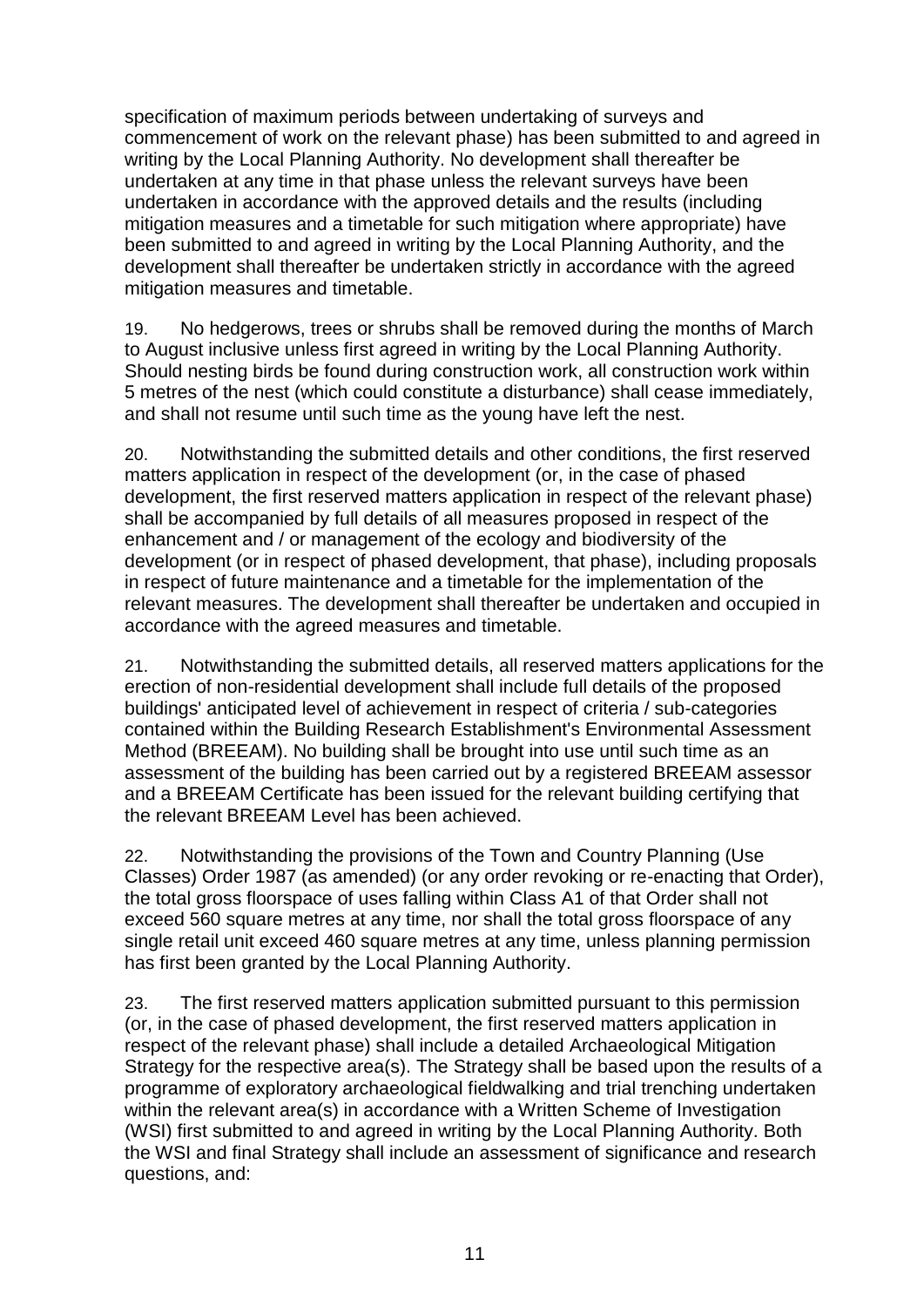specification of maximum periods between undertaking of surveys and commencement of work on the relevant phase) has been submitted to and agreed in writing by the Local Planning Authority. No development shall thereafter be undertaken at any time in that phase unless the relevant surveys have been undertaken in accordance with the approved details and the results (including mitigation measures and a timetable for such mitigation where appropriate) have been submitted to and agreed in writing by the Local Planning Authority, and the development shall thereafter be undertaken strictly in accordance with the agreed mitigation measures and timetable.

19. No hedgerows, trees or shrubs shall be removed during the months of March to August inclusive unless first agreed in writing by the Local Planning Authority. Should nesting birds be found during construction work, all construction work within 5 metres of the nest (which could constitute a disturbance) shall cease immediately, and shall not resume until such time as the young have left the nest.

20. Notwithstanding the submitted details and other conditions, the first reserved matters application in respect of the development (or, in the case of phased development, the first reserved matters application in respect of the relevant phase) shall be accompanied by full details of all measures proposed in respect of the enhancement and / or management of the ecology and biodiversity of the development (or in respect of phased development, that phase), including proposals in respect of future maintenance and a timetable for the implementation of the relevant measures. The development shall thereafter be undertaken and occupied in accordance with the agreed measures and timetable.

21. Notwithstanding the submitted details, all reserved matters applications for the erection of non-residential development shall include full details of the proposed buildings' anticipated level of achievement in respect of criteria / sub-categories contained within the Building Research Establishment's Environmental Assessment Method (BREEAM). No building shall be brought into use until such time as an assessment of the building has been carried out by a registered BREEAM assessor and a BREEAM Certificate has been issued for the relevant building certifying that the relevant BREEAM Level has been achieved.

22. Notwithstanding the provisions of the Town and Country Planning (Use Classes) Order 1987 (as amended) (or any order revoking or re-enacting that Order), the total gross floorspace of uses falling within Class A1 of that Order shall not exceed 560 square metres at any time, nor shall the total gross floorspace of any single retail unit exceed 460 square metres at any time, unless planning permission has first been granted by the Local Planning Authority.

23. The first reserved matters application submitted pursuant to this permission (or, in the case of phased development, the first reserved matters application in respect of the relevant phase) shall include a detailed Archaeological Mitigation Strategy for the respective area(s). The Strategy shall be based upon the results of a programme of exploratory archaeological fieldwalking and trial trenching undertaken within the relevant area(s) in accordance with a Written Scheme of Investigation (WSI) first submitted to and agreed in writing by the Local Planning Authority. Both the WSI and final Strategy shall include an assessment of significance and research questions, and: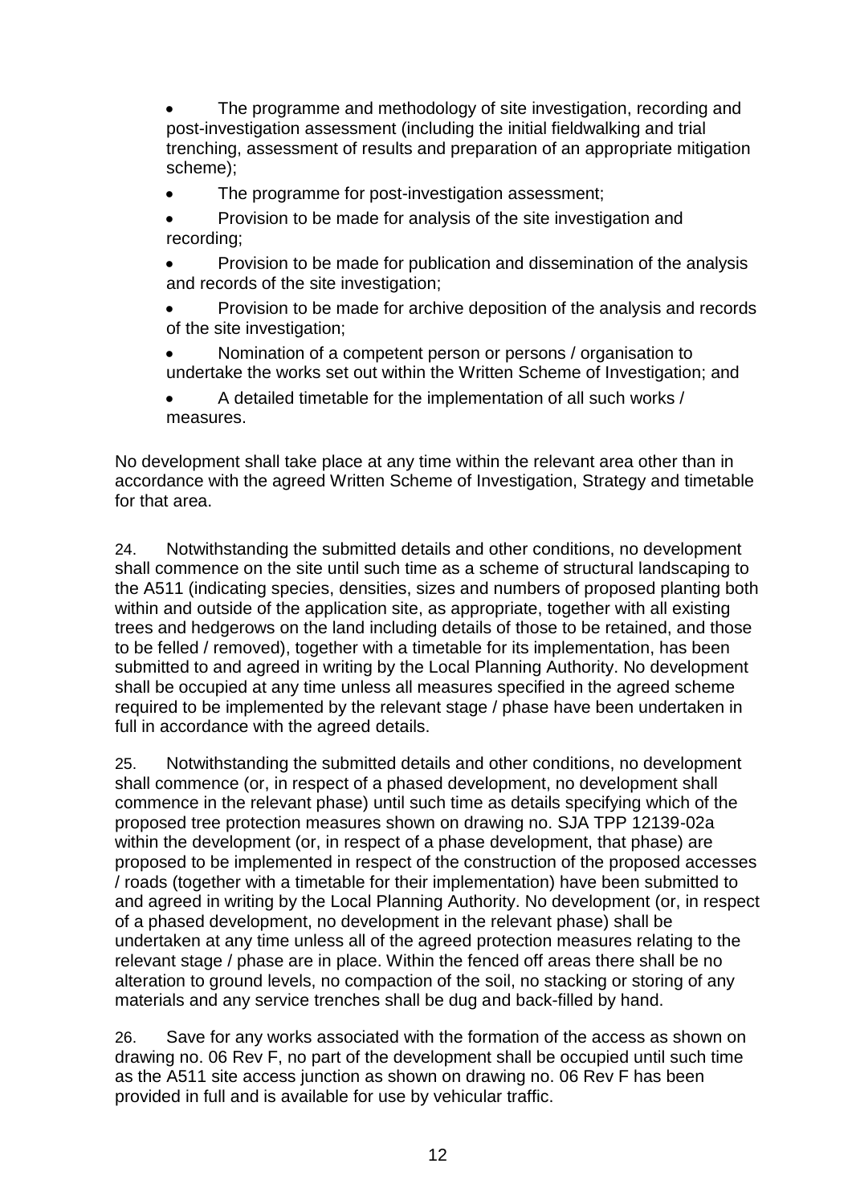- The programme and methodology of site investigation, recording and post-investigation assessment (including the initial fieldwalking and trial trenching, assessment of results and preparation of an appropriate mitigation scheme);
- The programme for post-investigation assessment;
- Provision to be made for analysis of the site investigation and recording;
- Provision to be made for publication and dissemination of the analysis and records of the site investigation;
- Provision to be made for archive deposition of the analysis and records of the site investigation;
- Nomination of a competent person or persons / organisation to undertake the works set out within the Written Scheme of Investigation; and
- A detailed timetable for the implementation of all such works / measures.

No development shall take place at any time within the relevant area other than in accordance with the agreed Written Scheme of Investigation, Strategy and timetable for that area.

24. Notwithstanding the submitted details and other conditions, no development shall commence on the site until such time as a scheme of structural landscaping to the A511 (indicating species, densities, sizes and numbers of proposed planting both within and outside of the application site, as appropriate, together with all existing trees and hedgerows on the land including details of those to be retained, and those to be felled / removed), together with a timetable for its implementation, has been submitted to and agreed in writing by the Local Planning Authority. No development shall be occupied at any time unless all measures specified in the agreed scheme required to be implemented by the relevant stage / phase have been undertaken in full in accordance with the agreed details.

25. Notwithstanding the submitted details and other conditions, no development shall commence (or, in respect of a phased development, no development shall commence in the relevant phase) until such time as details specifying which of the proposed tree protection measures shown on drawing no. SJA TPP 12139-02a within the development (or, in respect of a phase development, that phase) are proposed to be implemented in respect of the construction of the proposed accesses / roads (together with a timetable for their implementation) have been submitted to and agreed in writing by the Local Planning Authority. No development (or, in respect of a phased development, no development in the relevant phase) shall be undertaken at any time unless all of the agreed protection measures relating to the relevant stage / phase are in place. Within the fenced off areas there shall be no alteration to ground levels, no compaction of the soil, no stacking or storing of any materials and any service trenches shall be dug and back-filled by hand.

26. Save for any works associated with the formation of the access as shown on drawing no. 06 Rev F, no part of the development shall be occupied until such time as the A511 site access junction as shown on drawing no. 06 Rev F has been provided in full and is available for use by vehicular traffic.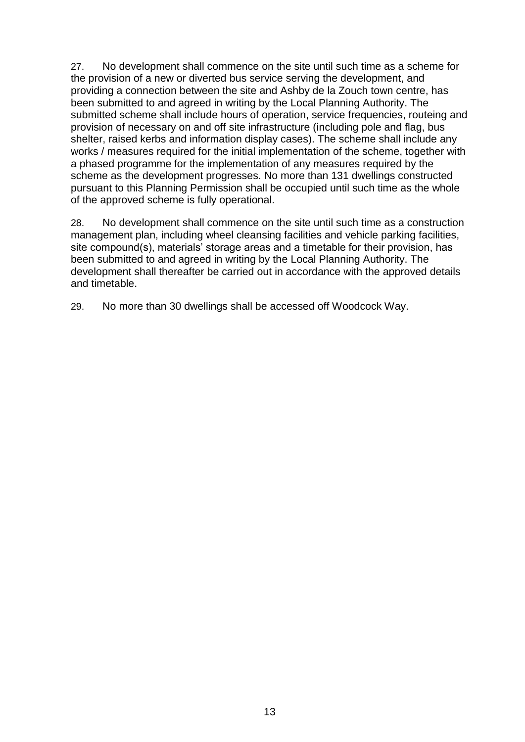27. No development shall commence on the site until such time as a scheme for the provision of a new or diverted bus service serving the development, and providing a connection between the site and Ashby de la Zouch town centre, has been submitted to and agreed in writing by the Local Planning Authority. The submitted scheme shall include hours of operation, service frequencies, routeing and provision of necessary on and off site infrastructure (including pole and flag, bus shelter, raised kerbs and information display cases). The scheme shall include any works / measures required for the initial implementation of the scheme, together with a phased programme for the implementation of any measures required by the scheme as the development progresses. No more than 131 dwellings constructed pursuant to this Planning Permission shall be occupied until such time as the whole of the approved scheme is fully operational.

28. No development shall commence on the site until such time as a construction management plan, including wheel cleansing facilities and vehicle parking facilities, site compound(s), materials' storage areas and a timetable for their provision, has been submitted to and agreed in writing by the Local Planning Authority. The development shall thereafter be carried out in accordance with the approved details and timetable.

29. No more than 30 dwellings shall be accessed off Woodcock Way.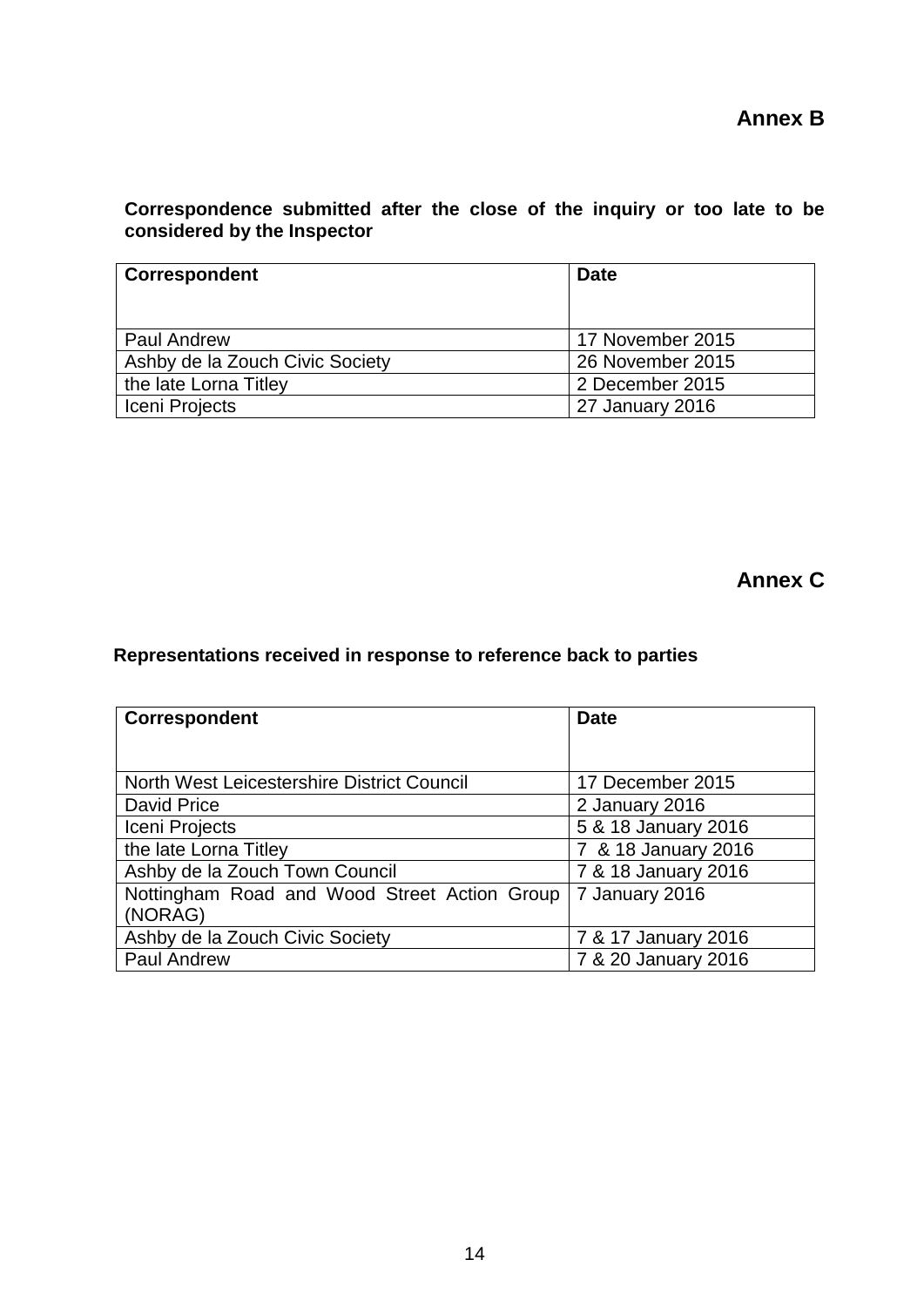## Annex B

**Correspondence submitted after the close of the inquiry or too late to be considered by the Inspector**

| Correspondent | Date |
| --- | --- |
| Paul Andrew | 17 November 2015 |
| Ashby de la Zouch Civic Society | 26 November 2015 |
| the late Lorna Titley | 2 December 2015 |
| Iceni Projects | 27 January 2016 |

## Annex C

**Representations received in response to reference back to parties**

| Correspondent | Date |
| --- | --- |
| North West Leicestershire District Council | 17 December 2015 |
| David Price | 2 January 2016 |
| Iceni Projects | 5 & 18 January 2016 |
| the late Lorna Titley | 7 & 18 January 2016 |
| Ashby de la Zouch Town Council | 7 & 18 January 2016 |
| Nottingham Road and Wood Street Action Group (NORAG) | 7 January 2016 |
| Ashby de la Zouch Civic Society | 7 & 17 January 2016 |
| Paul Andrew | 7 & 20 January 2016 |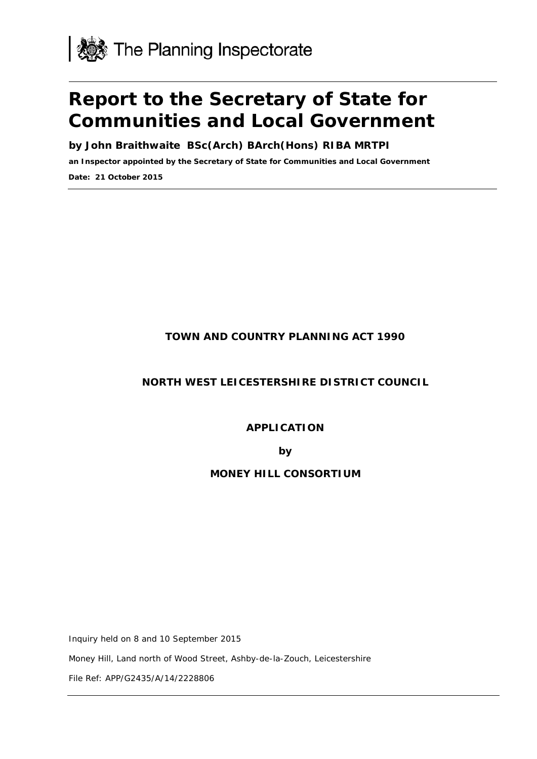The Planning Inspectorate

# Report to the Secretary of State for Communities and Local Government

**by John Braithwaite BSc(Arch) BArch(Hons) RIBA MRTPI**

**an Inspector appointed by the Secretary of State for Communities and Local Government**

**Date: 21 October 2015**

**TOWN AND COUNTRY PLANNING ACT 1990**

**NORTH WEST LEICESTERSHIRE DISTRICT COUNCIL**

**APPLICATION**

**by**

**MONEY HILL CONSORTIUM**

Inquiry held on 8 and 10 September 2015

Money Hill, Land north of Wood Street, Ashby-de-la-Zouch, Leicestershire

File Ref: APP/G2435/A/14/2228806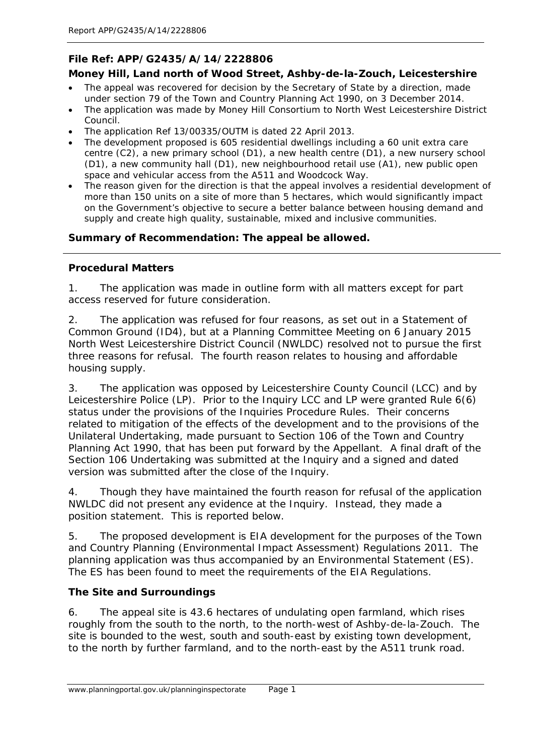**File Ref: APP/G2435/A/14/2228806**

**Money Hill, Land north of Wood Street, Ashby-de-la-Zouch, Leicestershire**

- The appeal was recovered for decision by the Secretary of State by a direction, made under section 79 of the Town and Country Planning Act 1990, on 3 December 2014.
- The application was made by Money Hill Consortium to North West Leicestershire District Council.
- The application Ref 13/00335/OUTM is dated 22 April 2013.
- The development proposed is 605 residential dwellings including a 60 unit extra care centre (C2), a new primary school (D1), a new health centre (D1), a new nursery school (D1), a new community hall (D1), new neighbourhood retail use (A1), new public open space and vehicular access from the A511 and Woodcock Way.
- The reason given for the direction is that the appeal involves a residential development of more than 150 units on a site of more than 5 hectares, which would significantly impact on the Government's objective to secure a better balance between housing demand and supply and create high quality, sustainable, mixed and inclusive communities.

**Summary of Recommendation: The appeal be allowed.**

## Procedural Matters

1. The application was made in outline form with all matters except for part access reserved for future consideration.

2. The application was refused for four reasons, as set out in a Statement of Common Ground (ID4), but at a Planning Committee Meeting on 6 January 2015 North West Leicestershire District Council (NWLDC) resolved not to pursue the first three reasons for refusal. The fourth reason relates to housing and affordable housing supply.

3. The application was opposed by Leicestershire County Council (LCC) and by Leicestershire Police (LP). Prior to the Inquiry LCC and LP were granted Rule 6(6) status under the provisions of the Inquiries Procedure Rules. Their concerns related to mitigation of the effects of the development and to the provisions of the Unilateral Undertaking, made pursuant to Section 106 of the Town and Country Planning Act 1990, that has been put forward by the Appellant. A final draft of the Section 106 Undertaking was submitted at the Inquiry and a signed and dated version was submitted after the close of the Inquiry.

4. Though they have maintained the fourth reason for refusal of the application NWLDC did not present any evidence at the Inquiry. Instead, they made a position statement. This is reported below.

5. The proposed development is EIA development for the purposes of the Town and Country Planning (Environmental Impact Assessment) Regulations 2011. The planning application was thus accompanied by an Environmental Statement (ES). The ES has been found to meet the requirements of the EIA Regulations.

## The Site and Surroundings

6. The appeal site is 43.6 hectares of undulating open farmland, which rises roughly from the south to the north, to the north-west of Ashby-de-la-Zouch. The site is bounded to the west, south and south-east by existing town development, to the north by further farmland, and to the north-east by the A511 trunk road.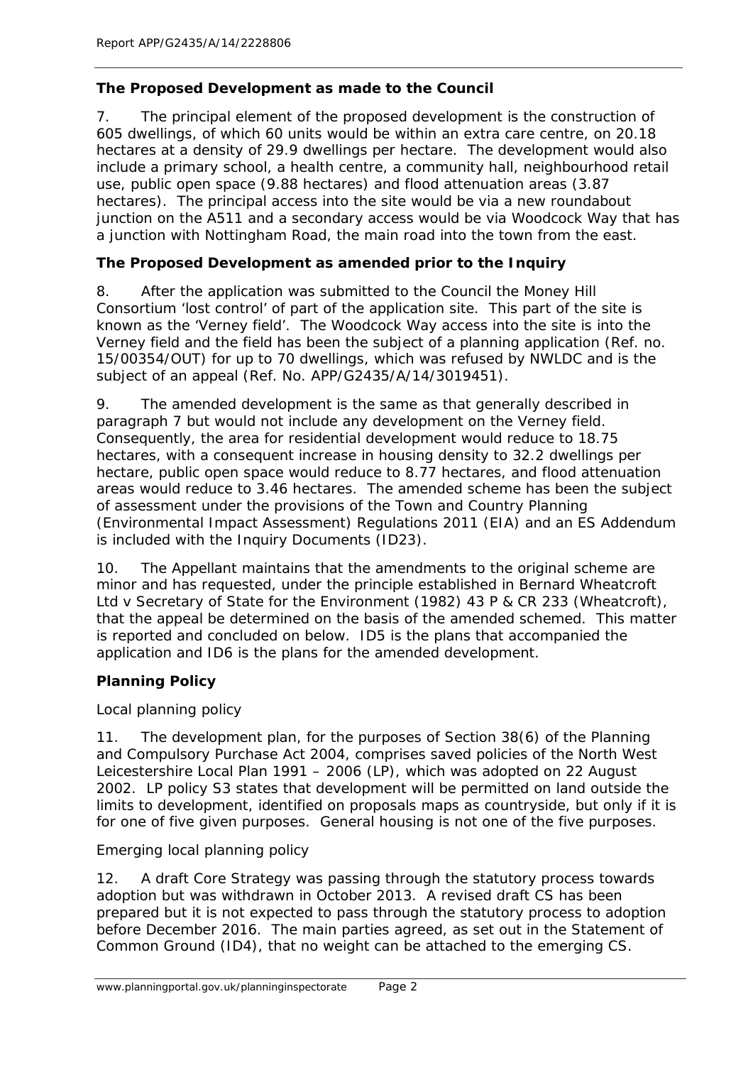### The Proposed Development as made to the Council

7. The principal element of the proposed development is the construction of 605 dwellings, of which 60 units would be within an extra care centre, on 20.18 hectares at a density of 29.9 dwellings per hectare. The development would also include a primary school, a health centre, a community hall, neighbourhood retail use, public open space (9.88 hectares) and flood attenuation areas (3.87 hectares). The principal access into the site would be via a new roundabout junction on the A511 and a secondary access would be via Woodcock Way that has a junction with Nottingham Road, the main road into the town from the east.

### The Proposed Development as amended prior to the Inquiry

8. After the application was submitted to the Council the Money Hill Consortium 'lost control' of part of the application site. This part of the site is known as the 'Verney field'. The Woodcock Way access into the site is into the Verney field and the field has been the subject of a planning application (Ref. no. 15/00354/OUT) for up to 70 dwellings, which was refused by NWLDC and is the subject of an appeal (Ref. No. APP/G2435/A/14/3019451).

9. The amended development is the same as that generally described in paragraph 7 but would not include any development on the Verney field. Consequently, the area for residential development would reduce to 18.75 hectares, with a consequent increase in housing density to 32.2 dwellings per hectare, public open space would reduce to 8.77 hectares, and flood attenuation areas would reduce to 3.46 hectares. The amended scheme has been the subject of assessment under the provisions of the Town and Country Planning (Environmental Impact Assessment) Regulations 2011 (EIA) and an ES Addendum is included with the Inquiry Documents (ID23).

10. The Appellant maintains that the amendments to the original scheme are minor and has requested, under the principle established in Bernard Wheatcroft Ltd v Secretary of State for the Environment (1982) 43 P & CR 233 (Wheatcroft), that the appeal be determined on the basis of the amended schemed. This matter is reported and concluded on below. ID5 is the plans that accompanied the application and ID6 is the plans for the amended development.

### Planning Policy

*Local planning policy*

11. The development plan, for the purposes of Section 38(6) of the Planning and Compulsory Purchase Act 2004, comprises saved policies of the North West Leicestershire Local Plan 1991 – 2006 (LP), which was adopted on 22 August 2002. LP policy S3 states that development will be permitted on land outside the limits to development, identified on proposals maps as countryside, but only if it is for one of five given purposes. General housing is not one of the five purposes.

*Emerging local planning policy*

12. A draft Core Strategy was passing through the statutory process towards adoption but was withdrawn in October 2013. A revised draft CS has been prepared but it is not expected to pass through the statutory process to adoption before December 2016. The main parties agreed, as set out in the Statement of Common Ground (ID4), that no weight can be attached to the emerging CS.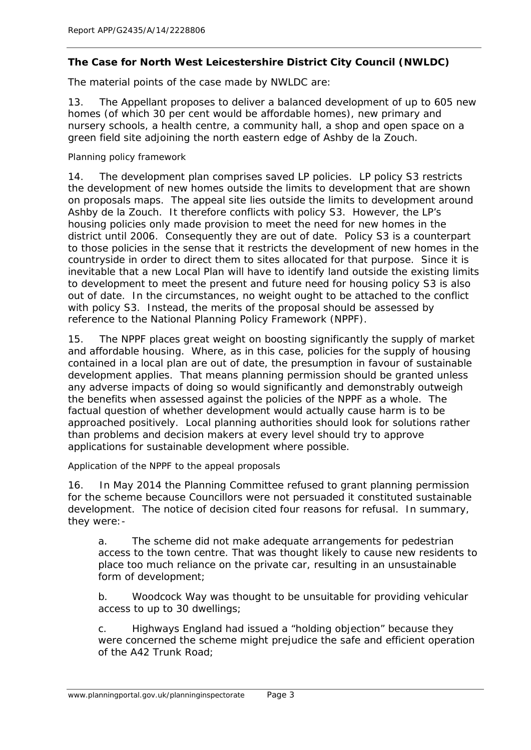**The Case for North West Leicestershire District City Council (NWLDC)**

The material points of the case made by NWLDC are:

13. The Appellant proposes to deliver a balanced development of up to 605 new homes (of which 30 per cent would be affordable homes), new primary and nursery schools, a health centre, a community hall, a shop and open space on a green field site adjoining the north eastern edge of Ashby de la Zouch.

*Planning policy framework*

14. The development plan comprises saved LP policies. LP policy S3 restricts the development of new homes outside the limits to development that are shown on proposals maps. The appeal site lies outside the limits to development around Ashby de la Zouch. It therefore conflicts with policy S3. However, the LP's housing policies only made provision to meet the need for new homes in the district until 2006. Consequently they are out of date. Policy S3 is a counterpart to those policies in the sense that it restricts the development of new homes in the countryside in order to direct them to sites allocated for that purpose. Since it is inevitable that a new Local Plan will have to identify land outside the existing limits to development to meet the present and future need for housing policy S3 is also out of date. In the circumstances, no weight ought to be attached to the conflict with policy S3. Instead, the merits of the proposal should be assessed by reference to the National Planning Policy Framework (NPPF).

15. The NPPF places great weight on boosting significantly the supply of market and affordable housing. Where, as in this case, policies for the supply of housing contained in a local plan are out of date, the presumption in favour of sustainable development applies. That means planning permission should be granted unless any adverse impacts of doing so would significantly and demonstrably outweigh the benefits when assessed against the policies of the NPPF as a whole. The factual question of whether development would actually cause harm is to be approached positively. Local planning authorities should look for solutions rather than problems and decision makers at every level should try to approve applications for sustainable development where possible.

*Application of the NPPF to the appeal proposals*

16. In May 2014 the Planning Committee refused to grant planning permission for the scheme because Councillors were not persuaded it constituted sustainable development. The notice of decision cited four reasons for refusal. In summary, they were:-

a. The scheme did not make adequate arrangements for pedestrian access to the town centre. That was thought likely to cause new residents to place too much reliance on the private car, resulting in an unsustainable form of development;

b. Woodcock Way was thought to be unsuitable for providing vehicular access to up to 30 dwellings;

c. Highways England had issued a "holding objection" because they were concerned the scheme might prejudice the safe and efficient operation of the A42 Trunk Road;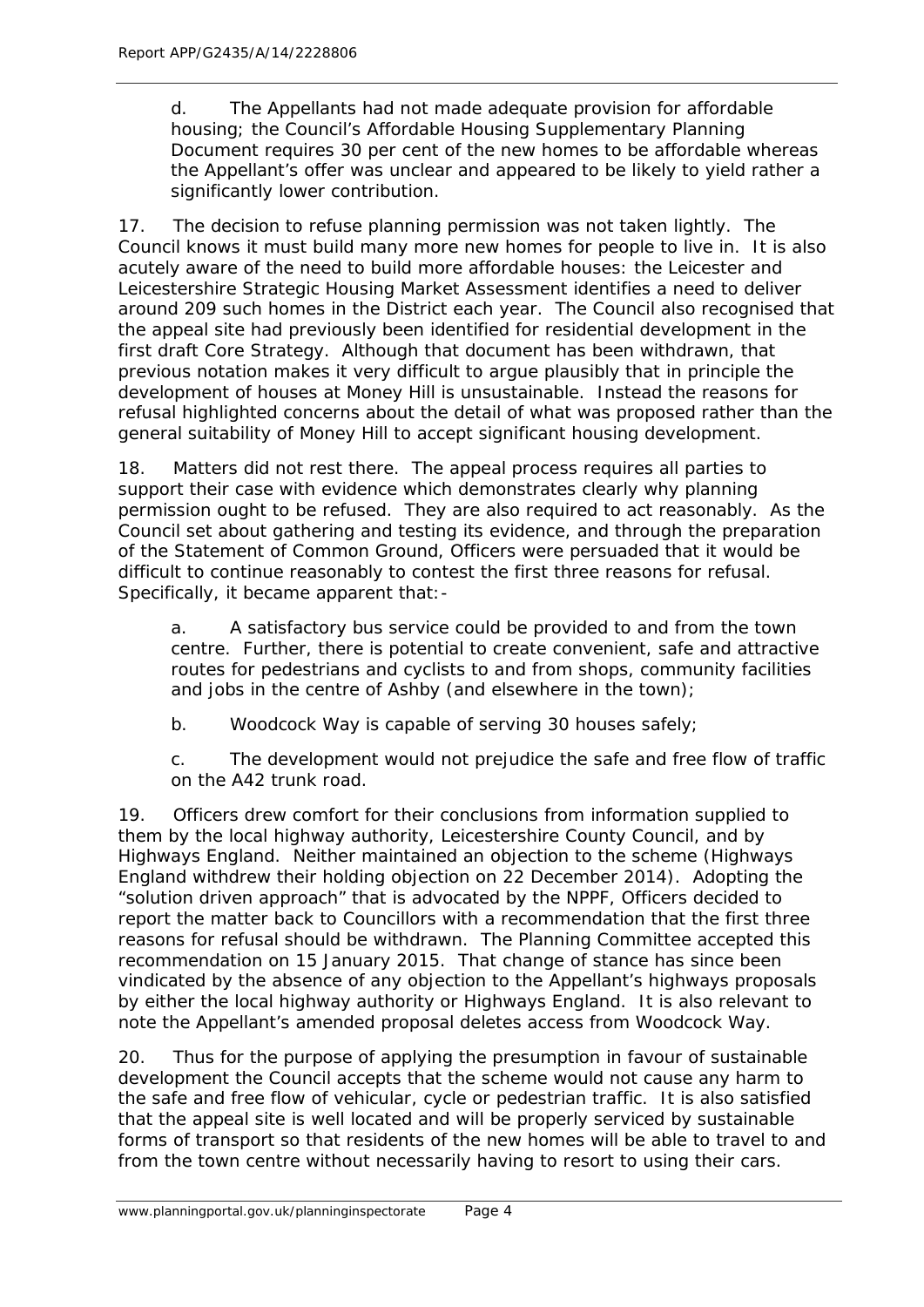d. The Appellants had not made adequate provision for affordable housing; the Council's Affordable Housing Supplementary Planning Document requires 30 per cent of the new homes to be affordable whereas the Appellant's offer was unclear and appeared to be likely to yield rather a significantly lower contribution.

17. The decision to refuse planning permission was not taken lightly. The Council knows it must build many more new homes for people to live in. It is also acutely aware of the need to build more affordable houses: the Leicester and Leicestershire Strategic Housing Market Assessment identifies a need to deliver around 209 such homes in the District each year. The Council also recognised that the appeal site had previously been identified for residential development in the first draft Core Strategy. Although that document has been withdrawn, that previous notation makes it very difficult to argue plausibly that in principle the development of houses at Money Hill is unsustainable. Instead the reasons for refusal highlighted concerns about the detail of what was proposed rather than the general suitability of Money Hill to accept significant housing development.

18. Matters did not rest there. The appeal process requires all parties to support their case with evidence which demonstrates clearly why planning permission ought to be refused. They are also required to act reasonably. As the Council set about gathering and testing its evidence, and through the preparation of the Statement of Common Ground, Officers were persuaded that it would be difficult to continue reasonably to contest the first three reasons for refusal. Specifically, it became apparent that:-

a. A satisfactory bus service could be provided to and from the town centre. Further, there is potential to create convenient, safe and attractive routes for pedestrians and cyclists to and from shops, community facilities and jobs in the centre of Ashby (and elsewhere in the town);

b. Woodcock Way is capable of serving 30 houses safely;

c. The development would not prejudice the safe and free flow of traffic on the A42 trunk road.

19. Officers drew comfort for their conclusions from information supplied to them by the local highway authority, Leicestershire County Council, and by Highways England. Neither maintained an objection to the scheme (Highways England withdrew their holding objection on 22 December 2014). Adopting the "solution driven approach" that is advocated by the NPPF, Officers decided to report the matter back to Councillors with a recommendation that the first three reasons for refusal should be withdrawn. The Planning Committee accepted this recommendation on 15 January 2015. That change of stance has since been vindicated by the absence of any objection to the Appellant's highways proposals by either the local highway authority or Highways England. It is also relevant to note the Appellant's amended proposal deletes access from Woodcock Way.

20. Thus for the purpose of applying the presumption in favour of sustainable development the Council accepts that the scheme would not cause any harm to the safe and free flow of vehicular, cycle or pedestrian traffic. It is also satisfied that the appeal site is well located and will be properly serviced by sustainable forms of transport so that residents of the new homes will be able to travel to and from the town centre without necessarily having to resort to using their cars.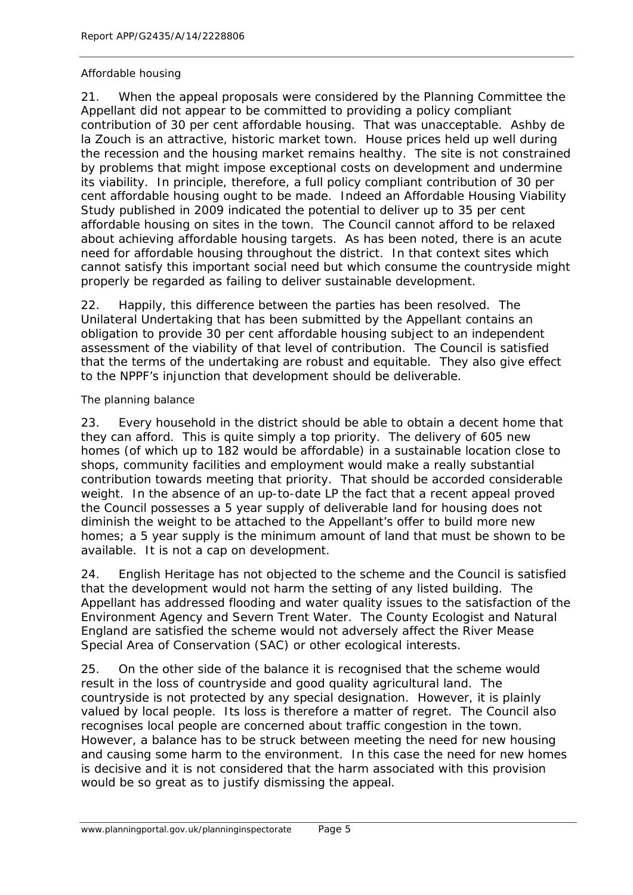*Affordable housing*

21. When the appeal proposals were considered by the Planning Committee the Appellant did not appear to be committed to providing a policy compliant contribution of 30 per cent affordable housing. That was unacceptable. Ashby de la Zouch is an attractive, historic market town. House prices held up well during the recession and the housing market remains healthy. The site is not constrained by problems that might impose exceptional costs on development and undermine its viability. In principle, therefore, a full policy compliant contribution of 30 per cent affordable housing ought to be made. Indeed an Affordable Housing Viability Study published in 2009 indicated the potential to deliver up to 35 per cent affordable housing on sites in the town. The Council cannot afford to be relaxed about achieving affordable housing targets. As has been noted, there is an acute need for affordable housing throughout the district. In that context sites which cannot satisfy this important social need but which consume the countryside might properly be regarded as failing to deliver sustainable development.

22. Happily, this difference between the parties has been resolved. The Unilateral Undertaking that has been submitted by the Appellant contains an obligation to provide 30 per cent affordable housing subject to an independent assessment of the viability of that level of contribution. The Council is satisfied that the terms of the undertaking are robust and equitable. They also give effect to the NPPF's injunction that development should be deliverable.

*The planning balance*

23. Every household in the district should be able to obtain a decent home that they can afford. This is quite simply a top priority. The delivery of 605 new homes (of which up to 182 would be affordable) in a sustainable location close to shops, community facilities and employment would make a really substantial contribution towards meeting that priority. That should be accorded considerable weight. In the absence of an up-to-date LP the fact that a recent appeal proved the Council possesses a 5 year supply of deliverable land for housing does not diminish the weight to be attached to the Appellant's offer to build more new homes; a 5 year supply is the minimum amount of land that must be shown to be available. It is not a cap on development.

24. English Heritage has not objected to the scheme and the Council is satisfied that the development would not harm the setting of any listed building. The Appellant has addressed flooding and water quality issues to the satisfaction of the Environment Agency and Severn Trent Water. The County Ecologist and Natural England are satisfied the scheme would not adversely affect the River Mease Special Area of Conservation (SAC) or other ecological interests.

25. On the other side of the balance it is recognised that the scheme would result in the loss of countryside and good quality agricultural land. The countryside is not protected by any special designation. However, it is plainly valued by local people. Its loss is therefore a matter of regret. The Council also recognises local people are concerned about traffic congestion in the town. However, a balance has to be struck between meeting the need for new housing and causing some harm to the environment. In this case the need for new homes is decisive and it is not considered that the harm associated with this provision would be so great as to justify dismissing the appeal.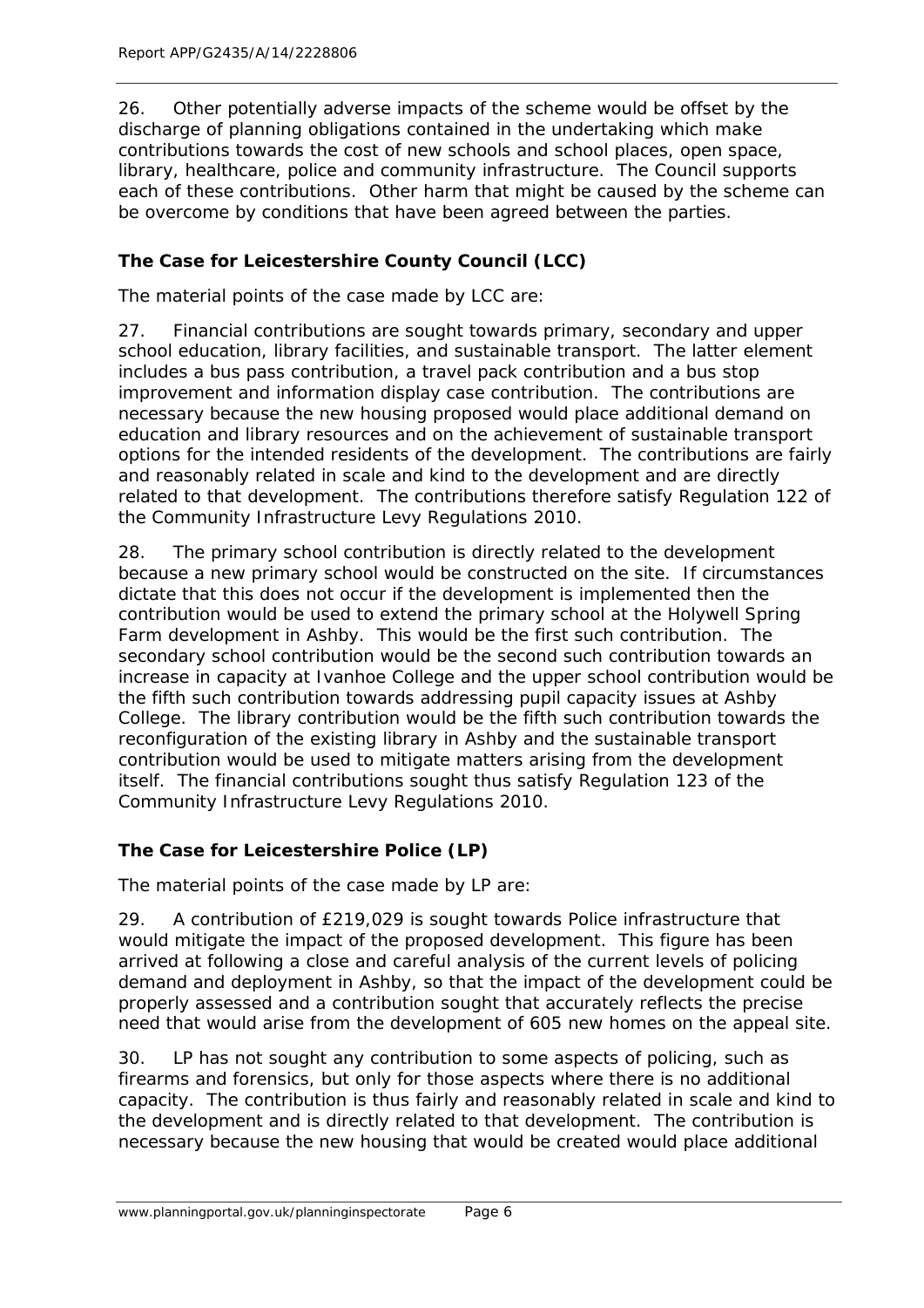26. Other potentially adverse impacts of the scheme would be offset by the discharge of planning obligations contained in the undertaking which make contributions towards the cost of new schools and school places, open space, library, healthcare, police and community infrastructure. The Council supports each of these contributions. Other harm that might be caused by the scheme can be overcome by conditions that have been agreed between the parties.

### The Case for Leicestershire County Council (LCC)

The material points of the case made by LCC are:

27. Financial contributions are sought towards primary, secondary and upper school education, library facilities, and sustainable transport. The latter element includes a bus pass contribution, a travel pack contribution and a bus stop improvement and information display case contribution. The contributions are necessary because the new housing proposed would place additional demand on education and library resources and on the achievement of sustainable transport options for the intended residents of the development. The contributions are fairly and reasonably related in scale and kind to the development and are directly related to that development. The contributions therefore satisfy Regulation 122 of the Community Infrastructure Levy Regulations 2010.

28. The primary school contribution is directly related to the development because a new primary school would be constructed on the site. If circumstances dictate that this does not occur if the development is implemented then the contribution would be used to extend the primary school at the Holywell Spring Farm development in Ashby. This would be the first such contribution. The secondary school contribution would be the second such contribution towards an increase in capacity at Ivanhoe College and the upper school contribution would be the fifth such contribution towards addressing pupil capacity issues at Ashby College. The library contribution would be the fifth such contribution towards the reconfiguration of the existing library in Ashby and the sustainable transport contribution would be used to mitigate matters arising from the development itself. The financial contributions sought thus satisfy Regulation 123 of the Community Infrastructure Levy Regulations 2010.

### The Case for Leicestershire Police (LP)

The material points of the case made by LP are:

29. A contribution of £219,029 is sought towards Police infrastructure that would mitigate the impact of the proposed development. This figure has been arrived at following a close and careful analysis of the current levels of policing demand and deployment in Ashby, so that the impact of the development could be properly assessed and a contribution sought that accurately reflects the precise need that would arise from the development of 605 new homes on the appeal site.

30. LP has not sought any contribution to some aspects of policing, such as firearms and forensics, but only for those aspects where there is no additional capacity. The contribution is thus fairly and reasonably related in scale and kind to the development and is directly related to that development. The contribution is necessary because the new housing that would be created would place additional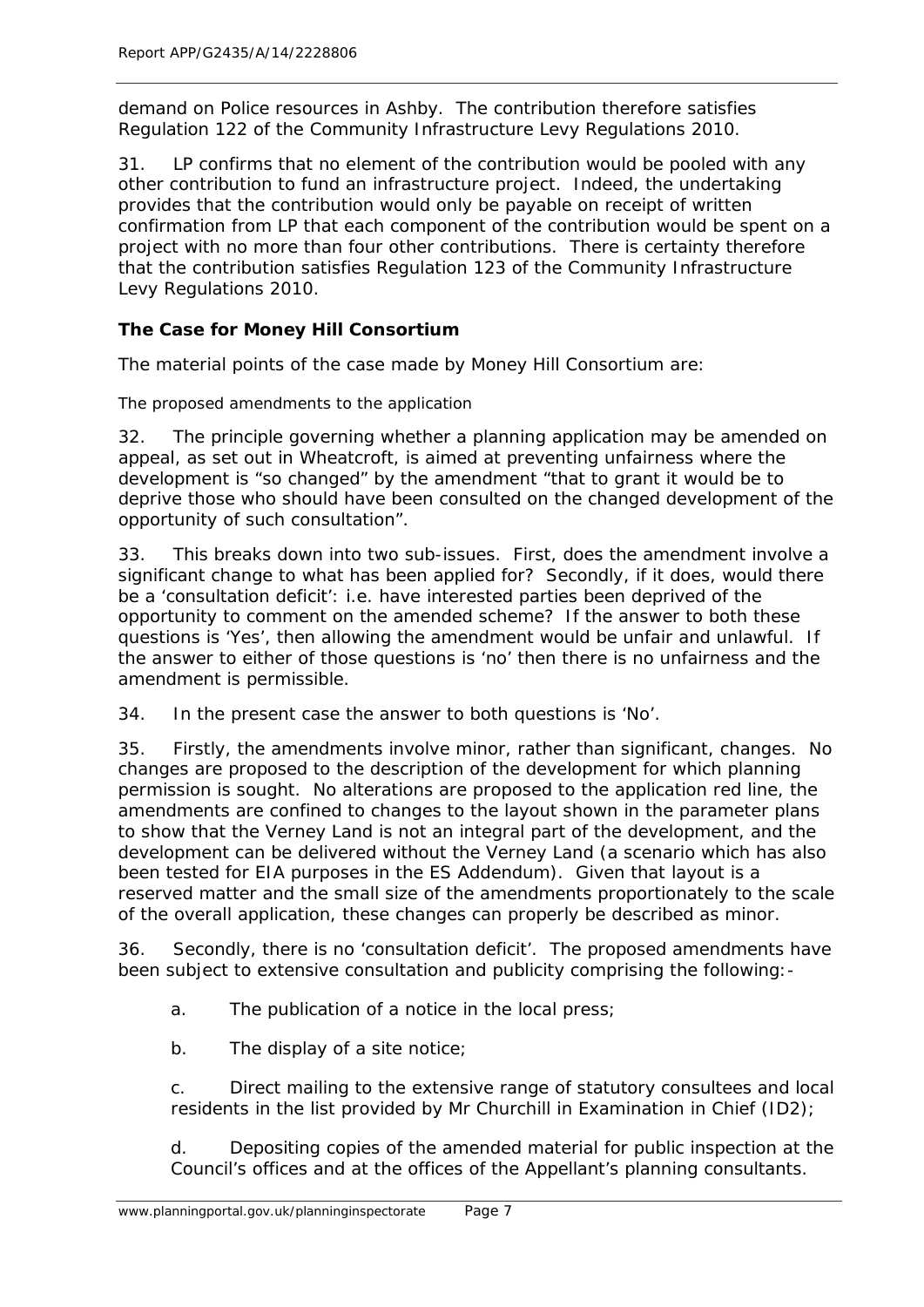demand on Police resources in Ashby. The contribution therefore satisfies Regulation 122 of the Community Infrastructure Levy Regulations 2010.

31. LP confirms that no element of the contribution would be pooled with any other contribution to fund an infrastructure project. Indeed, the undertaking provides that the contribution would only be payable on receipt of written confirmation from LP that each component of the contribution would be spent on a project with no more than four other contributions. There is certainty therefore that the contribution satisfies Regulation 123 of the Community Infrastructure Levy Regulations 2010.

**The Case for Money Hill Consortium**

The material points of the case made by Money Hill Consortium are:

*The proposed amendments to the application*

32. The principle governing whether a planning application may be amended on appeal, as set out in Wheatcroft, is aimed at preventing unfairness where the development is "so changed" by the amendment "that to grant it would be to deprive those who should have been consulted on the changed development of the opportunity of such consultation".

33. This breaks down into two sub-issues. First, does the amendment involve a significant change to what has been applied for? Secondly, if it does, would there be a 'consultation deficit': i.e. have interested parties been deprived of the opportunity to comment on the amended scheme? If the answer to both these questions is 'Yes', then allowing the amendment would be unfair and unlawful. If the answer to either of those questions is 'no' then there is no unfairness and the amendment is permissible.

34. In the present case the answer to both questions is 'No'.

35. Firstly, the amendments involve minor, rather than significant, changes. No changes are proposed to the description of the development for which planning permission is sought. No alterations are proposed to the application red line, the amendments are confined to changes to the layout shown in the parameter plans to show that the Verney Land is not an integral part of the development, and the development can be delivered without the Verney Land (a scenario which has also been tested for EIA purposes in the ES Addendum). Given that layout is a reserved matter and the small size of the amendments proportionately to the scale of the overall application, these changes can properly be described as minor.

36. Secondly, there is no 'consultation deficit'. The proposed amendments have been subject to extensive consultation and publicity comprising the following:-

a. The publication of a notice in the local press;

b. The display of a site notice;

c. Direct mailing to the extensive range of statutory consultees and local residents in the list provided by Mr Churchill in Examination in Chief (ID2);

d. Depositing copies of the amended material for public inspection at the Council's offices and at the offices of the Appellant's planning consultants.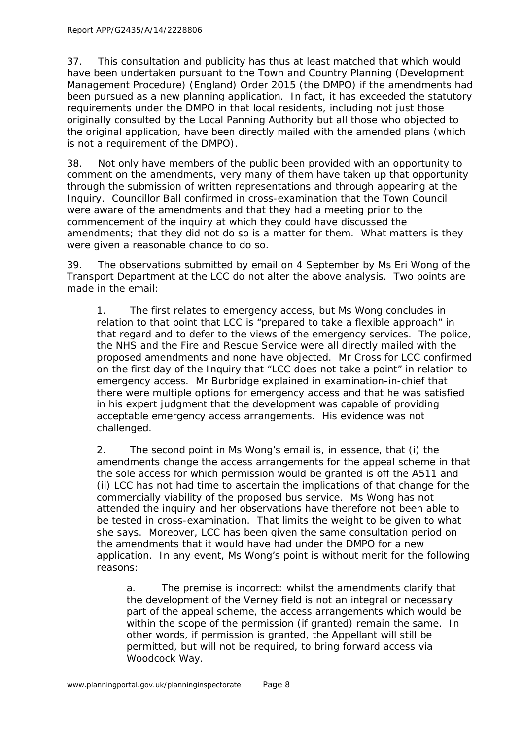37. This consultation and publicity has thus at least matched that which would have been undertaken pursuant to the Town and Country Planning (Development Management Procedure) (England) Order 2015 (the DMPO) if the amendments had been pursued as a new planning application. In fact, it has exceeded the statutory requirements under the DMPO in that local residents, including not just those originally consulted by the Local Panning Authority but all those who objected to the original application, have been directly mailed with the amended plans (which is not a requirement of the DMPO).

38. Not only have members of the public been provided with an opportunity to comment on the amendments, very many of them have taken up that opportunity through the submission of written representations and through appearing at the Inquiry. Councillor Ball confirmed in cross-examination that the Town Council were aware of the amendments and that they had a meeting prior to the commencement of the inquiry at which they could have discussed the amendments; that they did not do so is a matter for them. What matters is they were given a reasonable chance to do so.

39. The observations submitted by email on 4 September by Ms Eri Wong of the Transport Department at the LCC do not alter the above analysis. Two points are made in the email:

1. The first relates to emergency access, but Ms Wong concludes in relation to that point that LCC is "prepared to take a flexible approach" in that regard and to defer to the views of the emergency services. The police, the NHS and the Fire and Rescue Service were all directly mailed with the proposed amendments and none have objected. Mr Cross for LCC confirmed on the first day of the Inquiry that "LCC does not take a point" in relation to emergency access. Mr Burbridge explained in examination-in-chief that there were multiple options for emergency access and that he was satisfied in his expert judgment that the development was capable of providing acceptable emergency access arrangements. His evidence was not challenged.

2. The second point in Ms Wong's email is, in essence, that (i) the amendments change the access arrangements for the appeal scheme in that the sole access for which permission would be granted is off the A511 and (ii) LCC has not had time to ascertain the implications of that change for the commercially viability of the proposed bus service. Ms Wong has not attended the inquiry and her observations have therefore not been able to be tested in cross-examination. That limits the weight to be given to what she says. Moreover, LCC has been given the same consultation period on the amendments that it would have had under the DMPO for a new application. In any event, Ms Wong's point is without merit for the following reasons:

   a. The premise is incorrect: whilst the amendments clarify that the development of the Verney field is not an integral or necessary part of the appeal scheme, the access arrangements which would be within the scope of the permission (if granted) remain the same. In other words, if permission is granted, the Appellant will still be permitted, but will not be required, to bring forward access via Woodcock Way.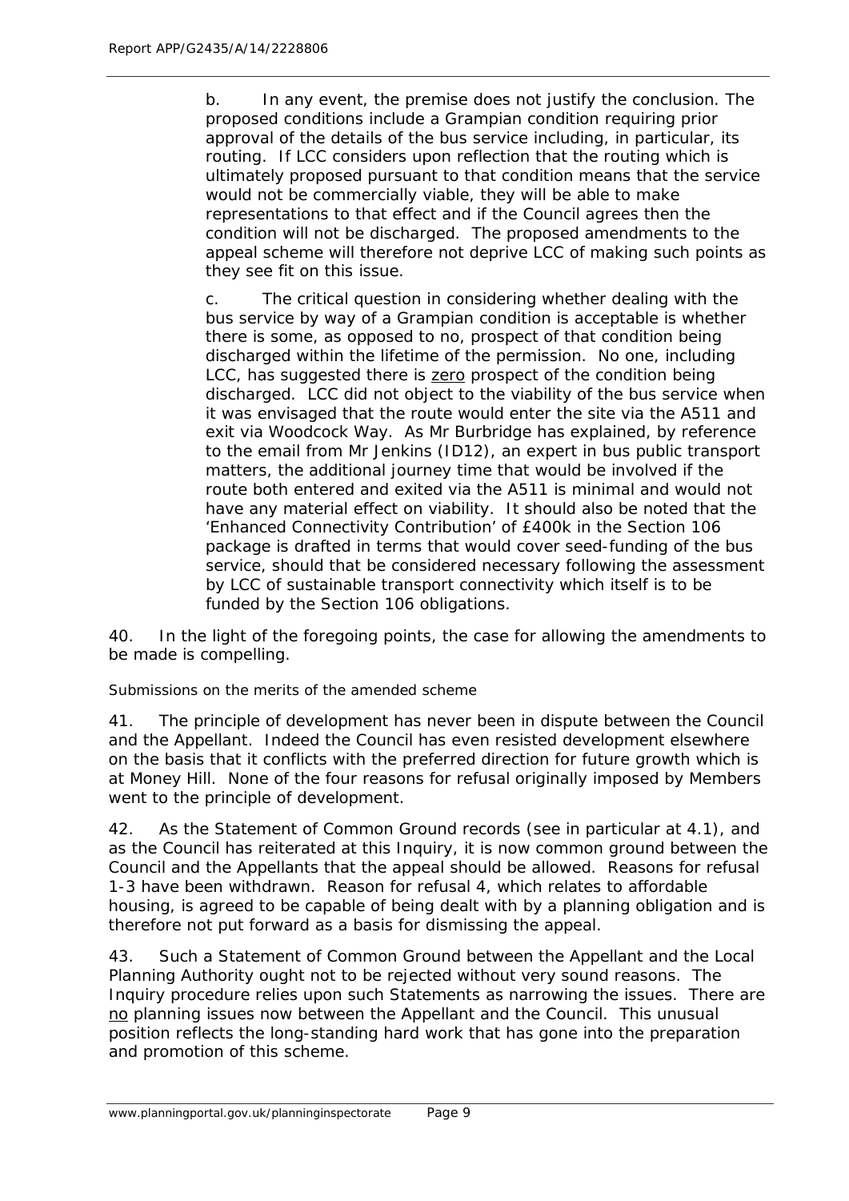b. In any event, the premise does not justify the conclusion. The proposed conditions include a Grampian condition requiring prior approval of the details of the bus service including, in particular, its routing. If LCC considers upon reflection that the routing which is ultimately proposed pursuant to that condition means that the service would not be commercially viable, they will be able to make representations to that effect and if the Council agrees then the condition will not be discharged. The proposed amendments to the appeal scheme will therefore not deprive LCC of making such points as they see fit on this issue.

c. The critical question in considering whether dealing with the bus service by way of a Grampian condition is acceptable is whether there is some, as opposed to no, prospect of that condition being discharged within the lifetime of the permission. No one, including LCC, has suggested there is <u>zero</u> prospect of the condition being discharged. LCC did not object to the viability of the bus service when it was envisaged that the route would enter the site via the A511 and exit via Woodcock Way. As Mr Burbridge has explained, by reference to the email from Mr Jenkins (ID12), an expert in bus public transport matters, the additional journey time that would be involved if the route both entered and exited via the A511 is minimal and would not have any material effect on viability. It should also be noted that the 'Enhanced Connectivity Contribution' of £400k in the Section 106 package is drafted in terms that would cover seed-funding of the bus service, should that be considered necessary following the assessment by LCC of sustainable transport connectivity which itself is to be funded by the Section 106 obligations.

40. In the light of the foregoing points, the case for allowing the amendments to be made is compelling.

*Submissions on the merits of the amended scheme*

41. The principle of development has never been in dispute between the Council and the Appellant. Indeed the Council has even resisted development elsewhere on the basis that it conflicts with the preferred direction for future growth which is at Money Hill. None of the four reasons for refusal originally imposed by Members went to the principle of development.

42. As the Statement of Common Ground records (see in particular at 4.1), and as the Council has reiterated at this Inquiry, it is now common ground between the Council and the Appellants that the appeal should be allowed. Reasons for refusal 1-3 have been withdrawn. Reason for refusal 4, which relates to affordable housing, is agreed to be capable of being dealt with by a planning obligation and is therefore not put forward as a basis for dismissing the appeal.

43. Such a Statement of Common Ground between the Appellant and the Local Planning Authority ought not to be rejected without very sound reasons. The Inquiry procedure relies upon such Statements as narrowing the issues. There are <u>no</u> planning issues now between the Appellant and the Council. This unusual position reflects the long-standing hard work that has gone into the preparation and promotion of this scheme.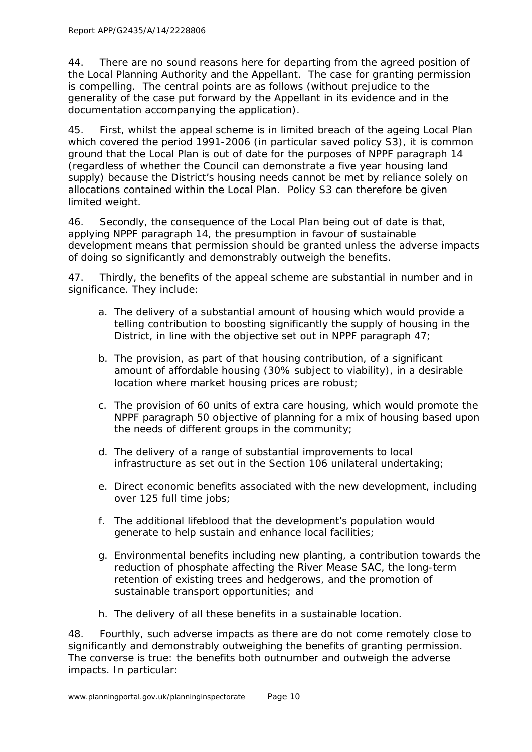44. There are no sound reasons here for departing from the agreed position of the Local Planning Authority and the Appellant. The case for granting permission is compelling. The central points are as follows (without prejudice to the generality of the case put forward by the Appellant in its evidence and in the documentation accompanying the application).

45. First, whilst the appeal scheme is in limited breach of the ageing Local Plan which covered the period 1991-2006 (in particular saved policy S3), it is common ground that the Local Plan is out of date for the purposes of NPPF paragraph 14 (regardless of whether the Council can demonstrate a five year housing land supply) because the District's housing needs cannot be met by reliance solely on allocations contained within the Local Plan. Policy S3 can therefore be given limited weight.

46. Secondly, the consequence of the Local Plan being out of date is that, applying NPPF paragraph 14, the presumption in favour of sustainable development means that permission should be granted unless the adverse impacts of doing so significantly and demonstrably outweigh the benefits.

47. Thirdly, the benefits of the appeal scheme are substantial in number and in significance. They include:

a. The delivery of a substantial amount of housing which would provide a telling contribution to boosting significantly the supply of housing in the District, in line with the objective set out in NPPF paragraph 47;

b. The provision, as part of that housing contribution, of a significant amount of affordable housing (30% subject to viability), in a desirable location where market housing prices are robust;

c. The provision of 60 units of extra care housing, which would promote the NPPF paragraph 50 objective of planning for a mix of housing based upon the needs of different groups in the community;

d. The delivery of a range of substantial improvements to local infrastructure as set out in the Section 106 unilateral undertaking;

e. Direct economic benefits associated with the new development, including over 125 full time jobs;

f. The additional lifeblood that the development's population would generate to help sustain and enhance local facilities;

g. Environmental benefits including new planting, a contribution towards the reduction of phosphate affecting the River Mease SAC, the long-term retention of existing trees and hedgerows, and the promotion of sustainable transport opportunities; and

h. The delivery of all these benefits in a sustainable location.

48. Fourthly, such adverse impacts as there are do not come remotely close to significantly and demonstrably outweighing the benefits of granting permission. The converse is true: the benefits both outnumber and outweigh the adverse impacts. In particular: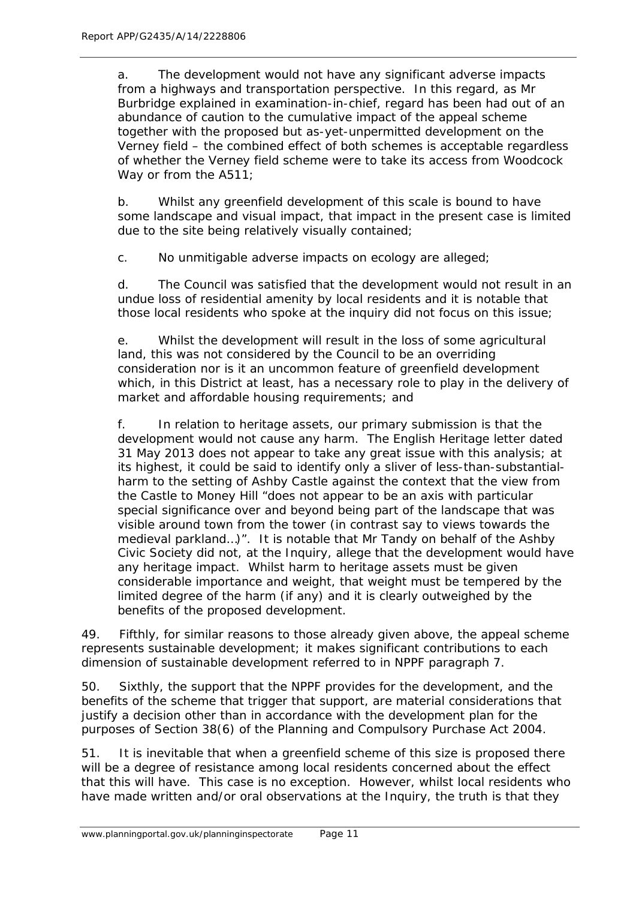a. The development would not have any significant adverse impacts from a highways and transportation perspective. In this regard, as Mr Burbridge explained in examination-in-chief, regard has been had out of an abundance of caution to the cumulative impact of the appeal scheme together with the proposed but as-yet-unpermitted development on the Verney field – the combined effect of both schemes is acceptable regardless of whether the Verney field scheme were to take its access from Woodcock Way or from the A511;

b. Whilst any greenfield development of this scale is bound to have some landscape and visual impact, that impact in the present case is limited due to the site being relatively visually contained;

c. No unmitigable adverse impacts on ecology are alleged;

d. The Council was satisfied that the development would not result in an undue loss of residential amenity by local residents and it is notable that those local residents who spoke at the inquiry did not focus on this issue;

e. Whilst the development will result in the loss of some agricultural land, this was not considered by the Council to be an overriding consideration nor is it an uncommon feature of greenfield development which, in this District at least, has a necessary role to play in the delivery of market and affordable housing requirements; and

f. In relation to heritage assets, our primary submission is that the development would not cause any harm. The English Heritage letter dated 31 May 2013 does not appear to take any great issue with this analysis; at its highest, it could be said to identify only a sliver of less-than-substantial-harm to the setting of Ashby Castle against the context that the view from the Castle to Money Hill "does not appear to be an axis with particular special significance over and beyond being part of the landscape that was visible around town from the tower (in contrast say to views towards the medieval parkland…)". It is notable that Mr Tandy on behalf of the Ashby Civic Society did not, at the Inquiry, allege that the development would have any heritage impact. Whilst harm to heritage assets must be given considerable importance and weight, that weight must be tempered by the limited degree of the harm (if any) and it is clearly outweighed by the benefits of the proposed development.

49. Fifthly, for similar reasons to those already given above, the appeal scheme represents sustainable development; it makes significant contributions to each dimension of sustainable development referred to in NPPF paragraph 7.

50. Sixthly, the support that the NPPF provides for the development, and the benefits of the scheme that trigger that support, are material considerations that justify a decision other than in accordance with the development plan for the purposes of Section 38(6) of the Planning and Compulsory Purchase Act 2004.

51. It is inevitable that when a greenfield scheme of this size is proposed there will be a degree of resistance among local residents concerned about the effect that this will have. This case is no exception. However, whilst local residents who have made written and/or oral observations at the Inquiry, the truth is that they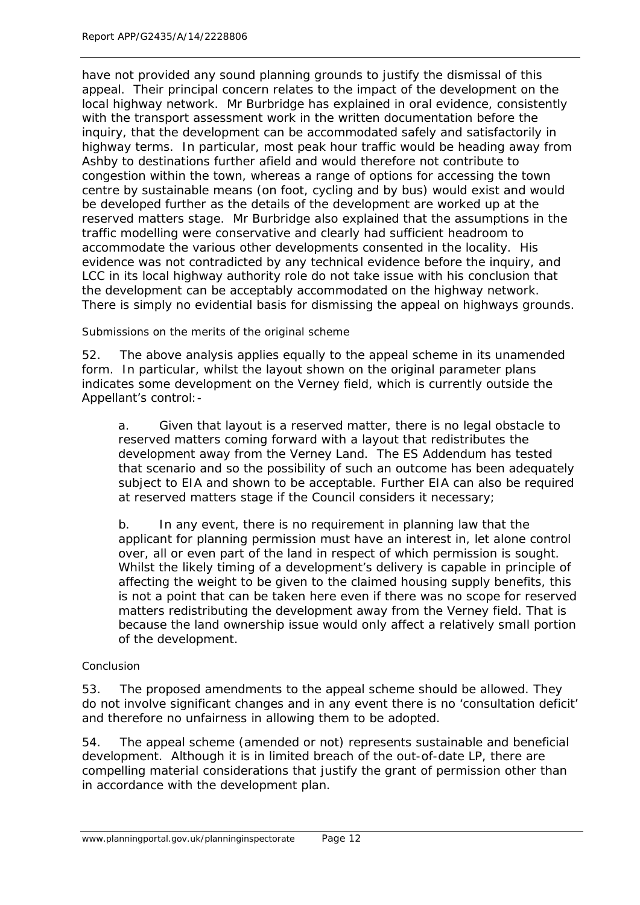have not provided any sound planning grounds to justify the dismissal of this appeal. Their principal concern relates to the impact of the development on the local highway network. Mr Burbridge has explained in oral evidence, consistently with the transport assessment work in the written documentation before the inquiry, that the development can be accommodated safely and satisfactorily in highway terms. In particular, most peak hour traffic would be heading away from Ashby to destinations further afield and would therefore not contribute to congestion within the town, whereas a range of options for accessing the town centre by sustainable means (on foot, cycling and by bus) would exist and would be developed further as the details of the development are worked up at the reserved matters stage. Mr Burbridge also explained that the assumptions in the traffic modelling were conservative and clearly had sufficient headroom to accommodate the various other developments consented in the locality. His evidence was not contradicted by any technical evidence before the inquiry, and LCC in its local highway authority role do not take issue with his conclusion that the development can be acceptably accommodated on the highway network. There is simply no evidential basis for dismissing the appeal on highways grounds.

*Submissions on the merits of the original scheme*

52. The above analysis applies equally to the appeal scheme in its unamended form. In particular, whilst the layout shown on the original parameter plans indicates some development on the Verney field, which is currently outside the Appellant's control:-

a. Given that layout is a reserved matter, there is no legal obstacle to reserved matters coming forward with a layout that redistributes the development away from the Verney Land. The ES Addendum has tested that scenario and so the possibility of such an outcome has been adequately subject to EIA and shown to be acceptable. Further EIA can also be required at reserved matters stage if the Council considers it necessary;

b. In any event, there is no requirement in planning law that the applicant for planning permission must have an interest in, let alone control over, all or even part of the land in respect of which permission is sought. Whilst the likely timing of a development's delivery is capable in principle of affecting the weight to be given to the claimed housing supply benefits, this is not a point that can be taken here even if there was no scope for reserved matters redistributing the development away from the Verney field. That is because the land ownership issue would only affect a relatively small portion of the development.

*Conclusion*

53. The proposed amendments to the appeal scheme should be allowed. They do not involve significant changes and in any event there is no 'consultation deficit' and therefore no unfairness in allowing them to be adopted.

54. The appeal scheme (amended or not) represents sustainable and beneficial development. Although it is in limited breach of the out-of-date LP, there are compelling material considerations that justify the grant of permission other than in accordance with the development plan.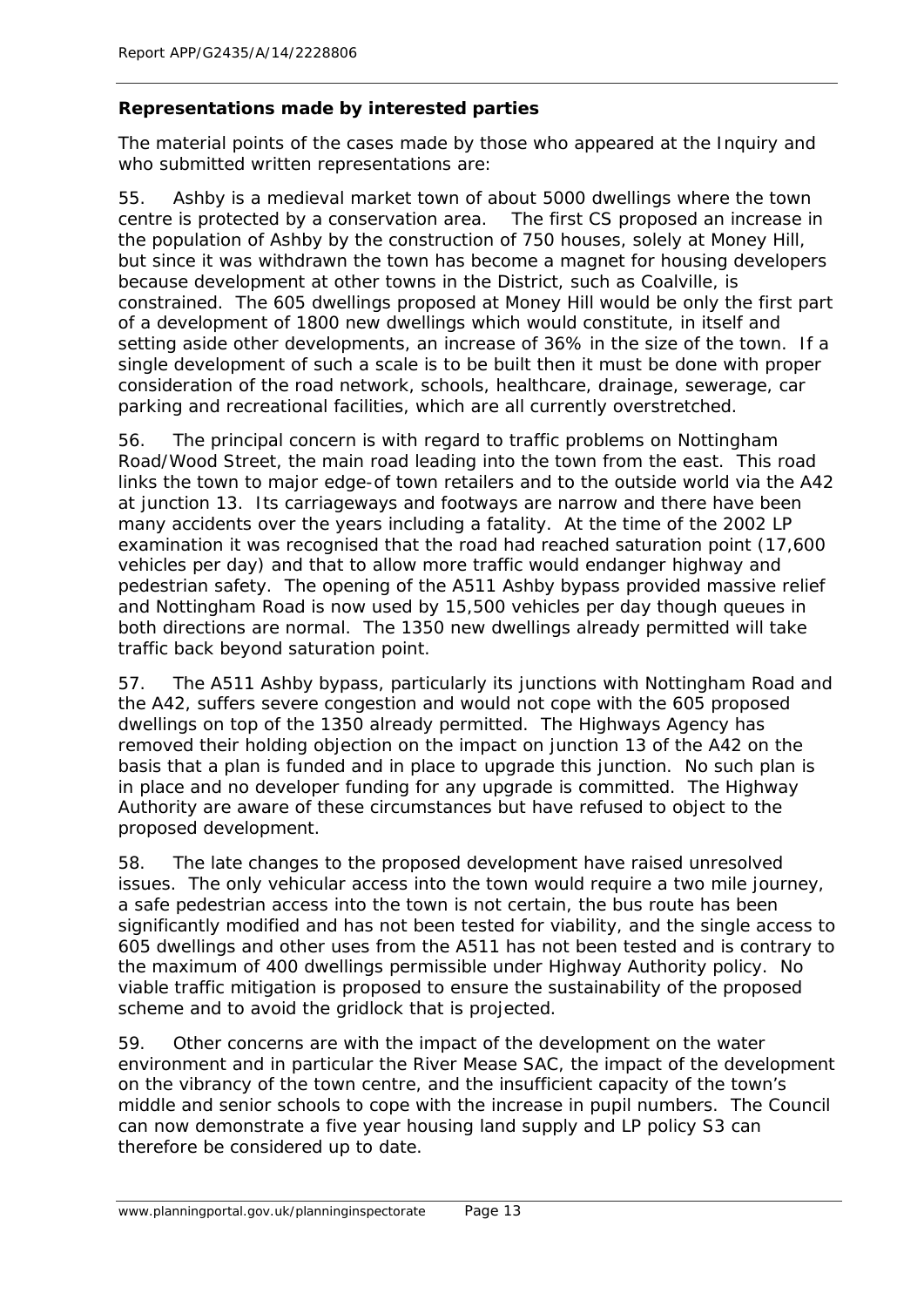**Representations made by interested parties**

The material points of the cases made by those who appeared at the Inquiry and who submitted written representations are:

55. Ashby is a medieval market town of about 5000 dwellings where the town centre is protected by a conservation area. The first CS proposed an increase in the population of Ashby by the construction of 750 houses, solely at Money Hill, but since it was withdrawn the town has become a magnet for housing developers because development at other towns in the District, such as Coalville, is constrained. The 605 dwellings proposed at Money Hill would be only the first part of a development of 1800 new dwellings which would constitute, in itself and setting aside other developments, an increase of 36% in the size of the town. If a single development of such a scale is to be built then it must be done with proper consideration of the road network, schools, healthcare, drainage, sewerage, car parking and recreational facilities, which are all currently overstretched.

56. The principal concern is with regard to traffic problems on Nottingham Road/Wood Street, the main road leading into the town from the east. This road links the town to major edge-of town retailers and to the outside world via the A42 at junction 13. Its carriageways and footways are narrow and there have been many accidents over the years including a fatality. At the time of the 2002 LP examination it was recognised that the road had reached saturation point (17,600 vehicles per day) and that to allow more traffic would endanger highway and pedestrian safety. The opening of the A511 Ashby bypass provided massive relief and Nottingham Road is now used by 15,500 vehicles per day though queues in both directions are normal. The 1350 new dwellings already permitted will take traffic back beyond saturation point.

57. The A511 Ashby bypass, particularly its junctions with Nottingham Road and the A42, suffers severe congestion and would not cope with the 605 proposed dwellings on top of the 1350 already permitted. The Highways Agency has removed their holding objection on the impact on junction 13 of the A42 on the basis that a plan is funded and in place to upgrade this junction. No such plan is in place and no developer funding for any upgrade is committed. The Highway Authority are aware of these circumstances but have refused to object to the proposed development.

58. The late changes to the proposed development have raised unresolved issues. The only vehicular access into the town would require a two mile journey, a safe pedestrian access into the town is not certain, the bus route has been significantly modified and has not been tested for viability, and the single access to 605 dwellings and other uses from the A511 has not been tested and is contrary to the maximum of 400 dwellings permissible under Highway Authority policy. No viable traffic mitigation is proposed to ensure the sustainability of the proposed scheme and to avoid the gridlock that is projected.

59. Other concerns are with the impact of the development on the water environment and in particular the River Mease SAC, the impact of the development on the vibrancy of the town centre, and the insufficient capacity of the town's middle and senior schools to cope with the increase in pupil numbers. The Council can now demonstrate a five year housing land supply and LP policy S3 can therefore be considered up to date.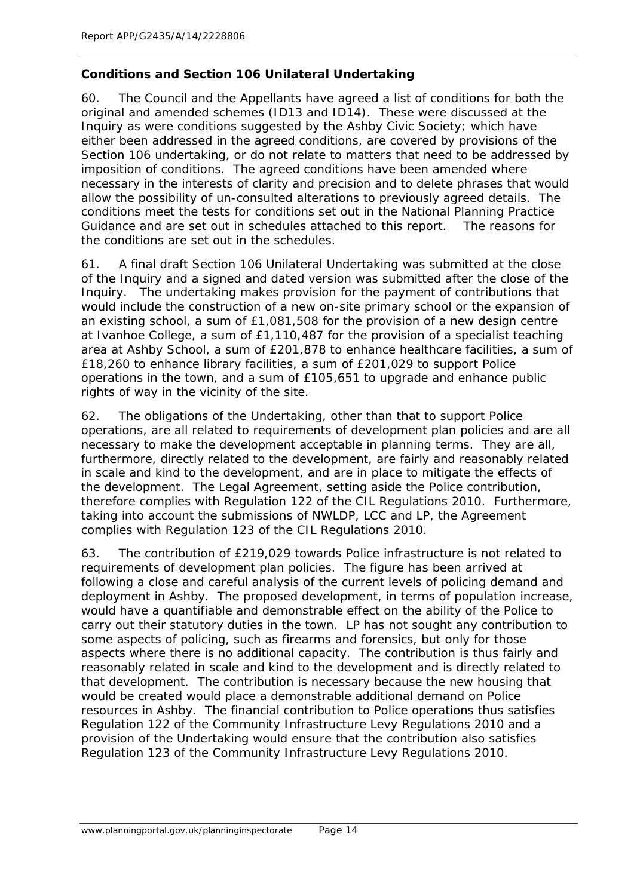**Conditions and Section 106 Unilateral Undertaking**

60. The Council and the Appellants have agreed a list of conditions for both the original and amended schemes (ID13 and ID14). These were discussed at the Inquiry as were conditions suggested by the Ashby Civic Society; which have either been addressed in the agreed conditions, are covered by provisions of the Section 106 undertaking, or do not relate to matters that need to be addressed by imposition of conditions. The agreed conditions have been amended where necessary in the interests of clarity and precision and to delete phrases that would allow the possibility of un-consulted alterations to previously agreed details. The conditions meet the tests for conditions set out in the National Planning Practice Guidance and are set out in schedules attached to this report. The reasons for the conditions are set out in the schedules.

61. A final draft Section 106 Unilateral Undertaking was submitted at the close of the Inquiry and a signed and dated version was submitted after the close of the Inquiry. The undertaking makes provision for the payment of contributions that would include the construction of a new on-site primary school or the expansion of an existing school, a sum of £1,081,508 for the provision of a new design centre at Ivanhoe College, a sum of £1,110,487 for the provision of a specialist teaching area at Ashby School, a sum of £201,878 to enhance healthcare facilities, a sum of £18,260 to enhance library facilities, a sum of £201,029 to support Police operations in the town, and a sum of £105,651 to upgrade and enhance public rights of way in the vicinity of the site.

62. The obligations of the Undertaking, other than that to support Police operations, are all related to requirements of development plan policies and are all necessary to make the development acceptable in planning terms. They are all, furthermore, directly related to the development, are fairly and reasonably related in scale and kind to the development, and are in place to mitigate the effects of the development. The Legal Agreement, setting aside the Police contribution, therefore complies with Regulation 122 of the CIL Regulations 2010. Furthermore, taking into account the submissions of NWLDP, LCC and LP, the Agreement complies with Regulation 123 of the CIL Regulations 2010.

63. The contribution of £219,029 towards Police infrastructure is not related to requirements of development plan policies. The figure has been arrived at following a close and careful analysis of the current levels of policing demand and deployment in Ashby. The proposed development, in terms of population increase, would have a quantifiable and demonstrable effect on the ability of the Police to carry out their statutory duties in the town. LP has not sought any contribution to some aspects of policing, such as firearms and forensics, but only for those aspects where there is no additional capacity. The contribution is thus fairly and reasonably related in scale and kind to the development and is directly related to that development. The contribution is necessary because the new housing that would be created would place a demonstrable additional demand on Police resources in Ashby. The financial contribution to Police operations thus satisfies Regulation 122 of the Community Infrastructure Levy Regulations 2010 and a provision of the Undertaking would ensure that the contribution also satisfies Regulation 123 of the Community Infrastructure Levy Regulations 2010.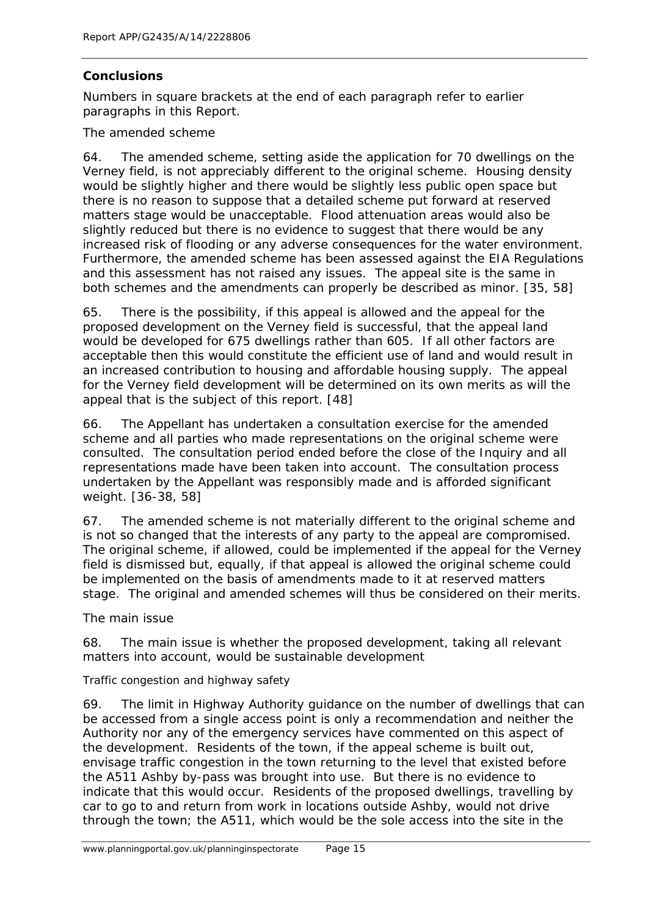## Conclusions

Numbers in square brackets at the end of each paragraph refer to earlier paragraphs in this Report.

### The amended scheme

64. The amended scheme, setting aside the application for 70 dwellings on the Verney field, is not appreciably different to the original scheme. Housing density would be slightly higher and there would be slightly less public open space but there is no reason to suppose that a detailed scheme put forward at reserved matters stage would be unacceptable. Flood attenuation areas would also be slightly reduced but there is no evidence to suggest that there would be any increased risk of flooding or any adverse consequences for the water environment. Furthermore, the amended scheme has been assessed against the EIA Regulations and this assessment has not raised any issues. The appeal site is the same in both schemes and the amendments can properly be described as minor. [35, 58]

65. There is the possibility, if this appeal is allowed and the appeal for the proposed development on the Verney field is successful, that the appeal land would be developed for 675 dwellings rather than 605. If all other factors are acceptable then this would constitute the efficient use of land and would result in an increased contribution to housing and affordable housing supply. The appeal for the Verney field development will be determined on its own merits as will the appeal that is the subject of this report. [48]

66. The Appellant has undertaken a consultation exercise for the amended scheme and all parties who made representations on the original scheme were consulted. The consultation period ended before the close of the Inquiry and all representations made have been taken into account. The consultation process undertaken by the Appellant was responsibly made and is afforded significant weight. [36-38, 58]

67. The amended scheme is not materially different to the original scheme and is not so changed that the interests of any party to the appeal are compromised. The original scheme, if allowed, could be implemented if the appeal for the Verney field is dismissed but, equally, if that appeal is allowed the original scheme could be implemented on the basis of amendments made to it at reserved matters stage. The original and amended schemes will thus be considered on their merits.

### The main issue

68. The main issue is whether the proposed development, taking all relevant matters into account, would be sustainable development

#### Traffic congestion and highway safety

69. The limit in Highway Authority guidance on the number of dwellings that can be accessed from a single access point is only a recommendation and neither the Authority nor any of the emergency services have commented on this aspect of the development. Residents of the town, if the appeal scheme is built out, envisage traffic congestion in the town returning to the level that existed before the A511 Ashby by-pass was brought into use. But there is no evidence to indicate that this would occur. Residents of the proposed dwellings, travelling by car to go to and return from work in locations outside Ashby, would not drive through the town; the A511, which would be the sole access into the site in the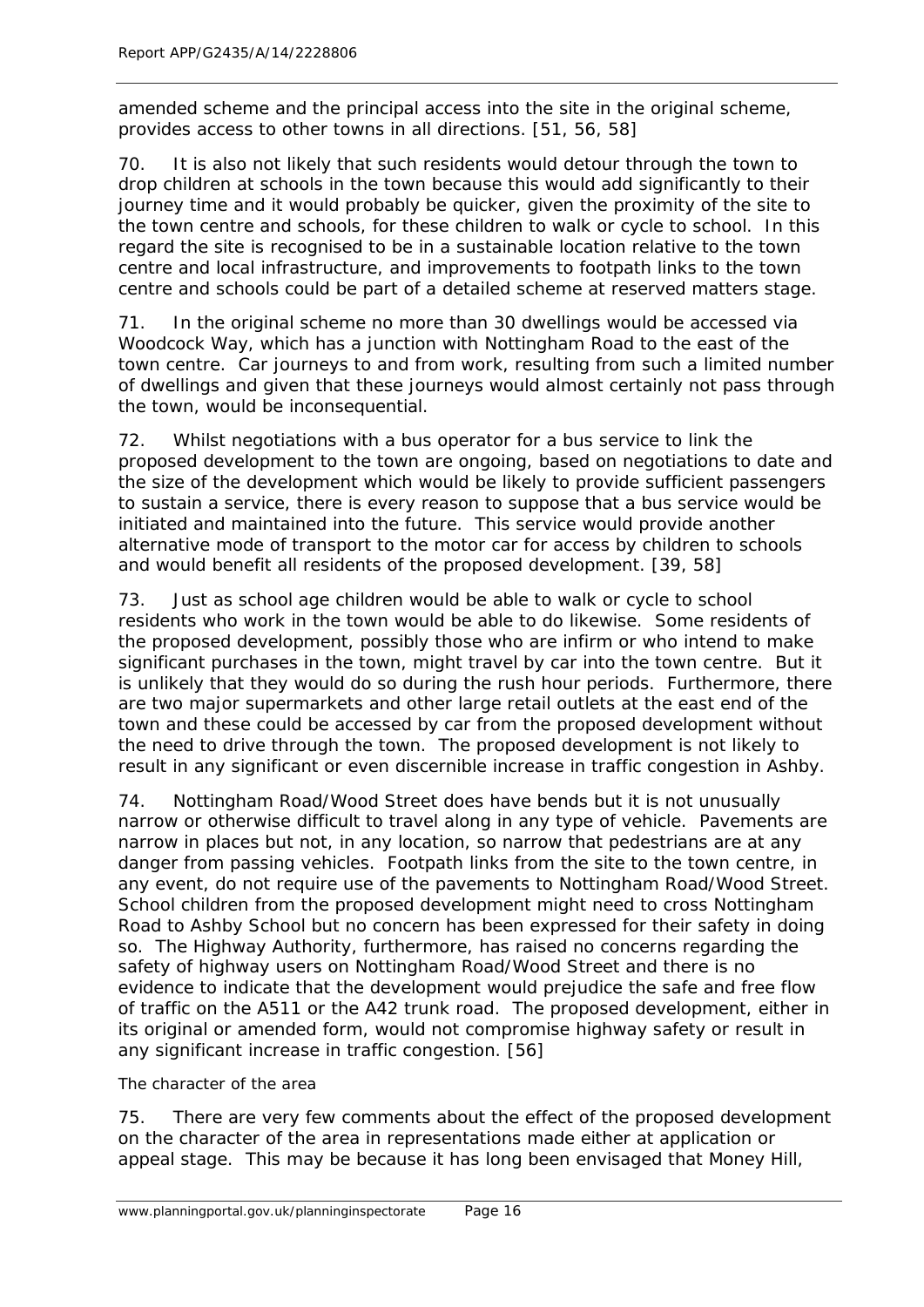amended scheme and the principal access into the site in the original scheme, provides access to other towns in all directions. [51, 56, 58]

70. It is also not likely that such residents would detour through the town to drop children at schools in the town because this would add significantly to their journey time and it would probably be quicker, given the proximity of the site to the town centre and schools, for these children to walk or cycle to school. In this regard the site is recognised to be in a sustainable location relative to the town centre and local infrastructure, and improvements to footpath links to the town centre and schools could be part of a detailed scheme at reserved matters stage.

71. In the original scheme no more than 30 dwellings would be accessed via Woodcock Way, which has a junction with Nottingham Road to the east of the town centre. Car journeys to and from work, resulting from such a limited number of dwellings and given that these journeys would almost certainly not pass through the town, would be inconsequential.

72. Whilst negotiations with a bus operator for a bus service to link the proposed development to the town are ongoing, based on negotiations to date and the size of the development which would be likely to provide sufficient passengers to sustain a service, there is every reason to suppose that a bus service would be initiated and maintained into the future. This service would provide another alternative mode of transport to the motor car for access by children to schools and would benefit all residents of the proposed development. [39, 58]

73. Just as school age children would be able to walk or cycle to school residents who work in the town would be able to do likewise. Some residents of the proposed development, possibly those who are infirm or who intend to make significant purchases in the town, might travel by car into the town centre. But it is unlikely that they would do so during the rush hour periods. Furthermore, there are two major supermarkets and other large retail outlets at the east end of the town and these could be accessed by car from the proposed development without the need to drive through the town. The proposed development is not likely to result in any significant or even discernible increase in traffic congestion in Ashby.

74. Nottingham Road/Wood Street does have bends but it is not unusually narrow or otherwise difficult to travel along in any type of vehicle. Pavements are narrow in places but not, in any location, so narrow that pedestrians are at any danger from passing vehicles. Footpath links from the site to the town centre, in any event, do not require use of the pavements to Nottingham Road/Wood Street. School children from the proposed development might need to cross Nottingham Road to Ashby School but no concern has been expressed for their safety in doing so. The Highway Authority, furthermore, has raised no concerns regarding the safety of highway users on Nottingham Road/Wood Street and there is no evidence to indicate that the development would prejudice the safe and free flow of traffic on the A511 or the A42 trunk road. The proposed development, either in its original or amended form, would not compromise highway safety or result in any significant increase in traffic congestion. [56]

*The character of the area*

75. There are very few comments about the effect of the proposed development on the character of the area in representations made either at application or appeal stage. This may be because it has long been envisaged that Money Hill,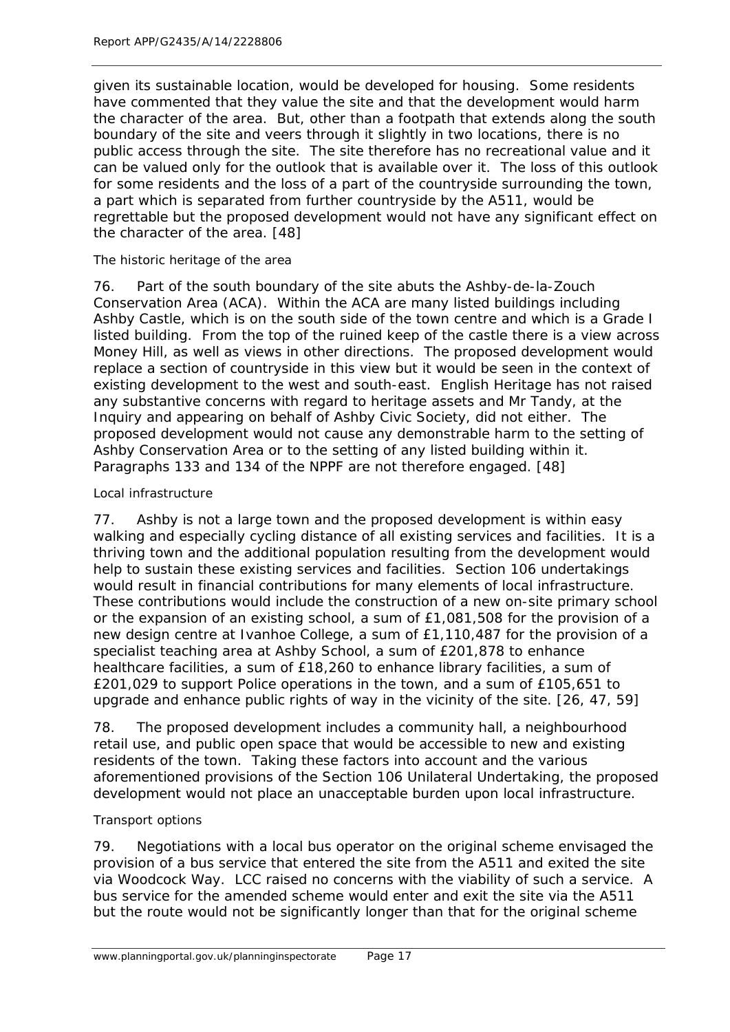given its sustainable location, would be developed for housing. Some residents have commented that they value the site and that the development would harm the character of the area. But, other than a footpath that extends along the south boundary of the site and veers through it slightly in two locations, there is no public access through the site. The site therefore has no recreational value and it can be valued only for the outlook that is available over it. The loss of this outlook for some residents and the loss of a part of the countryside surrounding the town, a part which is separated from further countryside by the A511, would be regrettable but the proposed development would not have any significant effect on the character of the area. [48]

*The historic heritage of the area*

76. Part of the south boundary of the site abuts the Ashby-de-la-Zouch Conservation Area (ACA). Within the ACA are many listed buildings including Ashby Castle, which is on the south side of the town centre and which is a Grade I listed building. From the top of the ruined keep of the castle there is a view across Money Hill, as well as views in other directions. The proposed development would replace a section of countryside in this view but it would be seen in the context of existing development to the west and south-east. English Heritage has not raised any substantive concerns with regard to heritage assets and Mr Tandy, at the Inquiry and appearing on behalf of Ashby Civic Society, did not either. The proposed development would not cause any demonstrable harm to the setting of Ashby Conservation Area or to the setting of any listed building within it. Paragraphs 133 and 134 of the NPPF are not therefore engaged. [48]

*Local infrastructure*

77. Ashby is not a large town and the proposed development is within easy walking and especially cycling distance of all existing services and facilities. It is a thriving town and the additional population resulting from the development would help to sustain these existing services and facilities. Section 106 undertakings would result in financial contributions for many elements of local infrastructure. These contributions would include the construction of a new on-site primary school or the expansion of an existing school, a sum of £1,081,508 for the provision of a new design centre at Ivanhoe College, a sum of £1,110,487 for the provision of a specialist teaching area at Ashby School, a sum of £201,878 to enhance healthcare facilities, a sum of £18,260 to enhance library facilities, a sum of £201,029 to support Police operations in the town, and a sum of £105,651 to upgrade and enhance public rights of way in the vicinity of the site. [26, 47, 59]

78. The proposed development includes a community hall, a neighbourhood retail use, and public open space that would be accessible to new and existing residents of the town. Taking these factors into account and the various aforementioned provisions of the Section 106 Unilateral Undertaking, the proposed development would not place an unacceptable burden upon local infrastructure.

*Transport options*

79. Negotiations with a local bus operator on the original scheme envisaged the provision of a bus service that entered the site from the A511 and exited the site via Woodcock Way. LCC raised no concerns with the viability of such a service. A bus service for the amended scheme would enter and exit the site via the A511 but the route would not be significantly longer than that for the original scheme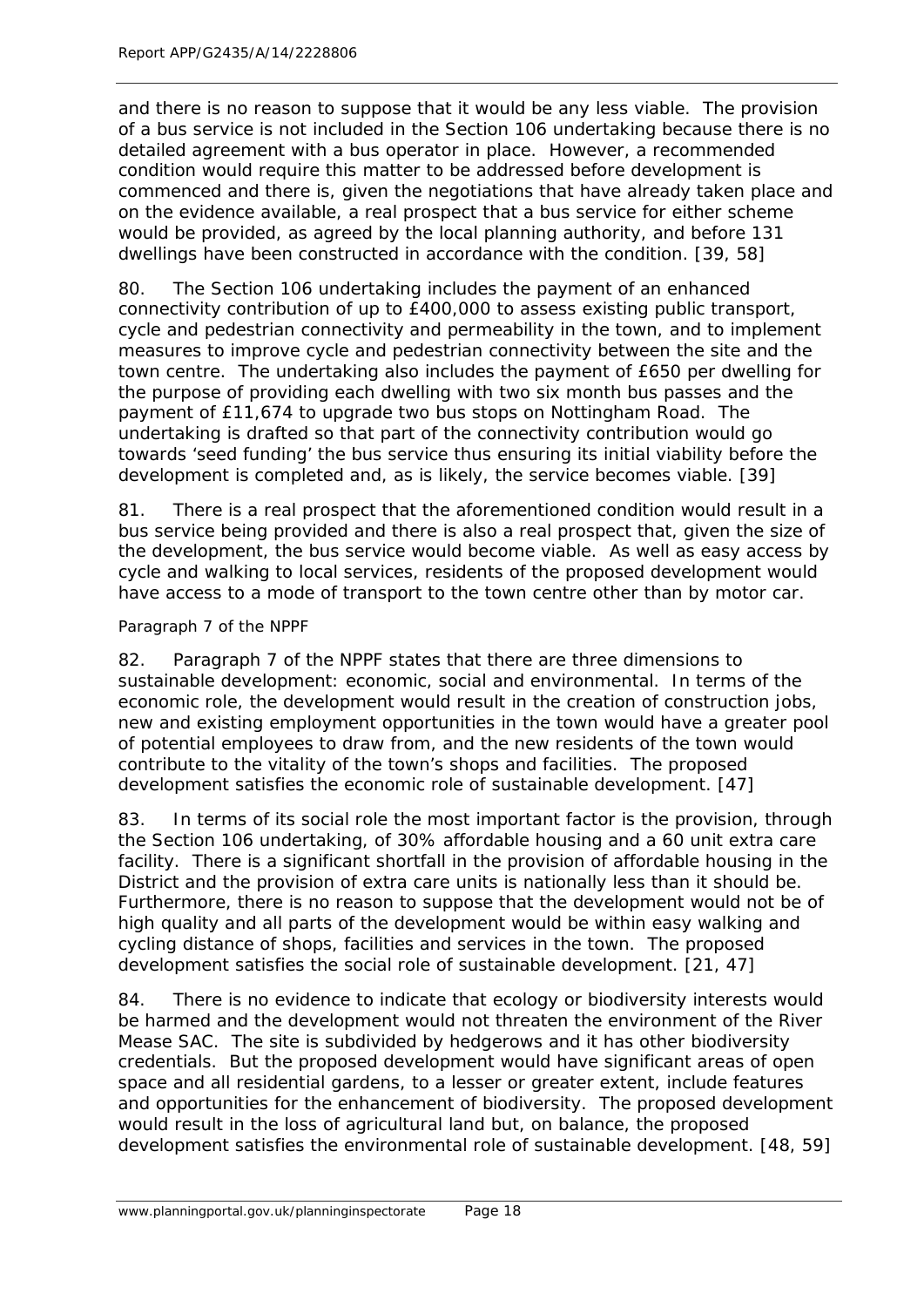and there is no reason to suppose that it would be any less viable. The provision of a bus service is not included in the Section 106 undertaking because there is no detailed agreement with a bus operator in place. However, a recommended condition would require this matter to be addressed before development is commenced and there is, given the negotiations that have already taken place and on the evidence available, a real prospect that a bus service for either scheme would be provided, as agreed by the local planning authority, and before 131 dwellings have been constructed in accordance with the condition. [39, 58]

80. The Section 106 undertaking includes the payment of an enhanced connectivity contribution of up to £400,000 to assess existing public transport, cycle and pedestrian connectivity and permeability in the town, and to implement measures to improve cycle and pedestrian connectivity between the site and the town centre. The undertaking also includes the payment of £650 per dwelling for the purpose of providing each dwelling with two six month bus passes and the payment of £11,674 to upgrade two bus stops on Nottingham Road. The undertaking is drafted so that part of the connectivity contribution would go towards 'seed funding' the bus service thus ensuring its initial viability before the development is completed and, as is likely, the service becomes viable. [39]

81. There is a real prospect that the aforementioned condition would result in a bus service being provided and there is also a real prospect that, given the size of the development, the bus service would become viable. As well as easy access by cycle and walking to local services, residents of the proposed development would have access to a mode of transport to the town centre other than by motor car.

*Paragraph 7 of the NPPF*

82. Paragraph 7 of the NPPF states that there are three dimensions to sustainable development: economic, social and environmental. In terms of the economic role, the development would result in the creation of construction jobs, new and existing employment opportunities in the town would have a greater pool of potential employees to draw from, and the new residents of the town would contribute to the vitality of the town's shops and facilities. The proposed development satisfies the economic role of sustainable development. [47]

83. In terms of its social role the most important factor is the provision, through the Section 106 undertaking, of 30% affordable housing and a 60 unit extra care facility. There is a significant shortfall in the provision of affordable housing in the District and the provision of extra care units is nationally less than it should be. Furthermore, there is no reason to suppose that the development would not be of high quality and all parts of the development would be within easy walking and cycling distance of shops, facilities and services in the town. The proposed development satisfies the social role of sustainable development. [21, 47]

84. There is no evidence to indicate that ecology or biodiversity interests would be harmed and the development would not threaten the environment of the River Mease SAC. The site is subdivided by hedgerows and it has other biodiversity credentials. But the proposed development would have significant areas of open space and all residential gardens, to a lesser or greater extent, include features and opportunities for the enhancement of biodiversity. The proposed development would result in the loss of agricultural land but, on balance, the proposed development satisfies the environmental role of sustainable development. [48, 59]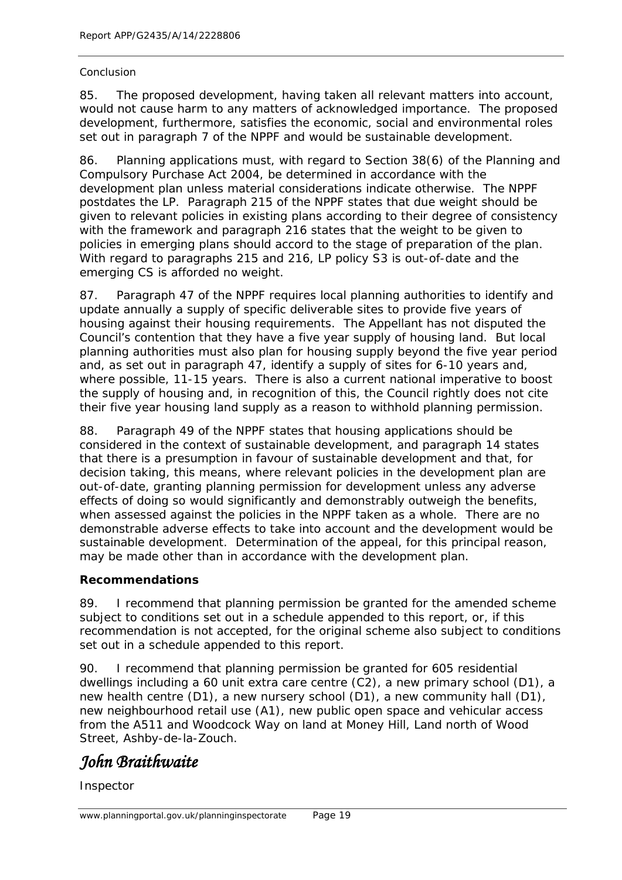Conclusion

85. The proposed development, having taken all relevant matters into account, would not cause harm to any matters of acknowledged importance. The proposed development, furthermore, satisfies the economic, social and environmental roles set out in paragraph 7 of the NPPF and would be sustainable development.

86. Planning applications must, with regard to Section 38(6) of the Planning and Compulsory Purchase Act 2004, be determined in accordance with the development plan unless material considerations indicate otherwise. The NPPF postdates the LP. Paragraph 215 of the NPPF states that due weight should be given to relevant policies in existing plans according to their degree of consistency with the framework and paragraph 216 states that the weight to be given to policies in emerging plans should accord to the stage of preparation of the plan. With regard to paragraphs 215 and 216, LP policy S3 is out-of-date and the emerging CS is afforded no weight.

87. Paragraph 47 of the NPPF requires local planning authorities to identify and update annually a supply of specific deliverable sites to provide five years of housing against their housing requirements. The Appellant has not disputed the Council's contention that they have a five year supply of housing land. But local planning authorities must also plan for housing supply beyond the five year period and, as set out in paragraph 47, identify a supply of sites for 6-10 years and, where possible, 11-15 years. There is also a current national imperative to boost the supply of housing and, in recognition of this, the Council rightly does not cite their five year housing land supply as a reason to withhold planning permission.

88. Paragraph 49 of the NPPF states that housing applications should be considered in the context of sustainable development, and paragraph 14 states that there is a presumption in favour of sustainable development and that, for decision taking, this means, where relevant policies in the development plan are out-of-date, granting planning permission for development unless any adverse effects of doing so would significantly and demonstrably outweigh the benefits, when assessed against the policies in the NPPF taken as a whole. There are no demonstrable adverse effects to take into account and the development would be sustainable development. Determination of the appeal, for this principal reason, may be made other than in accordance with the development plan.

**Recommendations**

89. I recommend that planning permission be granted for the amended scheme subject to conditions set out in a schedule appended to this report, or, if this recommendation is not accepted, for the original scheme also subject to conditions set out in a schedule appended to this report.

90. I recommend that planning permission be granted for 605 residential dwellings including a 60 unit extra care centre (C2), a new primary school (D1), a new health centre (D1), a new nursery school (D1), a new community hall (D1), new neighbourhood retail use (A1), new public open space and vehicular access from the A511 and Woodcock Way on land at Money Hill, Land north of Wood Street, Ashby-de-la-Zouch.

*John Braithwaite*

Inspector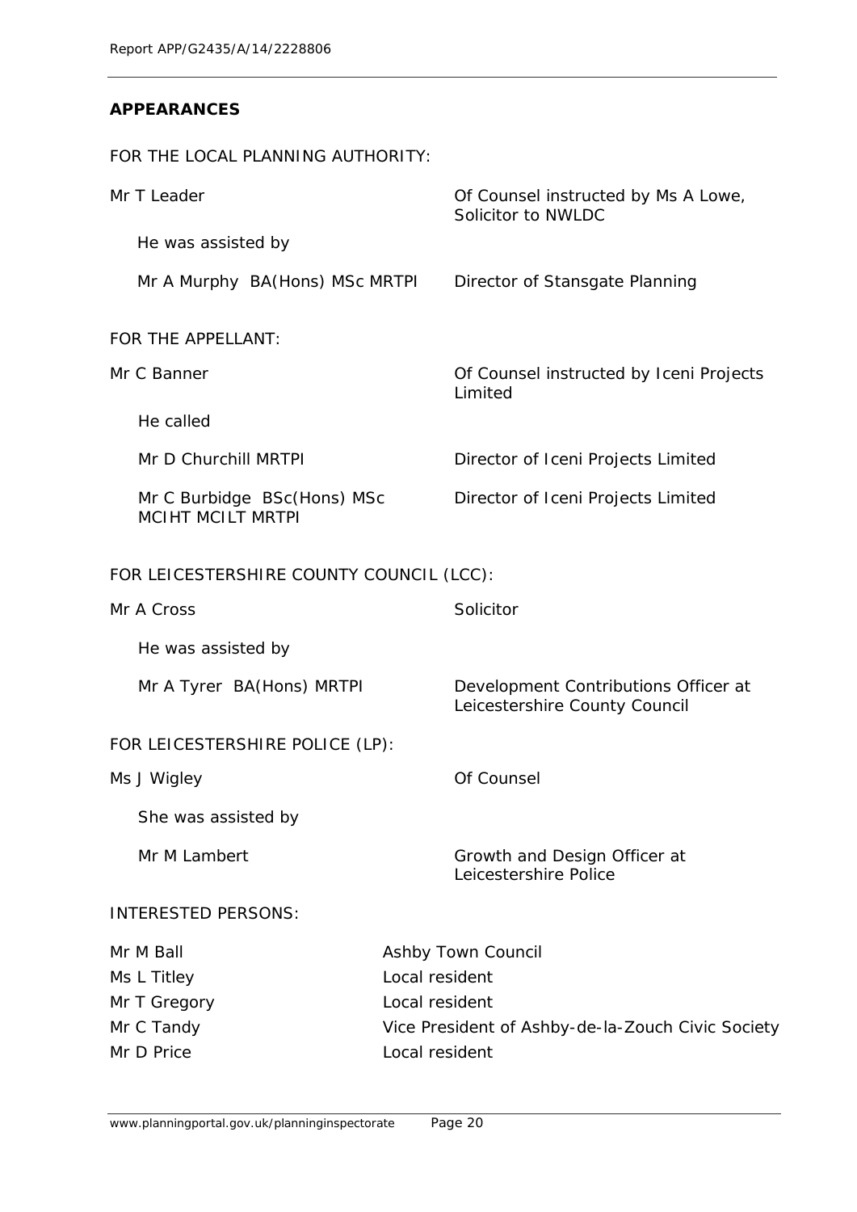## APPEARANCES

FOR THE LOCAL PLANNING AUTHORITY:

| | |
|---|---|
| Mr T Leader | Of Counsel instructed by Ms A Lowe, Solicitor to NWLDC |
| He was assisted by | |
| Mr A Murphy BA(Hons) MSc MRTPI | Director of Stansgate Planning |

FOR THE APPELLANT:

| | |
|---|---|
| Mr C Banner | Of Counsel instructed by Iceni Projects Limited |
| He called | |
| Mr D Churchill MRTPI | Director of Iceni Projects Limited |
| Mr C Burbidge BSc(Hons) MSc MCIHT MCILT MRTPI | Director of Iceni Projects Limited |

FOR LEICESTERSHIRE COUNTY COUNCIL (LCC):

| | |
|---|---|
| Mr A Cross | Solicitor |
| He was assisted by | |
| Mr A Tyrer BA(Hons) MRTPI | Development Contributions Officer at Leicestershire County Council |

FOR LEICESTERSHIRE POLICE (LP):

| | |
|---|---|
| Ms J Wigley | Of Counsel |
| She was assisted by | |
| Mr M Lambert | Growth and Design Officer at Leicestershire Police |

INTERESTED PERSONS:

| | |
|---|---|
| Mr M Ball | Ashby Town Council |
| Ms L Titley | Local resident |
| Mr T Gregory | Local resident |
| Mr C Tandy | Vice President of Ashby-de-la-Zouch Civic Society |
| Mr D Price | Local resident |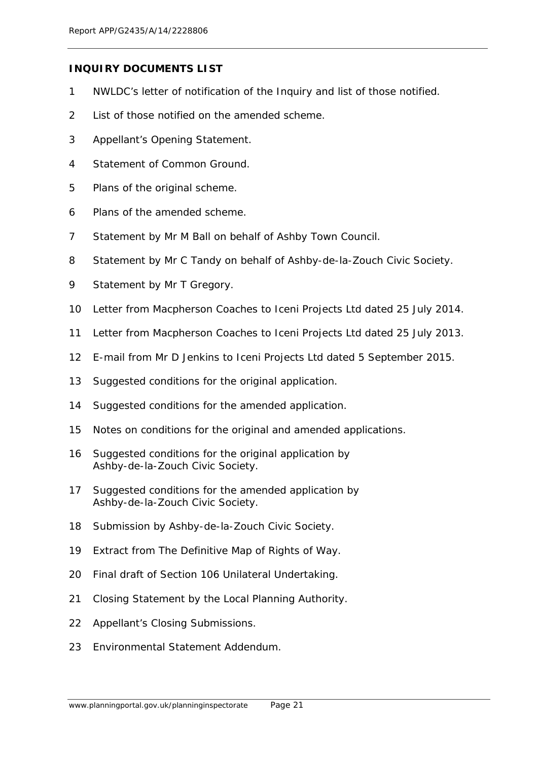## INQUIRY DOCUMENTS LIST

1 NWLDC's letter of notification of the Inquiry and list of those notified.

2 List of those notified on the amended scheme.

3 Appellant's Opening Statement.

4 Statement of Common Ground.

5 Plans of the original scheme.

6 Plans of the amended scheme.

7 Statement by Mr M Ball on behalf of Ashby Town Council.

8 Statement by Mr C Tandy on behalf of Ashby-de-la-Zouch Civic Society.

9 Statement by Mr T Gregory.

10 Letter from Macpherson Coaches to Iceni Projects Ltd dated 25 July 2014.

11 Letter from Macpherson Coaches to Iceni Projects Ltd dated 25 July 2013.

12 E-mail from Mr D Jenkins to Iceni Projects Ltd dated 5 September 2015.

13 Suggested conditions for the original application.

14 Suggested conditions for the amended application.

15 Notes on conditions for the original and amended applications.

16 Suggested conditions for the original application by Ashby-de-la-Zouch Civic Society.

17 Suggested conditions for the amended application by Ashby-de-la-Zouch Civic Society.

18 Submission by Ashby-de-la-Zouch Civic Society.

19 Extract from The Definitive Map of Rights of Way.

20 Final draft of Section 106 Unilateral Undertaking.

21 Closing Statement by the Local Planning Authority.

22 Appellant's Closing Submissions.

23 Environmental Statement Addendum.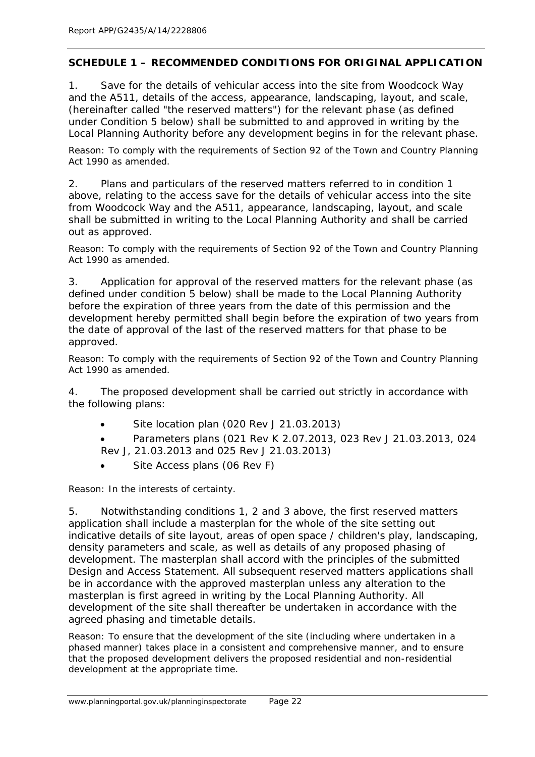## SCHEDULE 1 – RECOMMENDED CONDITIONS FOR ORIGINAL APPLICATION

1. Save for the details of vehicular access into the site from Woodcock Way and the A511, details of the access, appearance, landscaping, layout, and scale, (hereinafter called "the reserved matters") for the relevant phase (as defined under Condition 5 below) shall be submitted to and approved in writing by the Local Planning Authority before any development begins in for the relevant phase.

*Reason: To comply with the requirements of Section 92 of the Town and Country Planning Act 1990 as amended.*

2. Plans and particulars of the reserved matters referred to in condition 1 above, relating to the access save for the details of vehicular access into the site from Woodcock Way and the A511, appearance, landscaping, layout, and scale shall be submitted in writing to the Local Planning Authority and shall be carried out as approved.

*Reason: To comply with the requirements of Section 92 of the Town and Country Planning Act 1990 as amended.*

3. Application for approval of the reserved matters for the relevant phase (as defined under condition 5 below) shall be made to the Local Planning Authority before the expiration of three years from the date of this permission and the development hereby permitted shall begin before the expiration of two years from the date of approval of the last of the reserved matters for that phase to be approved.

*Reason: To comply with the requirements of Section 92 of the Town and Country Planning Act 1990 as amended.*

4. The proposed development shall be carried out strictly in accordance with the following plans:

- Site location plan (020 Rev J 21.03.2013)
- Parameters plans (021 Rev K 2.07.2013, 023 Rev J 21.03.2013, 024 Rev J, 21.03.2013 and 025 Rev J 21.03.2013)
- Site Access plans (06 Rev F)

*Reason: In the interests of certainty.*

5. Notwithstanding conditions 1, 2 and 3 above, the first reserved matters application shall include a masterplan for the whole of the site setting out indicative details of site layout, areas of open space / children's play, landscaping, density parameters and scale, as well as details of any proposed phasing of development. The masterplan shall accord with the principles of the submitted Design and Access Statement. All subsequent reserved matters applications shall be in accordance with the approved masterplan unless any alteration to the masterplan is first agreed in writing by the Local Planning Authority. All development of the site shall thereafter be undertaken in accordance with the agreed phasing and timetable details.

*Reason: To ensure that the development of the site (including where undertaken in a phased manner) takes place in a consistent and comprehensive manner, and to ensure that the proposed development delivers the proposed residential and non-residential development at the appropriate time.*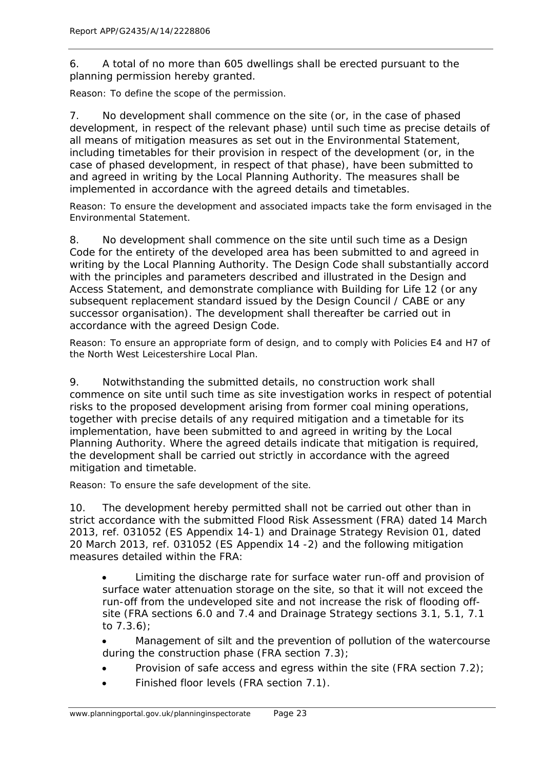6. A total of no more than 605 dwellings shall be erected pursuant to the planning permission hereby granted.

*Reason: To define the scope of the permission.*

7. No development shall commence on the site (or, in the case of phased development, in respect of the relevant phase) until such time as precise details of all means of mitigation measures as set out in the Environmental Statement, including timetables for their provision in respect of the development (or, in the case of phased development, in respect of that phase), have been submitted to and agreed in writing by the Local Planning Authority. The measures shall be implemented in accordance with the agreed details and timetables.

*Reason: To ensure the development and associated impacts take the form envisaged in the Environmental Statement.*

8. No development shall commence on the site until such time as a Design Code for the entirety of the developed area has been submitted to and agreed in writing by the Local Planning Authority. The Design Code shall substantially accord with the principles and parameters described and illustrated in the Design and Access Statement, and demonstrate compliance with Building for Life 12 (or any subsequent replacement standard issued by the Design Council / CABE or any successor organisation). The development shall thereafter be carried out in accordance with the agreed Design Code.

*Reason: To ensure an appropriate form of design, and to comply with Policies E4 and H7 of the North West Leicestershire Local Plan.*

9. Notwithstanding the submitted details, no construction work shall commence on site until such time as site investigation works in respect of potential risks to the proposed development arising from former coal mining operations, together with precise details of any required mitigation and a timetable for its implementation, have been submitted to and agreed in writing by the Local Planning Authority. Where the agreed details indicate that mitigation is required, the development shall be carried out strictly in accordance with the agreed mitigation and timetable.

*Reason: To ensure the safe development of the site.*

10. The development hereby permitted shall not be carried out other than in strict accordance with the submitted Flood Risk Assessment (FRA) dated 14 March 2013, ref. 031052 (ES Appendix 14-1) and Drainage Strategy Revision 01, dated 20 March 2013, ref. 031052 (ES Appendix 14 -2) and the following mitigation measures detailed within the FRA:

- Limiting the discharge rate for surface water run-off and provision of surface water attenuation storage on the site, so that it will not exceed the run-off from the undeveloped site and not increase the risk of flooding off-site (FRA sections 6.0 and 7.4 and Drainage Strategy sections 3.1, 5.1, 7.1 to 7.3.6);
- Management of silt and the prevention of pollution of the watercourse during the construction phase (FRA section 7.3);
- Provision of safe access and egress within the site (FRA section 7.2);
- Finished floor levels (FRA section 7.1).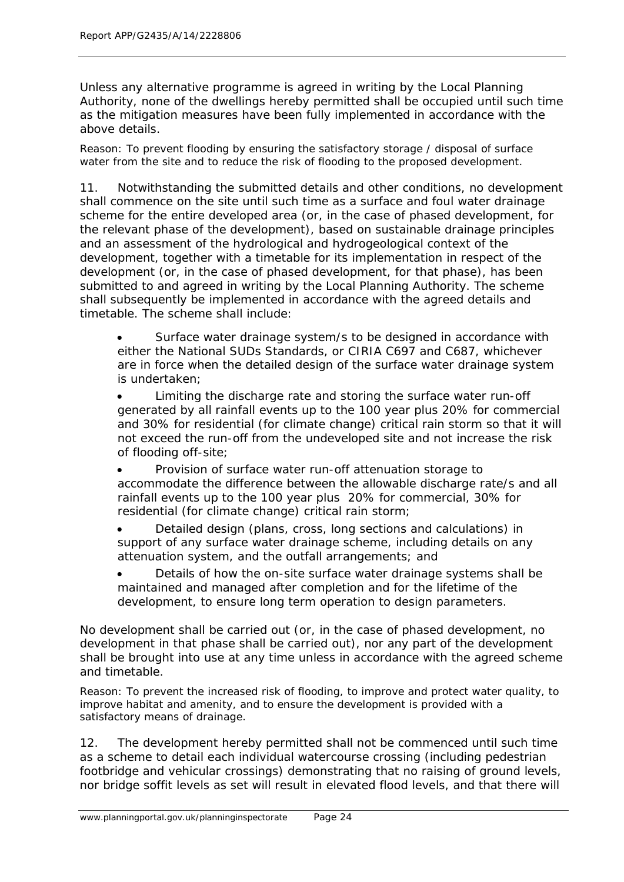Unless any alternative programme is agreed in writing by the Local Planning Authority, none of the dwellings hereby permitted shall be occupied until such time as the mitigation measures have been fully implemented in accordance with the above details.

Reason: To prevent flooding by ensuring the satisfactory storage / disposal of surface water from the site and to reduce the risk of flooding to the proposed development.

11. Notwithstanding the submitted details and other conditions, no development shall commence on the site until such time as a surface and foul water drainage scheme for the entire developed area (or, in the case of phased development, for the relevant phase of the development), based on sustainable drainage principles and an assessment of the hydrological and hydrogeological context of the development, together with a timetable for its implementation in respect of the development (or, in the case of phased development, for that phase), has been submitted to and agreed in writing by the Local Planning Authority. The scheme shall subsequently be implemented in accordance with the agreed details and timetable. The scheme shall include:

- Surface water drainage system/s to be designed in accordance with either the National SUDs Standards, or CIRIA C697 and C687, whichever are in force when the detailed design of the surface water drainage system is undertaken;
- Limiting the discharge rate and storing the surface water run-off generated by all rainfall events up to the 100 year plus 20% for commercial and 30% for residential (for climate change) critical rain storm so that it will not exceed the run-off from the undeveloped site and not increase the risk of flooding off-site;
- Provision of surface water run-off attenuation storage to accommodate the difference between the allowable discharge rate/s and all rainfall events up to the 100 year plus 20% for commercial, 30% for residential (for climate change) critical rain storm;
- Detailed design (plans, cross, long sections and calculations) in support of any surface water drainage scheme, including details on any attenuation system, and the outfall arrangements; and
- Details of how the on-site surface water drainage systems shall be maintained and managed after completion and for the lifetime of the development, to ensure long term operation to design parameters.

No development shall be carried out (or, in the case of phased development, no development in that phase shall be carried out), nor any part of the development shall be brought into use at any time unless in accordance with the agreed scheme and timetable.

Reason: To prevent the increased risk of flooding, to improve and protect water quality, to improve habitat and amenity, and to ensure the development is provided with a satisfactory means of drainage.

12. The development hereby permitted shall not be commenced until such time as a scheme to detail each individual watercourse crossing (including pedestrian footbridge and vehicular crossings) demonstrating that no raising of ground levels, nor bridge soffit levels as set will result in elevated flood levels, and that there will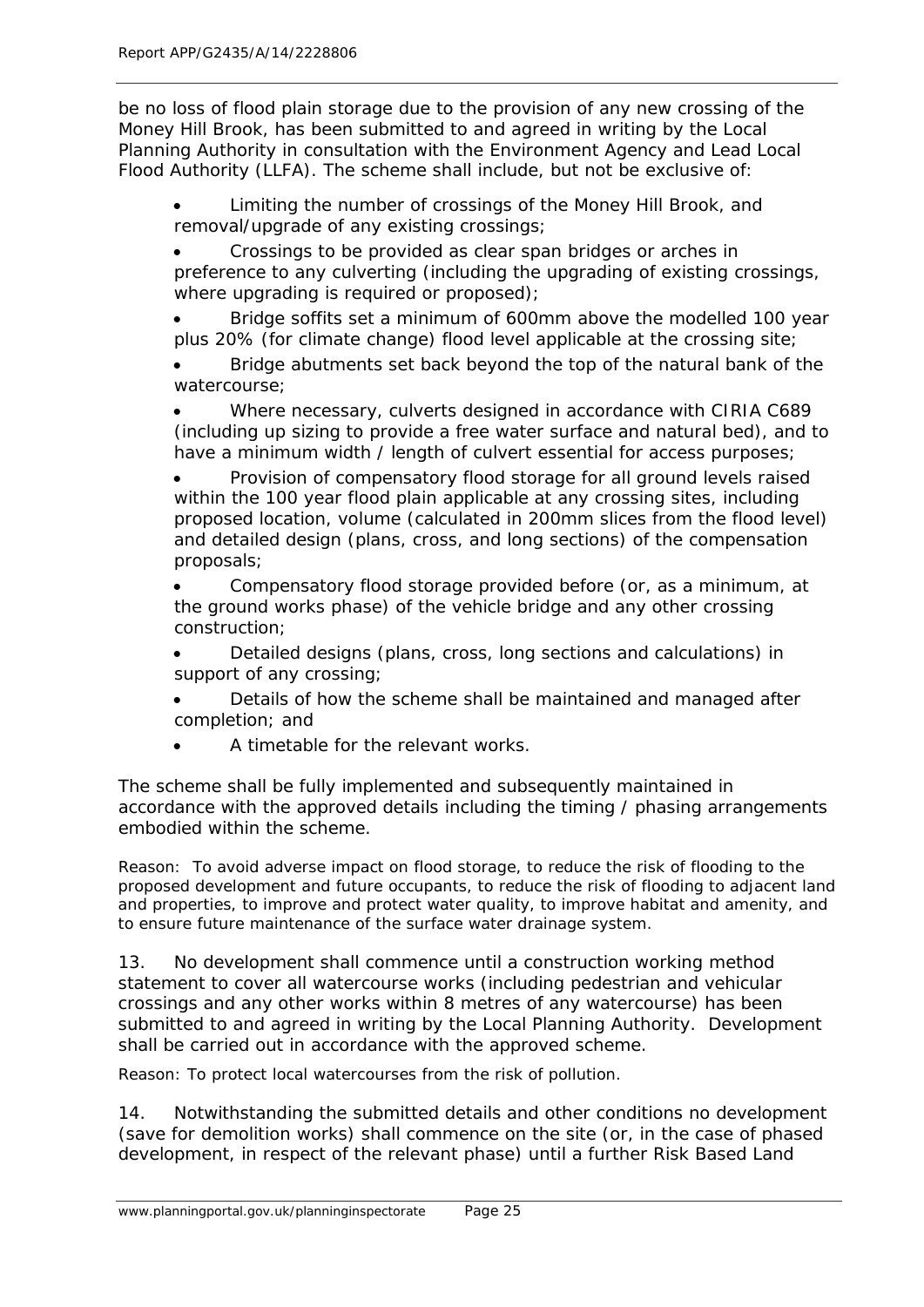be no loss of flood plain storage due to the provision of any new crossing of the Money Hill Brook, has been submitted to and agreed in writing by the Local Planning Authority in consultation with the Environment Agency and Lead Local Flood Authority (LLFA). The scheme shall include, but not be exclusive of:

- Limiting the number of crossings of the Money Hill Brook, and removal/upgrade of any existing crossings;
- Crossings to be provided as clear span bridges or arches in preference to any culverting (including the upgrading of existing crossings, where upgrading is required or proposed);
- Bridge soffits set a minimum of 600mm above the modelled 100 year plus 20% (for climate change) flood level applicable at the crossing site;
- Bridge abutments set back beyond the top of the natural bank of the watercourse;
- Where necessary, culverts designed in accordance with CIRIA C689 (including up sizing to provide a free water surface and natural bed), and to have a minimum width / length of culvert essential for access purposes;
- Provision of compensatory flood storage for all ground levels raised within the 100 year flood plain applicable at any crossing sites, including proposed location, volume (calculated in 200mm slices from the flood level) and detailed design (plans, cross, and long sections) of the compensation proposals;
- Compensatory flood storage provided before (or, as a minimum, at the ground works phase) of the vehicle bridge and any other crossing construction;
- Detailed designs (plans, cross, long sections and calculations) in support of any crossing;
- Details of how the scheme shall be maintained and managed after completion; and
- A timetable for the relevant works.

The scheme shall be fully implemented and subsequently maintained in accordance with the approved details including the timing / phasing arrangements embodied within the scheme.

Reason: To avoid adverse impact on flood storage, to reduce the risk of flooding to the proposed development and future occupants, to reduce the risk of flooding to adjacent land and properties, to improve and protect water quality, to improve habitat and amenity, and to ensure future maintenance of the surface water drainage system.

13. No development shall commence until a construction working method statement to cover all watercourse works (including pedestrian and vehicular crossings and any other works within 8 metres of any watercourse) has been submitted to and agreed in writing by the Local Planning Authority. Development shall be carried out in accordance with the approved scheme.

Reason: To protect local watercourses from the risk of pollution.

14. Notwithstanding the submitted details and other conditions no development (save for demolition works) shall commence on the site (or, in the case of phased development, in respect of the relevant phase) until a further Risk Based Land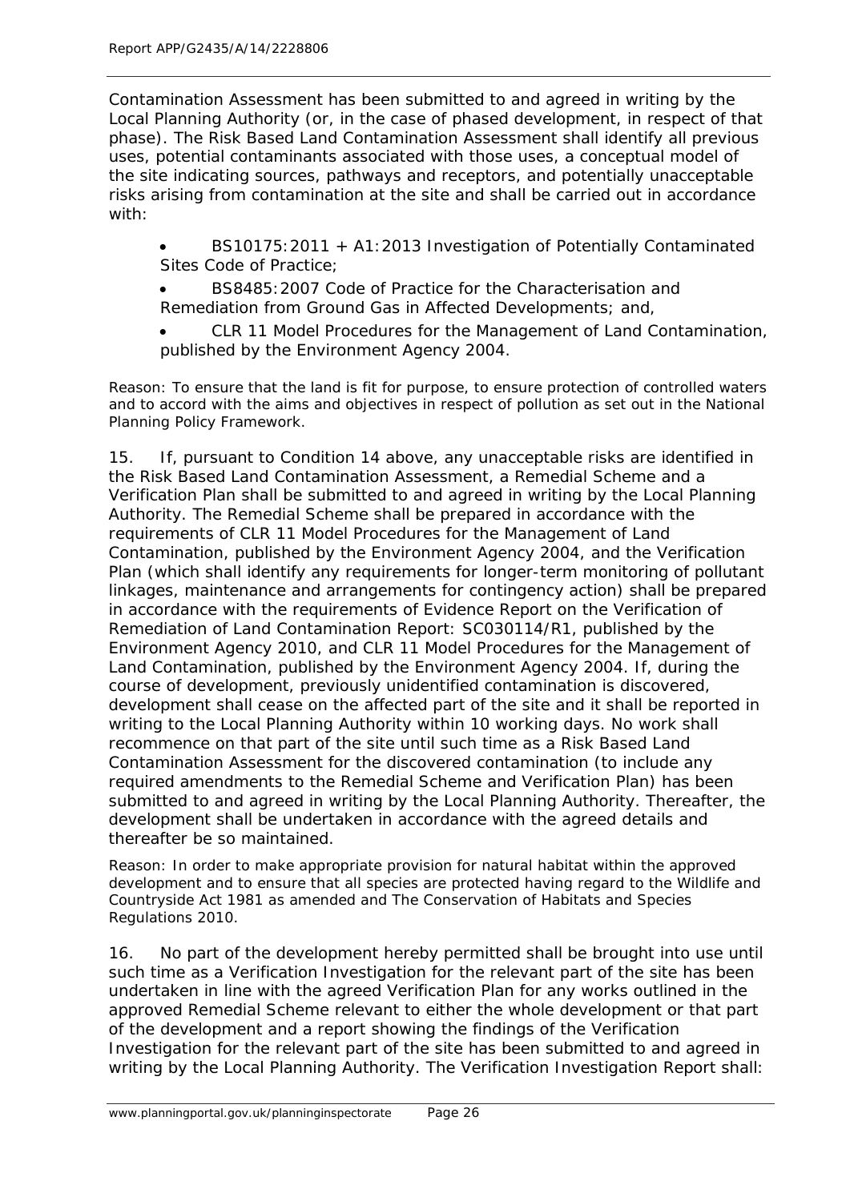Contamination Assessment has been submitted to and agreed in writing by the Local Planning Authority (or, in the case of phased development, in respect of that phase). The Risk Based Land Contamination Assessment shall identify all previous uses, potential contaminants associated with those uses, a conceptual model of the site indicating sources, pathways and receptors, and potentially unacceptable risks arising from contamination at the site and shall be carried out in accordance with:

- BS10175:2011 + A1:2013 Investigation of Potentially Contaminated Sites Code of Practice;
- BS8485:2007 Code of Practice for the Characterisation and Remediation from Ground Gas in Affected Developments; and,
- CLR 11 Model Procedures for the Management of Land Contamination, published by the Environment Agency 2004.

Reason: To ensure that the land is fit for purpose, to ensure protection of controlled waters and to accord with the aims and objectives in respect of pollution as set out in the National Planning Policy Framework.

15. If, pursuant to Condition 14 above, any unacceptable risks are identified in the Risk Based Land Contamination Assessment, a Remedial Scheme and a Verification Plan shall be submitted to and agreed in writing by the Local Planning Authority. The Remedial Scheme shall be prepared in accordance with the requirements of CLR 11 Model Procedures for the Management of Land Contamination, published by the Environment Agency 2004, and the Verification Plan (which shall identify any requirements for longer-term monitoring of pollutant linkages, maintenance and arrangements for contingency action) shall be prepared in accordance with the requirements of Evidence Report on the Verification of Remediation of Land Contamination Report: SC030114/R1, published by the Environment Agency 2010, and CLR 11 Model Procedures for the Management of Land Contamination, published by the Environment Agency 2004. If, during the course of development, previously unidentified contamination is discovered, development shall cease on the affected part of the site and it shall be reported in writing to the Local Planning Authority within 10 working days. No work shall recommence on that part of the site until such time as a Risk Based Land Contamination Assessment for the discovered contamination (to include any required amendments to the Remedial Scheme and Verification Plan) has been submitted to and agreed in writing by the Local Planning Authority. Thereafter, the development shall be undertaken in accordance with the agreed details and thereafter be so maintained.

Reason: In order to make appropriate provision for natural habitat within the approved development and to ensure that all species are protected having regard to the Wildlife and Countryside Act 1981 as amended and The Conservation of Habitats and Species Regulations 2010.

16. No part of the development hereby permitted shall be brought into use until such time as a Verification Investigation for the relevant part of the site has been undertaken in line with the agreed Verification Plan for any works outlined in the approved Remedial Scheme relevant to either the whole development or that part of the development and a report showing the findings of the Verification Investigation for the relevant part of the site has been submitted to and agreed in writing by the Local Planning Authority. The Verification Investigation Report shall: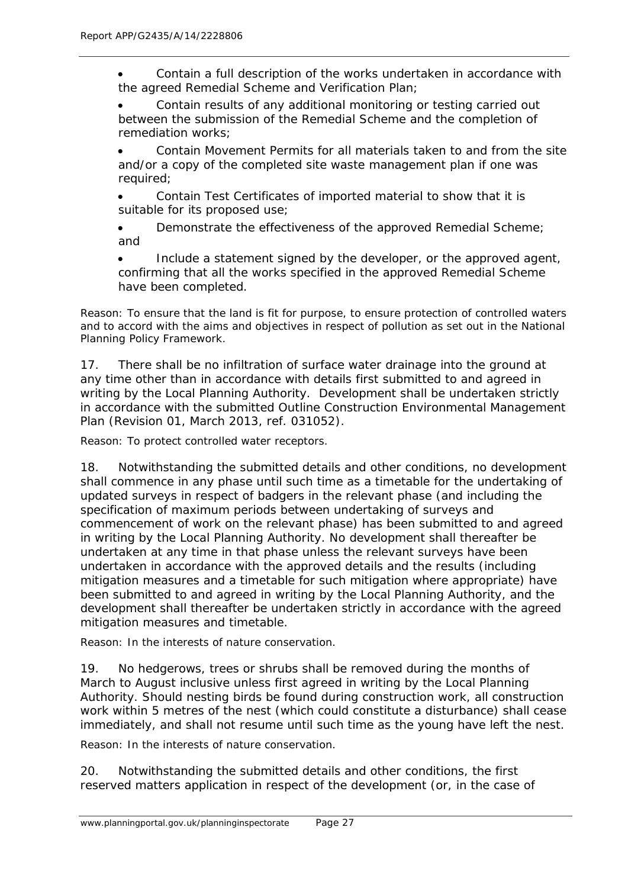- Contain a full description of the works undertaken in accordance with the agreed Remedial Scheme and Verification Plan;
- Contain results of any additional monitoring or testing carried out between the submission of the Remedial Scheme and the completion of remediation works;
- Contain Movement Permits for all materials taken to and from the site and/or a copy of the completed site waste management plan if one was required;
- Contain Test Certificates of imported material to show that it is suitable for its proposed use;
- Demonstrate the effectiveness of the approved Remedial Scheme; and
- Include a statement signed by the developer, or the approved agent, confirming that all the works specified in the approved Remedial Scheme have been completed.

*Reason: To ensure that the land is fit for purpose, to ensure protection of controlled waters and to accord with the aims and objectives in respect of pollution as set out in the National Planning Policy Framework.*

17. There shall be no infiltration of surface water drainage into the ground at any time other than in accordance with details first submitted to and agreed in writing by the Local Planning Authority. Development shall be undertaken strictly in accordance with the submitted Outline Construction Environmental Management Plan (Revision 01, March 2013, ref. 031052).

*Reason: To protect controlled water receptors.*

18. Notwithstanding the submitted details and other conditions, no development shall commence in any phase until such time as a timetable for the undertaking of updated surveys in respect of badgers in the relevant phase (and including the specification of maximum periods between undertaking of surveys and commencement of work on the relevant phase) has been submitted to and agreed in writing by the Local Planning Authority. No development shall thereafter be undertaken at any time in that phase unless the relevant surveys have been undertaken in accordance with the approved details and the results (including mitigation measures and a timetable for such mitigation where appropriate) have been submitted to and agreed in writing by the Local Planning Authority, and the development shall thereafter be undertaken strictly in accordance with the agreed mitigation measures and timetable.

*Reason: In the interests of nature conservation.*

19. No hedgerows, trees or shrubs shall be removed during the months of March to August inclusive unless first agreed in writing by the Local Planning Authority. Should nesting birds be found during construction work, all construction work within 5 metres of the nest (which could constitute a disturbance) shall cease immediately, and shall not resume until such time as the young have left the nest.

*Reason: In the interests of nature conservation.*

20. Notwithstanding the submitted details and other conditions, the first reserved matters application in respect of the development (or, in the case of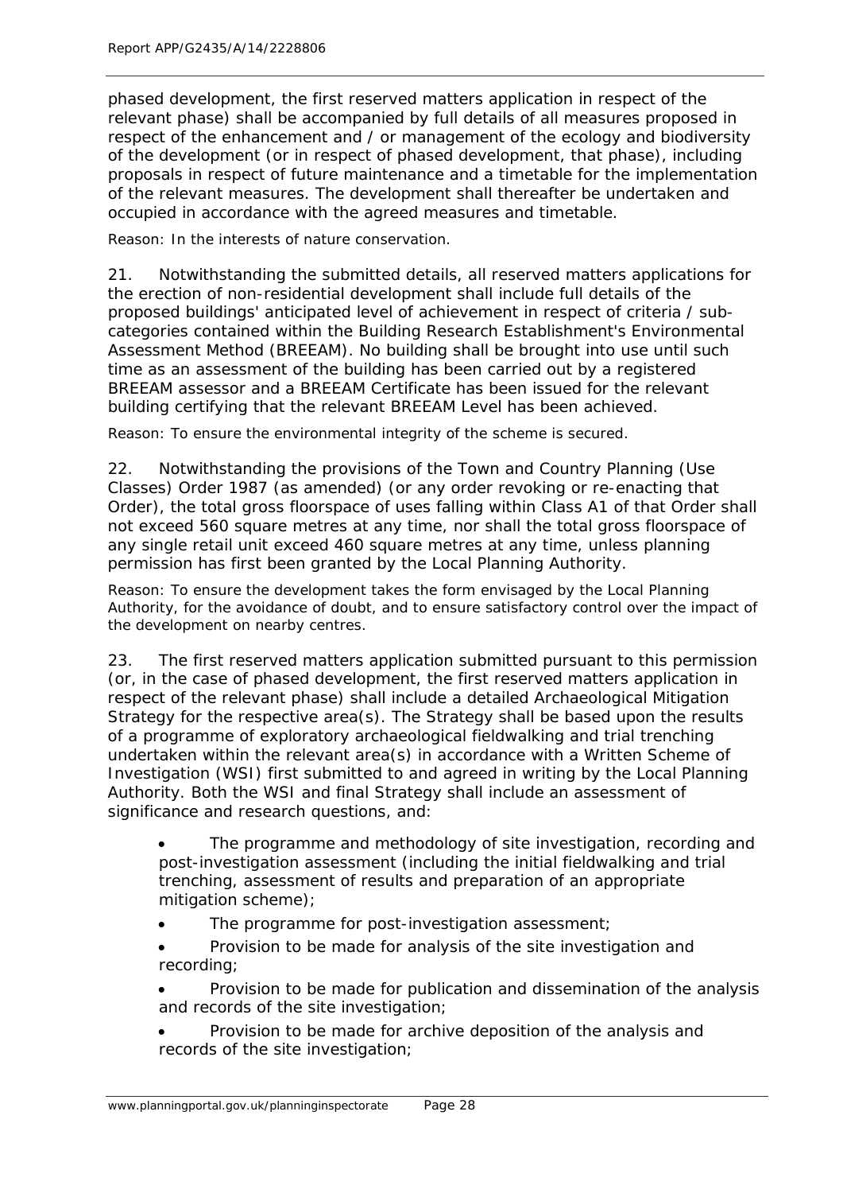phased development, the first reserved matters application in respect of the relevant phase) shall be accompanied by full details of all measures proposed in respect of the enhancement and / or management of the ecology and biodiversity of the development (or in respect of phased development, that phase), including proposals in respect of future maintenance and a timetable for the implementation of the relevant measures. The development shall thereafter be undertaken and occupied in accordance with the agreed measures and timetable.

*Reason: In the interests of nature conservation.*

21. Notwithstanding the submitted details, all reserved matters applications for the erection of non-residential development shall include full details of the proposed buildings' anticipated level of achievement in respect of criteria / sub-categories contained within the Building Research Establishment's Environmental Assessment Method (BREEAM). No building shall be brought into use until such time as an assessment of the building has been carried out by a registered BREEAM assessor and a BREEAM Certificate has been issued for the relevant building certifying that the relevant BREEAM Level has been achieved.

*Reason: To ensure the environmental integrity of the scheme is secured.*

22. Notwithstanding the provisions of the Town and Country Planning (Use Classes) Order 1987 (as amended) (or any order revoking or re-enacting that Order), the total gross floorspace of uses falling within Class A1 of that Order shall not exceed 560 square metres at any time, nor shall the total gross floorspace of any single retail unit exceed 460 square metres at any time, unless planning permission has first been granted by the Local Planning Authority.

*Reason: To ensure the development takes the form envisaged by the Local Planning Authority, for the avoidance of doubt, and to ensure satisfactory control over the impact of the development on nearby centres.*

23. The first reserved matters application submitted pursuant to this permission (or, in the case of phased development, the first reserved matters application in respect of the relevant phase) shall include a detailed Archaeological Mitigation Strategy for the respective area(s). The Strategy shall be based upon the results of a programme of exploratory archaeological fieldwalking and trial trenching undertaken within the relevant area(s) in accordance with a Written Scheme of Investigation (WSI) first submitted to and agreed in writing by the Local Planning Authority. Both the WSI and final Strategy shall include an assessment of significance and research questions, and:

- The programme and methodology of site investigation, recording and post-investigation assessment (including the initial fieldwalking and trial trenching, assessment of results and preparation of an appropriate mitigation scheme);
- The programme for post-investigation assessment;
- Provision to be made for analysis of the site investigation and recording;
- Provision to be made for publication and dissemination of the analysis and records of the site investigation;
- Provision to be made for archive deposition of the analysis and records of the site investigation;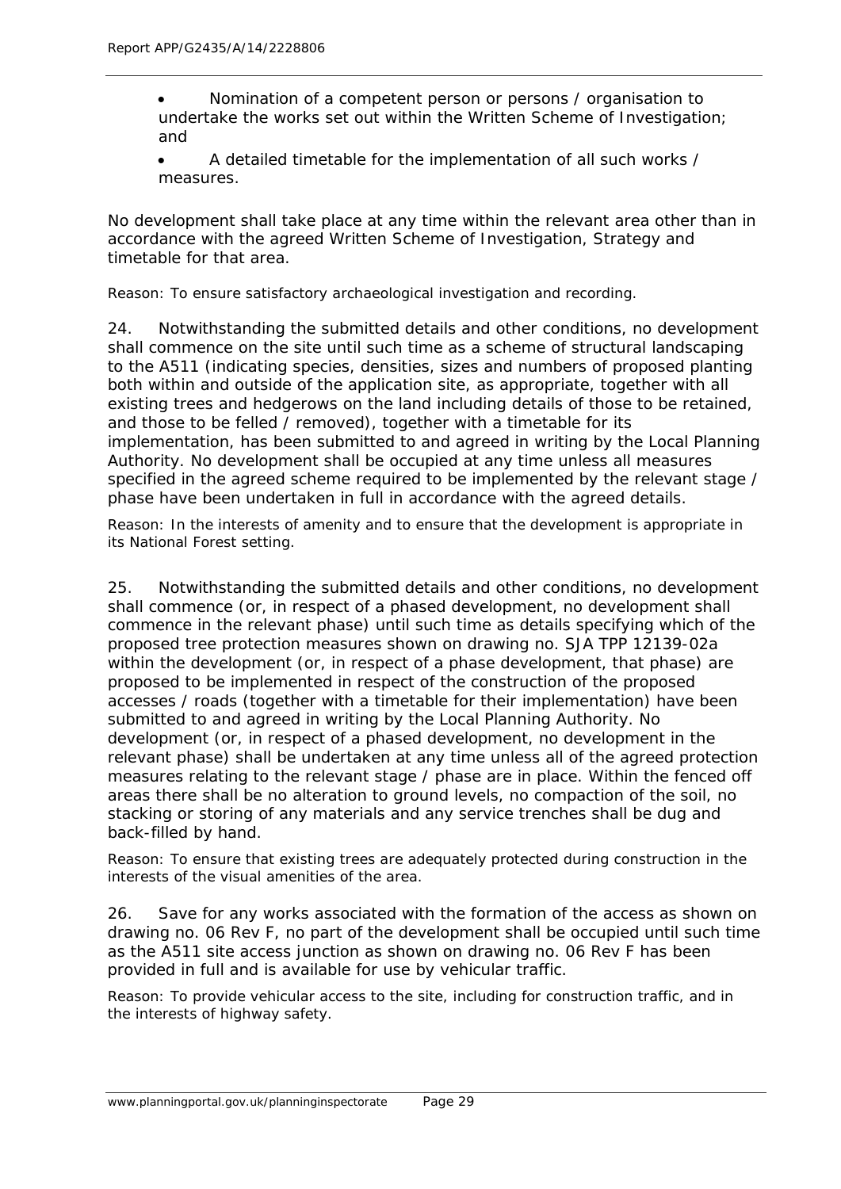- Nomination of a competent person or persons / organisation to undertake the works set out within the Written Scheme of Investigation; and
- A detailed timetable for the implementation of all such works / measures.

No development shall take place at any time within the relevant area other than in accordance with the agreed Written Scheme of Investigation, Strategy and timetable for that area.

Reason: To ensure satisfactory archaeological investigation and recording.

24. Notwithstanding the submitted details and other conditions, no development shall commence on the site until such time as a scheme of structural landscaping to the A511 (indicating species, densities, sizes and numbers of proposed planting both within and outside of the application site, as appropriate, together with all existing trees and hedgerows on the land including details of those to be retained, and those to be felled / removed), together with a timetable for its implementation, has been submitted to and agreed in writing by the Local Planning Authority. No development shall be occupied at any time unless all measures specified in the agreed scheme required to be implemented by the relevant stage / phase have been undertaken in full in accordance with the agreed details.

Reason: In the interests of amenity and to ensure that the development is appropriate in its National Forest setting.

25. Notwithstanding the submitted details and other conditions, no development shall commence (or, in respect of a phased development, no development shall commence in the relevant phase) until such time as details specifying which of the proposed tree protection measures shown on drawing no. SJA TPP 12139-02a within the development (or, in respect of a phase development, that phase) are proposed to be implemented in respect of the construction of the proposed accesses / roads (together with a timetable for their implementation) have been submitted to and agreed in writing by the Local Planning Authority. No development (or, in respect of a phased development, no development in the relevant phase) shall be undertaken at any time unless all of the agreed protection measures relating to the relevant stage / phase are in place. Within the fenced off areas there shall be no alteration to ground levels, no compaction of the soil, no stacking or storing of any materials and any service trenches shall be dug and back-filled by hand.

Reason: To ensure that existing trees are adequately protected during construction in the interests of the visual amenities of the area.

26. Save for any works associated with the formation of the access as shown on drawing no. 06 Rev F, no part of the development shall be occupied until such time as the A511 site access junction as shown on drawing no. 06 Rev F has been provided in full and is available for use by vehicular traffic.

Reason: To provide vehicular access to the site, including for construction traffic, and in the interests of highway safety.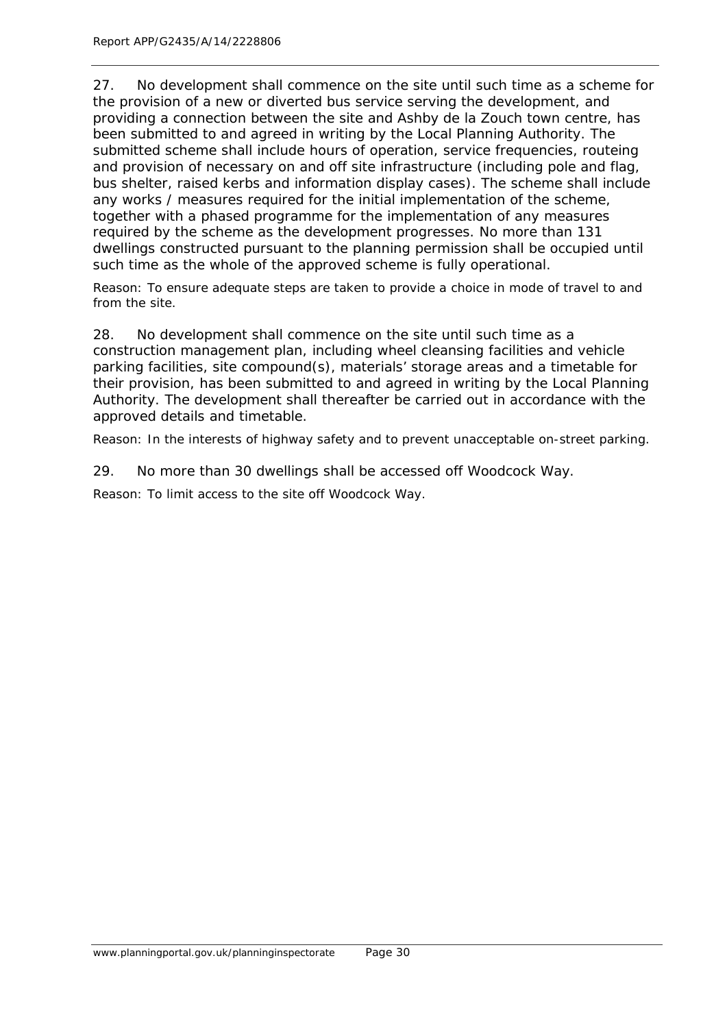27. No development shall commence on the site until such time as a scheme for the provision of a new or diverted bus service serving the development, and providing a connection between the site and Ashby de la Zouch town centre, has been submitted to and agreed in writing by the Local Planning Authority. The submitted scheme shall include hours of operation, service frequencies, routeing and provision of necessary on and off site infrastructure (including pole and flag, bus shelter, raised kerbs and information display cases). The scheme shall include any works / measures required for the initial implementation of the scheme, together with a phased programme for the implementation of any measures required by the scheme as the development progresses. No more than 131 dwellings constructed pursuant to the planning permission shall be occupied until such time as the whole of the approved scheme is fully operational.

Reason: To ensure adequate steps are taken to provide a choice in mode of travel to and from the site.

28. No development shall commence on the site until such time as a construction management plan, including wheel cleansing facilities and vehicle parking facilities, site compound(s), materials' storage areas and a timetable for their provision, has been submitted to and agreed in writing by the Local Planning Authority. The development shall thereafter be carried out in accordance with the approved details and timetable.

Reason: In the interests of highway safety and to prevent unacceptable on-street parking.

29. No more than 30 dwellings shall be accessed off Woodcock Way.

Reason: To limit access to the site off Woodcock Way.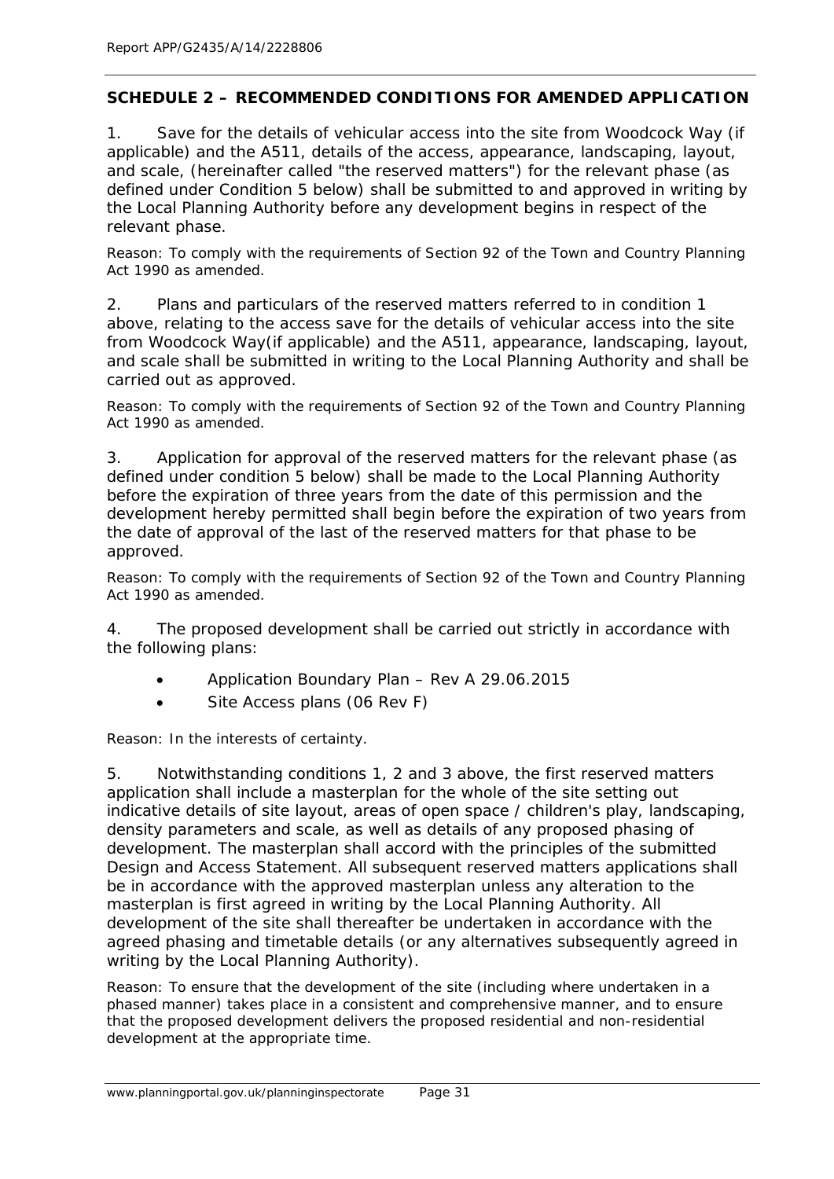## SCHEDULE 2 – RECOMMENDED CONDITIONS FOR AMENDED APPLICATION

1. Save for the details of vehicular access into the site from Woodcock Way (if applicable) and the A511, details of the access, appearance, landscaping, layout, and scale, (hereinafter called "the reserved matters") for the relevant phase (as defined under Condition 5 below) shall be submitted to and approved in writing by the Local Planning Authority before any development begins in respect of the relevant phase.

*Reason: To comply with the requirements of Section 92 of the Town and Country Planning Act 1990 as amended.*

2. Plans and particulars of the reserved matters referred to in condition 1 above, relating to the access save for the details of vehicular access into the site from Woodcock Way(if applicable) and the A511, appearance, landscaping, layout, and scale shall be submitted in writing to the Local Planning Authority and shall be carried out as approved.

*Reason: To comply with the requirements of Section 92 of the Town and Country Planning Act 1990 as amended.*

3. Application for approval of the reserved matters for the relevant phase (as defined under condition 5 below) shall be made to the Local Planning Authority before the expiration of three years from the date of this permission and the development hereby permitted shall begin before the expiration of two years from the date of approval of the last of the reserved matters for that phase to be approved.

*Reason: To comply with the requirements of Section 92 of the Town and Country Planning Act 1990 as amended.*

4. The proposed development shall be carried out strictly in accordance with the following plans:

- Application Boundary Plan – Rev A 29.06.2015
- Site Access plans (06 Rev F)

*Reason: In the interests of certainty.*

5. Notwithstanding conditions 1, 2 and 3 above, the first reserved matters application shall include a masterplan for the whole of the site setting out indicative details of site layout, areas of open space / children's play, landscaping, density parameters and scale, as well as details of any proposed phasing of development. The masterplan shall accord with the principles of the submitted Design and Access Statement. All subsequent reserved matters applications shall be in accordance with the approved masterplan unless any alteration to the masterplan is first agreed in writing by the Local Planning Authority. All development of the site shall thereafter be undertaken in accordance with the agreed phasing and timetable details (or any alternatives subsequently agreed in writing by the Local Planning Authority).

*Reason: To ensure that the development of the site (including where undertaken in a phased manner) takes place in a consistent and comprehensive manner, and to ensure that the proposed development delivers the proposed residential and non-residential development at the appropriate time.*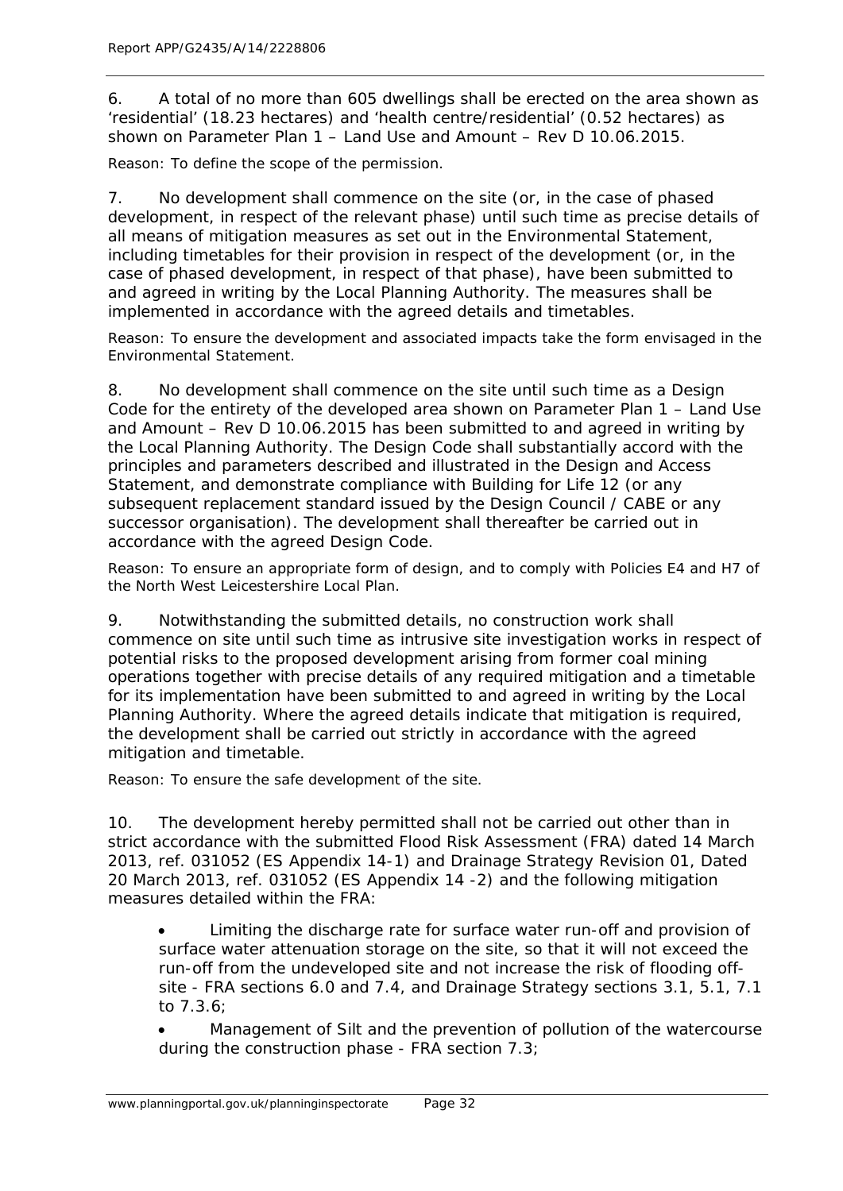6. A total of no more than 605 dwellings shall be erected on the area shown as 'residential' (18.23 hectares) and 'health centre/residential' (0.52 hectares) as shown on Parameter Plan 1 – Land Use and Amount – Rev D 10.06.2015.

Reason: To define the scope of the permission.

7. No development shall commence on the site (or, in the case of phased development, in respect of the relevant phase) until such time as precise details of all means of mitigation measures as set out in the Environmental Statement, including timetables for their provision in respect of the development (or, in the case of phased development, in respect of that phase), have been submitted to and agreed in writing by the Local Planning Authority. The measures shall be implemented in accordance with the agreed details and timetables.

Reason: To ensure the development and associated impacts take the form envisaged in the Environmental Statement.

8. No development shall commence on the site until such time as a Design Code for the entirety of the developed area shown on Parameter Plan 1 – Land Use and Amount – Rev D 10.06.2015 has been submitted to and agreed in writing by the Local Planning Authority. The Design Code shall substantially accord with the principles and parameters described and illustrated in the Design and Access Statement, and demonstrate compliance with Building for Life 12 (or any subsequent replacement standard issued by the Design Council / CABE or any successor organisation). The development shall thereafter be carried out in accordance with the agreed Design Code.

Reason: To ensure an appropriate form of design, and to comply with Policies E4 and H7 of the North West Leicestershire Local Plan.

9. Notwithstanding the submitted details, no construction work shall commence on site until such time as intrusive site investigation works in respect of potential risks to the proposed development arising from former coal mining operations together with precise details of any required mitigation and a timetable for its implementation have been submitted to and agreed in writing by the Local Planning Authority. Where the agreed details indicate that mitigation is required, the development shall be carried out strictly in accordance with the agreed mitigation and timetable.

Reason: To ensure the safe development of the site.

10. The development hereby permitted shall not be carried out other than in strict accordance with the submitted Flood Risk Assessment (FRA) dated 14 March 2013, ref. 031052 (ES Appendix 14-1) and Drainage Strategy Revision 01, Dated 20 March 2013, ref. 031052 (ES Appendix 14 -2) and the following mitigation measures detailed within the FRA:

- Limiting the discharge rate for surface water run-off and provision of surface water attenuation storage on the site, so that it will not exceed the run-off from the undeveloped site and not increase the risk of flooding off-site - FRA sections 6.0 and 7.4, and Drainage Strategy sections 3.1, 5.1, 7.1 to 7.3.6;
- Management of Silt and the prevention of pollution of the watercourse during the construction phase - FRA section 7.3;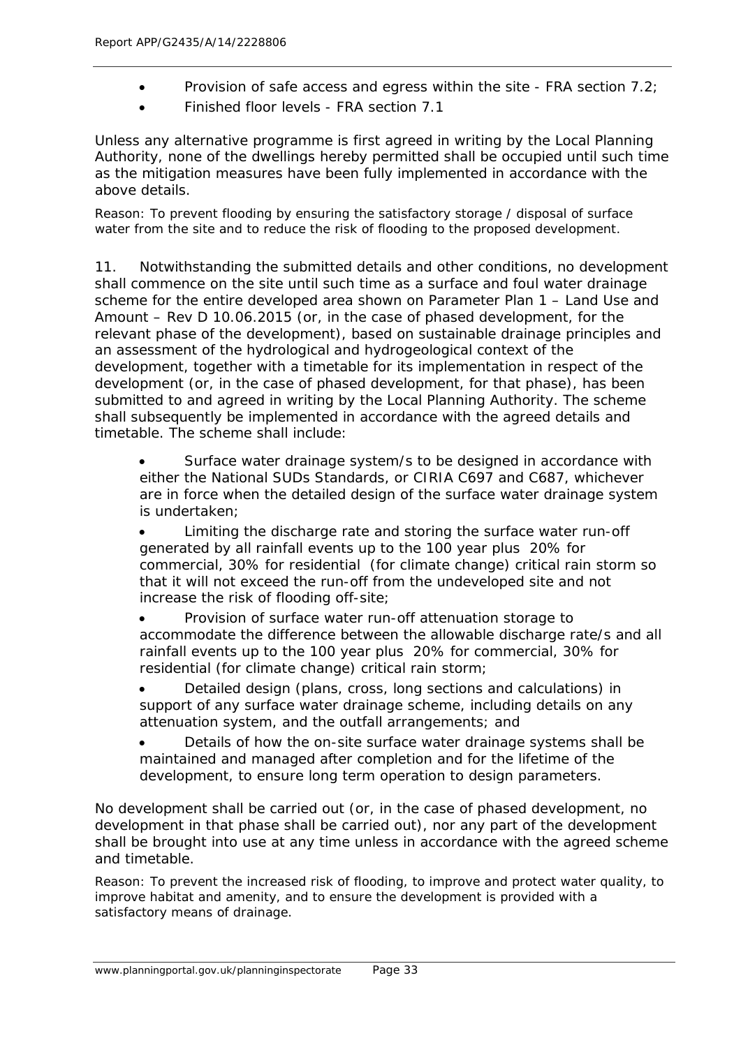- Provision of safe access and egress within the site - FRA section 7.2;
- Finished floor levels - FRA section 7.1

Unless any alternative programme is first agreed in writing by the Local Planning Authority, none of the dwellings hereby permitted shall be occupied until such time as the mitigation measures have been fully implemented in accordance with the above details.

Reason: To prevent flooding by ensuring the satisfactory storage / disposal of surface water from the site and to reduce the risk of flooding to the proposed development.

11. Notwithstanding the submitted details and other conditions, no development shall commence on the site until such time as a surface and foul water drainage scheme for the entire developed area shown on Parameter Plan 1 – Land Use and Amount – Rev D 10.06.2015 (or, in the case of phased development, for the relevant phase of the development), based on sustainable drainage principles and an assessment of the hydrological and hydrogeological context of the development, together with a timetable for its implementation in respect of the development (or, in the case of phased development, for that phase), has been submitted to and agreed in writing by the Local Planning Authority. The scheme shall subsequently be implemented in accordance with the agreed details and timetable. The scheme shall include:

- Surface water drainage system/s to be designed in accordance with either the National SUDs Standards, or CIRIA C697 and C687, whichever are in force when the detailed design of the surface water drainage system is undertaken;
- Limiting the discharge rate and storing the surface water run-off generated by all rainfall events up to the 100 year plus 20% for commercial, 30% for residential (for climate change) critical rain storm so that it will not exceed the run-off from the undeveloped site and not increase the risk of flooding off-site;
- Provision of surface water run-off attenuation storage to accommodate the difference between the allowable discharge rate/s and all rainfall events up to the 100 year plus 20% for commercial, 30% for residential (for climate change) critical rain storm;
- Detailed design (plans, cross, long sections and calculations) in support of any surface water drainage scheme, including details on any attenuation system, and the outfall arrangements; and
- Details of how the on-site surface water drainage systems shall be maintained and managed after completion and for the lifetime of the development, to ensure long term operation to design parameters.

No development shall be carried out (or, in the case of phased development, no development in that phase shall be carried out), nor any part of the development shall be brought into use at any time unless in accordance with the agreed scheme and timetable.

Reason: To prevent the increased risk of flooding, to improve and protect water quality, to improve habitat and amenity, and to ensure the development is provided with a satisfactory means of drainage.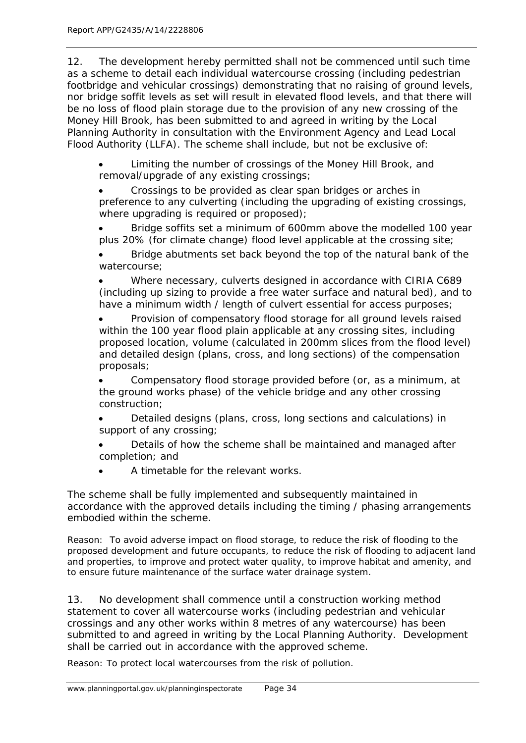12. The development hereby permitted shall not be commenced until such time as a scheme to detail each individual watercourse crossing (including pedestrian footbridge and vehicular crossings) demonstrating that no raising of ground levels, nor bridge soffit levels as set will result in elevated flood levels, and that there will be no loss of flood plain storage due to the provision of any new crossing of the Money Hill Brook, has been submitted to and agreed in writing by the Local Planning Authority in consultation with the Environment Agency and Lead Local Flood Authority (LLFA). The scheme shall include, but not be exclusive of:

- Limiting the number of crossings of the Money Hill Brook, and removal/upgrade of any existing crossings;
- Crossings to be provided as clear span bridges or arches in preference to any culverting (including the upgrading of existing crossings, where upgrading is required or proposed);
- Bridge soffits set a minimum of 600mm above the modelled 100 year plus 20% (for climate change) flood level applicable at the crossing site;
- Bridge abutments set back beyond the top of the natural bank of the watercourse;
- Where necessary, culverts designed in accordance with CIRIA C689 (including up sizing to provide a free water surface and natural bed), and to have a minimum width / length of culvert essential for access purposes;
- Provision of compensatory flood storage for all ground levels raised within the 100 year flood plain applicable at any crossing sites, including proposed location, volume (calculated in 200mm slices from the flood level) and detailed design (plans, cross, and long sections) of the compensation proposals;
- Compensatory flood storage provided before (or, as a minimum, at the ground works phase) of the vehicle bridge and any other crossing construction;
- Detailed designs (plans, cross, long sections and calculations) in support of any crossing;
- Details of how the scheme shall be maintained and managed after completion; and
- A timetable for the relevant works.

The scheme shall be fully implemented and subsequently maintained in accordance with the approved details including the timing / phasing arrangements embodied within the scheme.

Reason: To avoid adverse impact on flood storage, to reduce the risk of flooding to the proposed development and future occupants, to reduce the risk of flooding to adjacent land and properties, to improve and protect water quality, to improve habitat and amenity, and to ensure future maintenance of the surface water drainage system.

13. No development shall commence until a construction working method statement to cover all watercourse works (including pedestrian and vehicular crossings and any other works within 8 metres of any watercourse) has been submitted to and agreed in writing by the Local Planning Authority. Development shall be carried out in accordance with the approved scheme.

Reason: To protect local watercourses from the risk of pollution.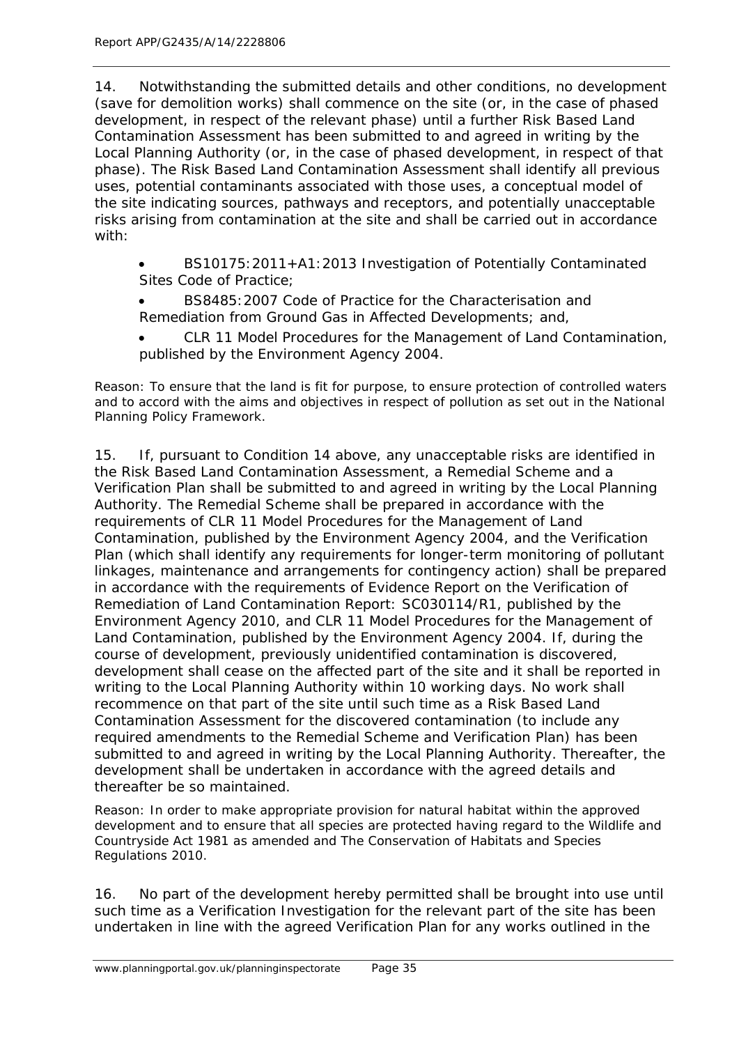14. Notwithstanding the submitted details and other conditions, no development (save for demolition works) shall commence on the site (or, in the case of phased development, in respect of the relevant phase) until a further Risk Based Land Contamination Assessment has been submitted to and agreed in writing by the Local Planning Authority (or, in the case of phased development, in respect of that phase). The Risk Based Land Contamination Assessment shall identify all previous uses, potential contaminants associated with those uses, a conceptual model of the site indicating sources, pathways and receptors, and potentially unacceptable risks arising from contamination at the site and shall be carried out in accordance with:

- BS10175:2011+A1:2013 Investigation of Potentially Contaminated Sites Code of Practice;
- BS8485:2007 Code of Practice for the Characterisation and Remediation from Ground Gas in Affected Developments; and,
- CLR 11 Model Procedures for the Management of Land Contamination, published by the Environment Agency 2004.

Reason: To ensure that the land is fit for purpose, to ensure protection of controlled waters and to accord with the aims and objectives in respect of pollution as set out in the National Planning Policy Framework.

15. If, pursuant to Condition 14 above, any unacceptable risks are identified in the Risk Based Land Contamination Assessment, a Remedial Scheme and a Verification Plan shall be submitted to and agreed in writing by the Local Planning Authority. The Remedial Scheme shall be prepared in accordance with the requirements of CLR 11 Model Procedures for the Management of Land Contamination, published by the Environment Agency 2004, and the Verification Plan (which shall identify any requirements for longer-term monitoring of pollutant linkages, maintenance and arrangements for contingency action) shall be prepared in accordance with the requirements of Evidence Report on the Verification of Remediation of Land Contamination Report: SC030114/R1, published by the Environment Agency 2010, and CLR 11 Model Procedures for the Management of Land Contamination, published by the Environment Agency 2004. If, during the course of development, previously unidentified contamination is discovered, development shall cease on the affected part of the site and it shall be reported in writing to the Local Planning Authority within 10 working days. No work shall recommence on that part of the site until such time as a Risk Based Land Contamination Assessment for the discovered contamination (to include any required amendments to the Remedial Scheme and Verification Plan) has been submitted to and agreed in writing by the Local Planning Authority. Thereafter, the development shall be undertaken in accordance with the agreed details and thereafter be so maintained.

Reason: In order to make appropriate provision for natural habitat within the approved development and to ensure that all species are protected having regard to the Wildlife and Countryside Act 1981 as amended and The Conservation of Habitats and Species Regulations 2010.

16. No part of the development hereby permitted shall be brought into use until such time as a Verification Investigation for the relevant part of the site has been undertaken in line with the agreed Verification Plan for any works outlined in the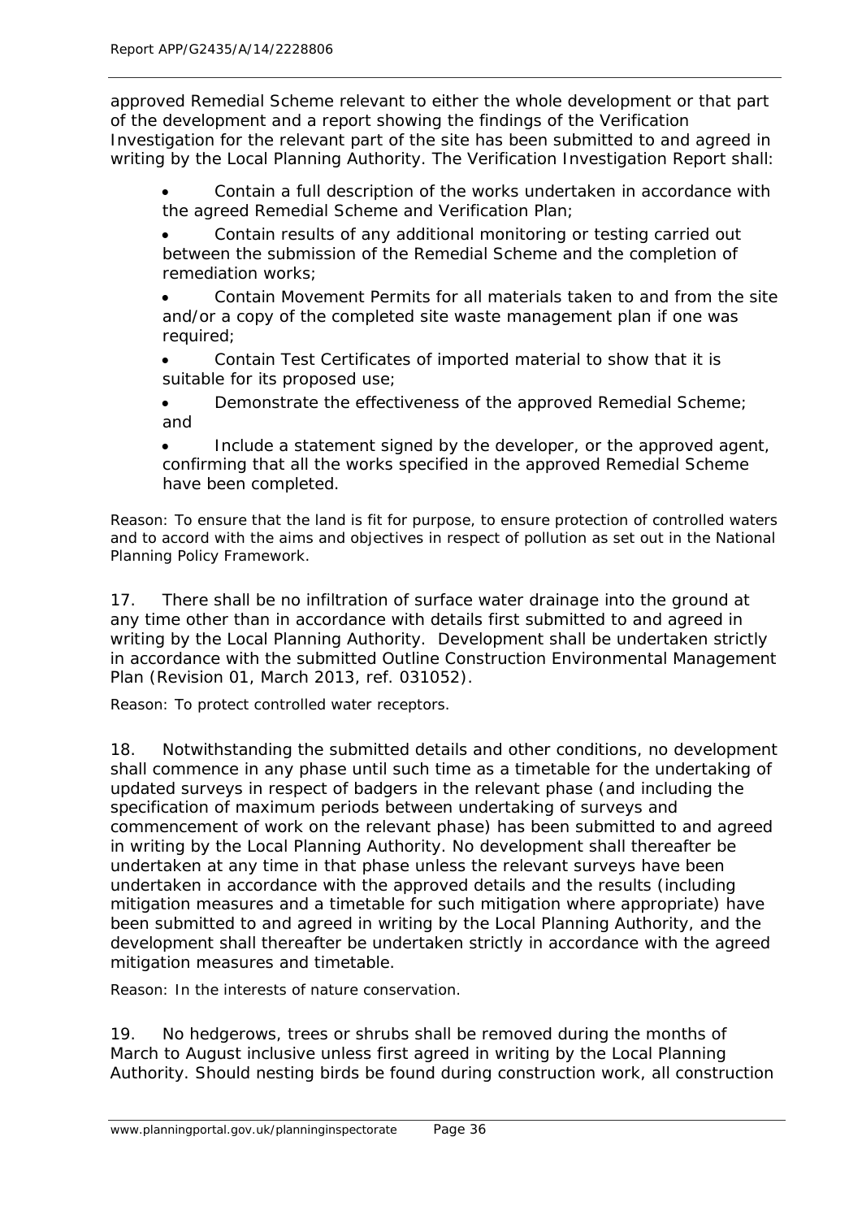approved Remedial Scheme relevant to either the whole development or that part of the development and a report showing the findings of the Verification Investigation for the relevant part of the site has been submitted to and agreed in writing by the Local Planning Authority. The Verification Investigation Report shall:

- Contain a full description of the works undertaken in accordance with the agreed Remedial Scheme and Verification Plan;
- Contain results of any additional monitoring or testing carried out between the submission of the Remedial Scheme and the completion of remediation works;
- Contain Movement Permits for all materials taken to and from the site and/or a copy of the completed site waste management plan if one was required;
- Contain Test Certificates of imported material to show that it is suitable for its proposed use;
- Demonstrate the effectiveness of the approved Remedial Scheme; and
- Include a statement signed by the developer, or the approved agent, confirming that all the works specified in the approved Remedial Scheme have been completed.

*Reason: To ensure that the land is fit for purpose, to ensure protection of controlled waters and to accord with the aims and objectives in respect of pollution as set out in the National Planning Policy Framework.*

17. There shall be no infiltration of surface water drainage into the ground at any time other than in accordance with details first submitted to and agreed in writing by the Local Planning Authority. Development shall be undertaken strictly in accordance with the submitted Outline Construction Environmental Management Plan (Revision 01, March 2013, ref. 031052).

*Reason: To protect controlled water receptors.*

18. Notwithstanding the submitted details and other conditions, no development shall commence in any phase until such time as a timetable for the undertaking of updated surveys in respect of badgers in the relevant phase (and including the specification of maximum periods between undertaking of surveys and commencement of work on the relevant phase) has been submitted to and agreed in writing by the Local Planning Authority. No development shall thereafter be undertaken at any time in that phase unless the relevant surveys have been undertaken in accordance with the approved details and the results (including mitigation measures and a timetable for such mitigation where appropriate) have been submitted to and agreed in writing by the Local Planning Authority, and the development shall thereafter be undertaken strictly in accordance with the agreed mitigation measures and timetable.

*Reason: In the interests of nature conservation.*

19. No hedgerows, trees or shrubs shall be removed during the months of March to August inclusive unless first agreed in writing by the Local Planning Authority. Should nesting birds be found during construction work, all construction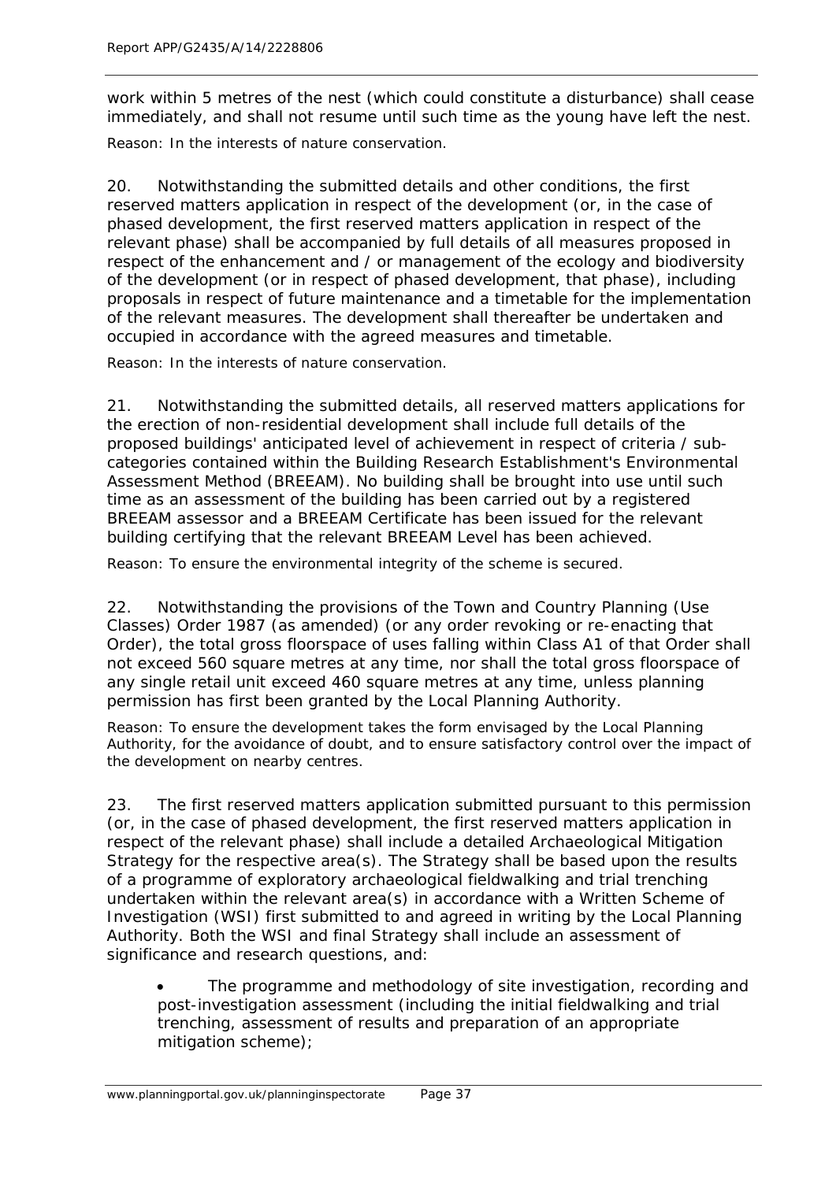work within 5 metres of the nest (which could constitute a disturbance) shall cease immediately, and shall not resume until such time as the young have left the nest.

Reason: In the interests of nature conservation.

20. Notwithstanding the submitted details and other conditions, the first reserved matters application in respect of the development (or, in the case of phased development, the first reserved matters application in respect of the relevant phase) shall be accompanied by full details of all measures proposed in respect of the enhancement and / or management of the ecology and biodiversity of the development (or in respect of phased development, that phase), including proposals in respect of future maintenance and a timetable for the implementation of the relevant measures. The development shall thereafter be undertaken and occupied in accordance with the agreed measures and timetable.

Reason: In the interests of nature conservation.

21. Notwithstanding the submitted details, all reserved matters applications for the erection of non-residential development shall include full details of the proposed buildings' anticipated level of achievement in respect of criteria / sub-categories contained within the Building Research Establishment's Environmental Assessment Method (BREEAM). No building shall be brought into use until such time as an assessment of the building has been carried out by a registered BREEAM assessor and a BREEAM Certificate has been issued for the relevant building certifying that the relevant BREEAM Level has been achieved.

Reason: To ensure the environmental integrity of the scheme is secured.

22. Notwithstanding the provisions of the Town and Country Planning (Use Classes) Order 1987 (as amended) (or any order revoking or re-enacting that Order), the total gross floorspace of uses falling within Class A1 of that Order shall not exceed 560 square metres at any time, nor shall the total gross floorspace of any single retail unit exceed 460 square metres at any time, unless planning permission has first been granted by the Local Planning Authority.

Reason: To ensure the development takes the form envisaged by the Local Planning Authority, for the avoidance of doubt, and to ensure satisfactory control over the impact of the development on nearby centres.

23. The first reserved matters application submitted pursuant to this permission (or, in the case of phased development, the first reserved matters application in respect of the relevant phase) shall include a detailed Archaeological Mitigation Strategy for the respective area(s). The Strategy shall be based upon the results of a programme of exploratory archaeological fieldwalking and trial trenching undertaken within the relevant area(s) in accordance with a Written Scheme of Investigation (WSI) first submitted to and agreed in writing by the Local Planning Authority. Both the WSI and final Strategy shall include an assessment of significance and research questions, and:

- The programme and methodology of site investigation, recording and post-investigation assessment (including the initial fieldwalking and trial trenching, assessment of results and preparation of an appropriate mitigation scheme);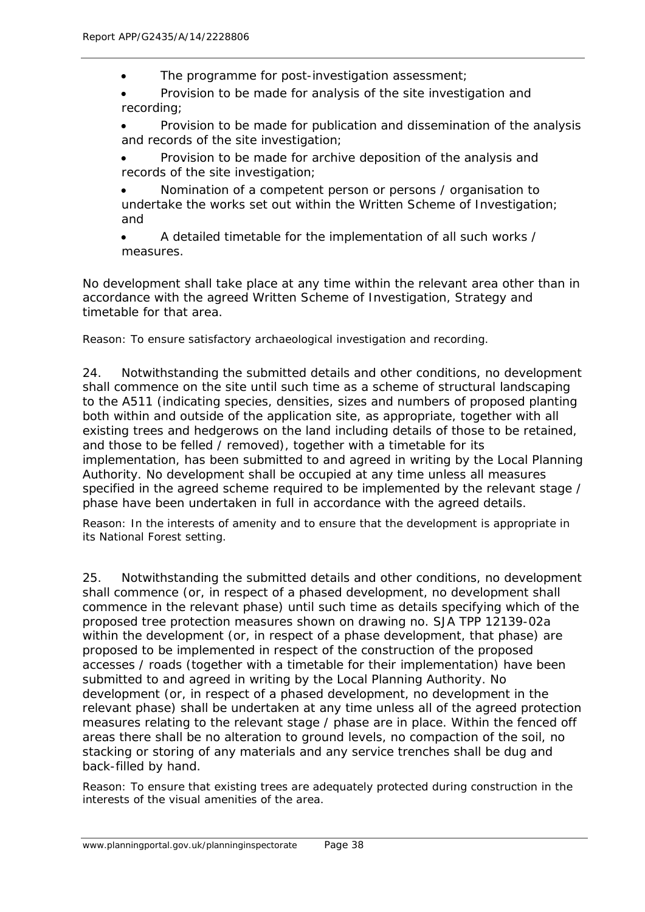- The programme for post-investigation assessment;
- Provision to be made for analysis of the site investigation and recording;
- Provision to be made for publication and dissemination of the analysis and records of the site investigation;
- Provision to be made for archive deposition of the analysis and records of the site investigation;
- Nomination of a competent person or persons / organisation to undertake the works set out within the Written Scheme of Investigation; and
- A detailed timetable for the implementation of all such works / measures.

No development shall take place at any time within the relevant area other than in accordance with the agreed Written Scheme of Investigation, Strategy and timetable for that area.

*Reason: To ensure satisfactory archaeological investigation and recording.*

24. Notwithstanding the submitted details and other conditions, no development shall commence on the site until such time as a scheme of structural landscaping to the A511 (indicating species, densities, sizes and numbers of proposed planting both within and outside of the application site, as appropriate, together with all existing trees and hedgerows on the land including details of those to be retained, and those to be felled / removed), together with a timetable for its implementation, has been submitted to and agreed in writing by the Local Planning Authority. No development shall be occupied at any time unless all measures specified in the agreed scheme required to be implemented by the relevant stage / phase have been undertaken in full in accordance with the agreed details.

*Reason: In the interests of amenity and to ensure that the development is appropriate in its National Forest setting.*

25. Notwithstanding the submitted details and other conditions, no development shall commence (or, in respect of a phased development, no development shall commence in the relevant phase) until such time as details specifying which of the proposed tree protection measures shown on drawing no. SJA TPP 12139-02a within the development (or, in respect of a phase development, that phase) are proposed to be implemented in respect of the construction of the proposed accesses / roads (together with a timetable for their implementation) have been submitted to and agreed in writing by the Local Planning Authority. No development (or, in respect of a phased development, no development in the relevant phase) shall be undertaken at any time unless all of the agreed protection measures relating to the relevant stage / phase are in place. Within the fenced off areas there shall be no alteration to ground levels, no compaction of the soil, no stacking or storing of any materials and any service trenches shall be dug and back-filled by hand.

*Reason: To ensure that existing trees are adequately protected during construction in the interests of the visual amenities of the area.*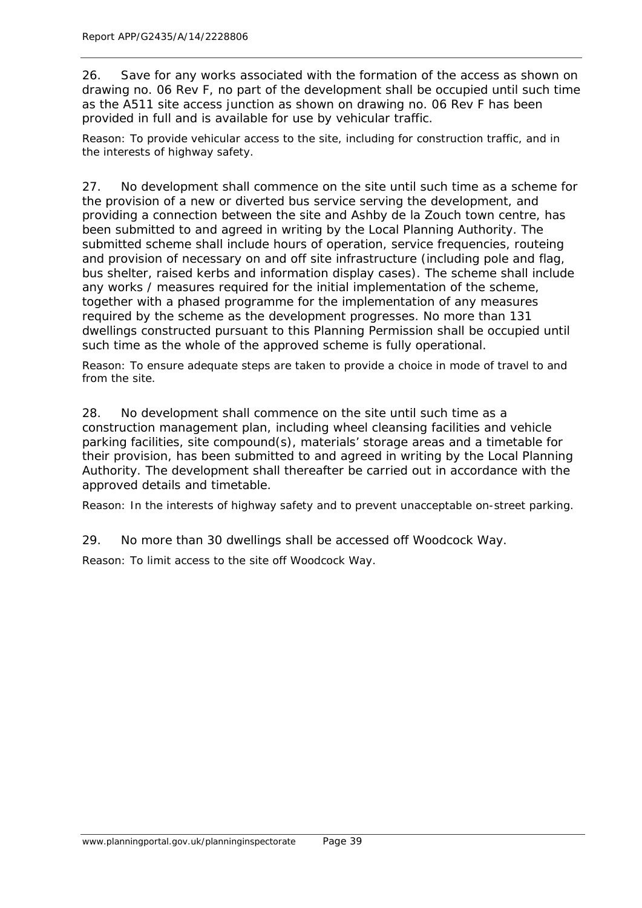26. Save for any works associated with the formation of the access as shown on drawing no. 06 Rev F, no part of the development shall be occupied until such time as the A511 site access junction as shown on drawing no. 06 Rev F has been provided in full and is available for use by vehicular traffic.

Reason: To provide vehicular access to the site, including for construction traffic, and in the interests of highway safety.

27. No development shall commence on the site until such time as a scheme for the provision of a new or diverted bus service serving the development, and providing a connection between the site and Ashby de la Zouch town centre, has been submitted to and agreed in writing by the Local Planning Authority. The submitted scheme shall include hours of operation, service frequencies, routeing and provision of necessary on and off site infrastructure (including pole and flag, bus shelter, raised kerbs and information display cases). The scheme shall include any works / measures required for the initial implementation of the scheme, together with a phased programme for the implementation of any measures required by the scheme as the development progresses. No more than 131 dwellings constructed pursuant to this Planning Permission shall be occupied until such time as the whole of the approved scheme is fully operational.

Reason: To ensure adequate steps are taken to provide a choice in mode of travel to and from the site.

28. No development shall commence on the site until such time as a construction management plan, including wheel cleansing facilities and vehicle parking facilities, site compound(s), materials' storage areas and a timetable for their provision, has been submitted to and agreed in writing by the Local Planning Authority. The development shall thereafter be carried out in accordance with the approved details and timetable.

Reason: In the interests of highway safety and to prevent unacceptable on-street parking.

29. No more than 30 dwellings shall be accessed off Woodcock Way.

Reason: To limit access to the site off Woodcock Way.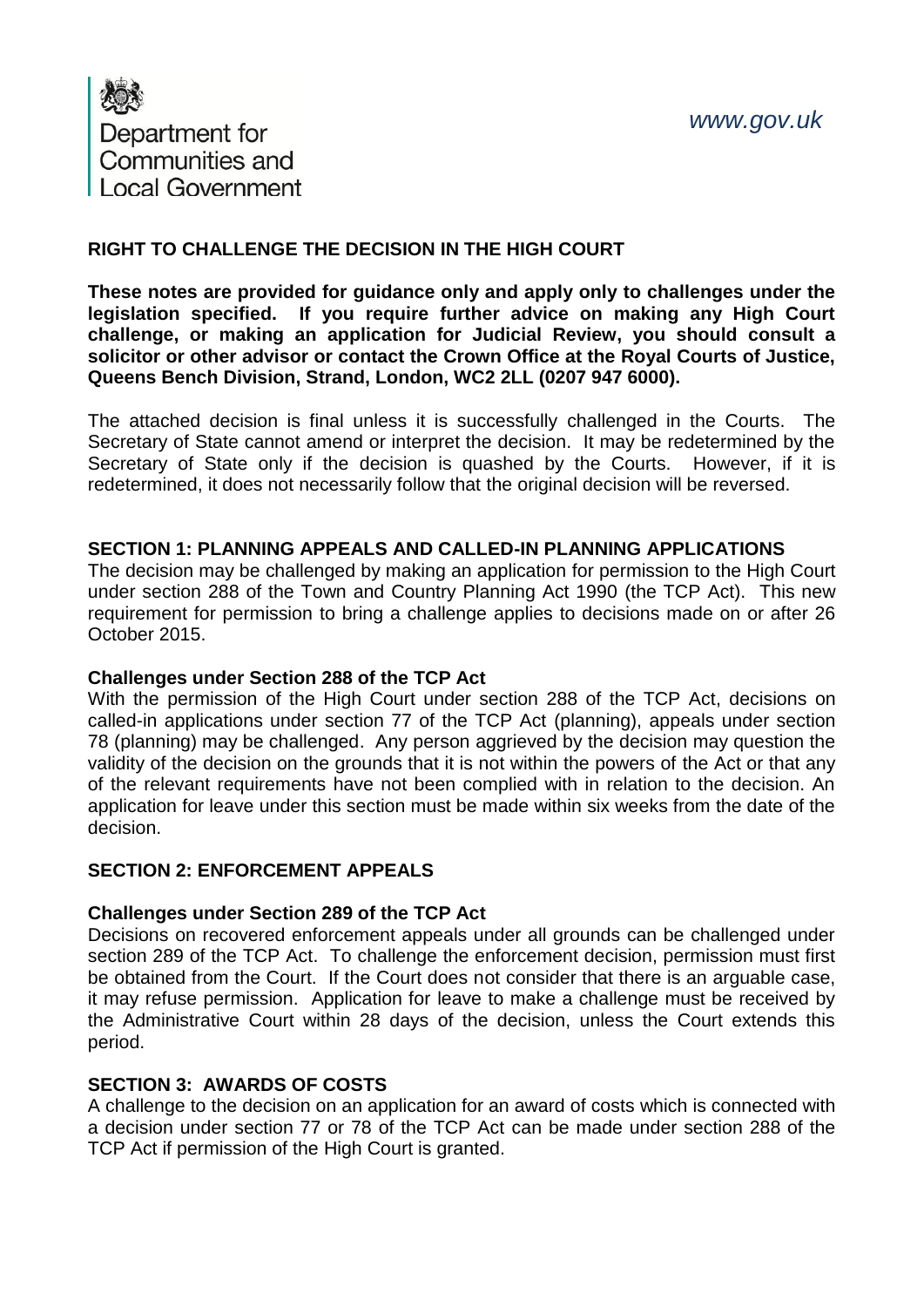Department for Communities and Local Government

*www.gov.uk*

**RIGHT TO CHALLENGE THE DECISION IN THE HIGH COURT**

**These notes are provided for guidance only and apply only to challenges under the legislation specified. If you require further advice on making any High Court challenge, or making an application for Judicial Review, you should consult a solicitor or other advisor or contact the Crown Office at the Royal Courts of Justice, Queens Bench Division, Strand, London, WC2 2LL (0207 947 6000).**

The attached decision is final unless it is successfully challenged in the Courts. The Secretary of State cannot amend or interpret the decision. It may be redetermined by the Secretary of State only if the decision is quashed by the Courts. However, if it is redetermined, it does not necessarily follow that the original decision will be reversed.

**SECTION 1: PLANNING APPEALS AND CALLED-IN PLANNING APPLICATIONS**

The decision may be challenged by making an application for permission to the High Court under section 288 of the Town and Country Planning Act 1990 (the TCP Act). This new requirement for permission to bring a challenge applies to decisions made on or after 26 October 2015.

**Challenges under Section 288 of the TCP Act**

With the permission of the High Court under section 288 of the TCP Act, decisions on called-in applications under section 77 of the TCP Act (planning), appeals under section 78 (planning) may be challenged. Any person aggrieved by the decision may question the validity of the decision on the grounds that it is not within the powers of the Act or that any of the relevant requirements have not been complied with in relation to the decision. An application for leave under this section must be made within six weeks from the date of the decision.

**SECTION 2: ENFORCEMENT APPEALS**

**Challenges under Section 289 of the TCP Act**

Decisions on recovered enforcement appeals under all grounds can be challenged under section 289 of the TCP Act. To challenge the enforcement decision, permission must first be obtained from the Court. If the Court does not consider that there is an arguable case, it may refuse permission. Application for leave to make a challenge must be received by the Administrative Court within 28 days of the decision, unless the Court extends this period.

**SECTION 3: AWARDS OF COSTS**

A challenge to the decision on an application for an award of costs which is connected with a decision under section 77 or 78 of the TCP Act can be made under section 288 of the TCP Act if permission of the High Court is granted.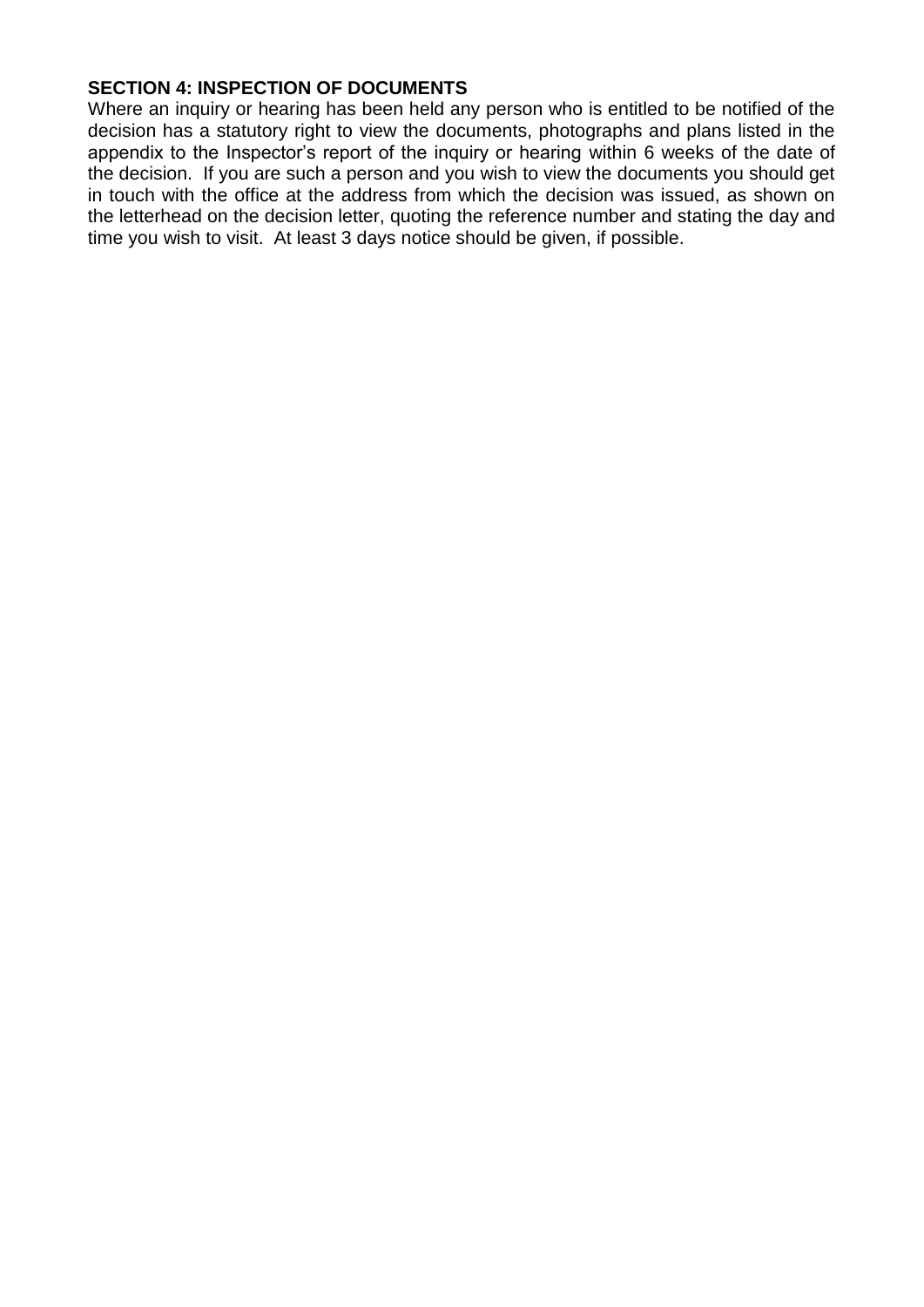**SECTION 4: INSPECTION OF DOCUMENTS**

Where an inquiry or hearing has been held any person who is entitled to be notified of the decision has a statutory right to view the documents, photographs and plans listed in the appendix to the Inspector's report of the inquiry or hearing within 6 weeks of the date of the decision. If you are such a person and you wish to view the documents you should get in touch with the office at the address from which the decision was issued, as shown on the letterhead on the decision letter, quoting the reference number and stating the day and time you wish to visit. At least 3 days notice should be given, if possible.